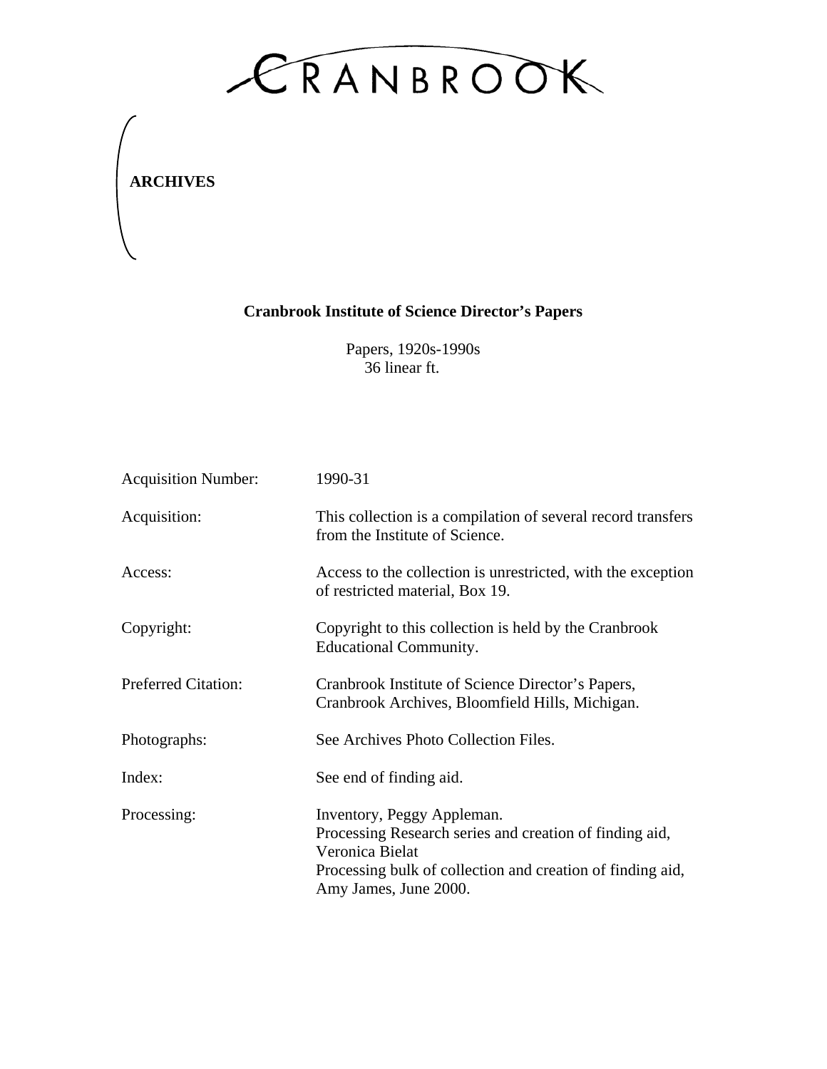# CRANBROOK

**ARCHIVES**

## Cranbrook Institute of Science Director's Papers

Papers, 1920s-1990s
36 linear ft.

| | |
|---|---|
| Acquisition Number: | 1990-31 |
| Acquisition: | This collection is a compilation of several record transfers from the Institute of Science. |
| Access: | Access to the collection is unrestricted, with the exception of restricted material, Box 19. |
| Copyright: | Copyright to this collection is held by the Cranbrook Educational Community. |
| Preferred Citation: | Cranbrook Institute of Science Director's Papers, Cranbrook Archives, Bloomfield Hills, Michigan. |
| Photographs: | See Archives Photo Collection Files. |
| Index: | See end of finding aid. |
| Processing: | Inventory, Peggy Appleman.<br>Processing Research series and creation of finding aid, Veronica Bielat<br>Processing bulk of collection and creation of finding aid, Amy James, June 2000. |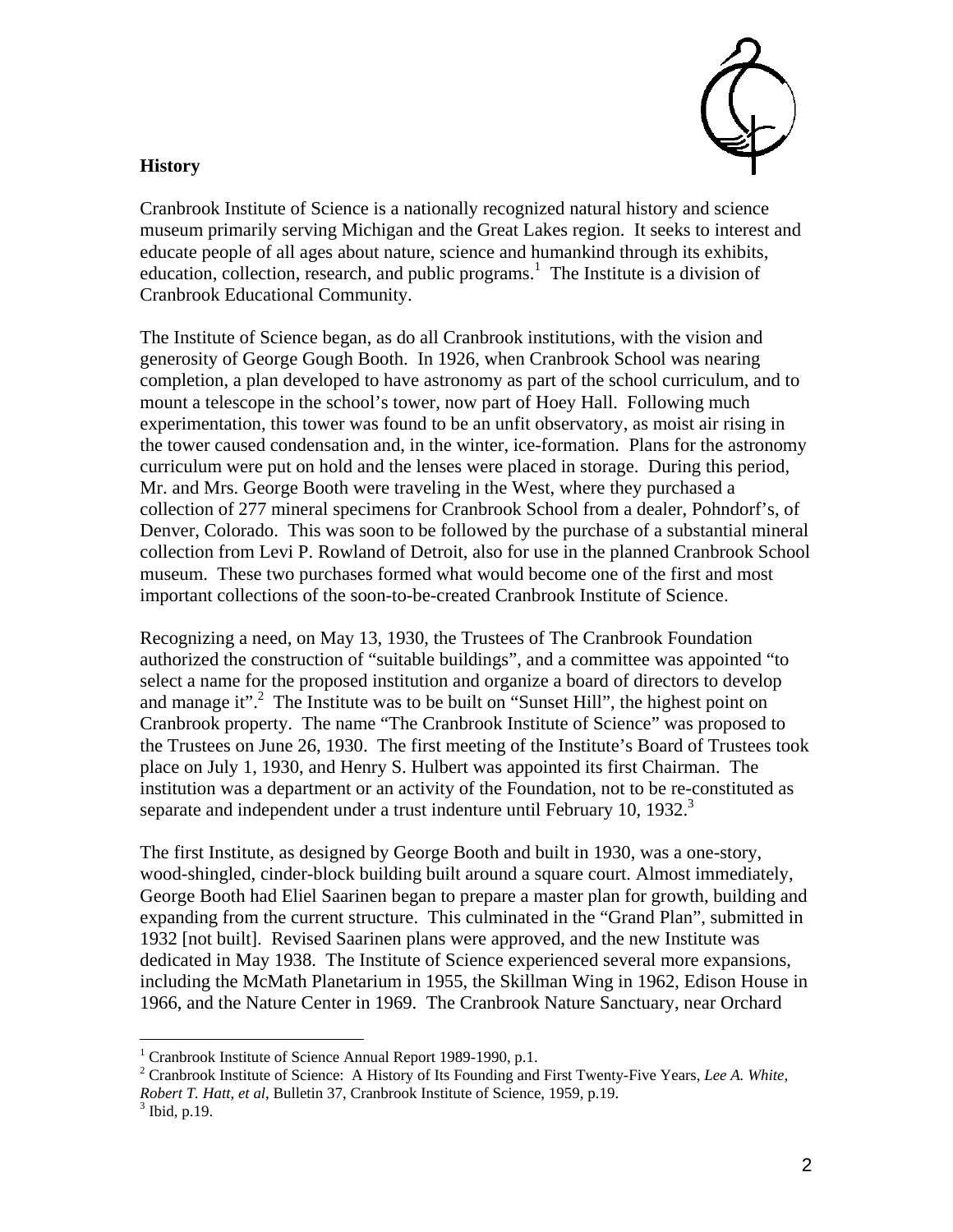## History

Cranbrook Institute of Science is a nationally recognized natural history and science museum primarily serving Michigan and the Great Lakes region. It seeks to interest and educate people of all ages about nature, science and humankind through its exhibits, education, collection, research, and public programs.[1] The Institute is a division of Cranbrook Educational Community.

The Institute of Science began, as do all Cranbrook institutions, with the vision and generosity of George Gough Booth. In 1926, when Cranbrook School was nearing completion, a plan developed to have astronomy as part of the school curriculum, and to mount a telescope in the school's tower, now part of Hoey Hall. Following much experimentation, this tower was found to be an unfit observatory, as moist air rising in the tower caused condensation and, in the winter, ice-formation. Plans for the astronomy curriculum were put on hold and the lenses were placed in storage. During this period, Mr. and Mrs. George Booth were traveling in the West, where they purchased a collection of 277 mineral specimens for Cranbrook School from a dealer, Pohndorf's, of Denver, Colorado. This was soon to be followed by the purchase of a substantial mineral collection from Levi P. Rowland of Detroit, also for use in the planned Cranbrook School museum. These two purchases formed what would become one of the first and most important collections of the soon-to-be-created Cranbrook Institute of Science.

Recognizing a need, on May 13, 1930, the Trustees of The Cranbrook Foundation authorized the construction of "suitable buildings", and a committee was appointed "to select a name for the proposed institution and organize a board of directors to develop and manage it".[2] The Institute was to be built on "Sunset Hill", the highest point on Cranbrook property. The name "The Cranbrook Institute of Science" was proposed to the Trustees on June 26, 1930. The first meeting of the Institute's Board of Trustees took place on July 1, 1930, and Henry S. Hulbert was appointed its first Chairman. The institution was a department or an activity of the Foundation, not to be re-constituted as separate and independent under a trust indenture until February 10, 1932.[3]

The first Institute, as designed by George Booth and built in 1930, was a one-story, wood-shingled, cinder-block building built around a square court. Almost immediately, George Booth had Eliel Saarinen began to prepare a master plan for growth, building and expanding from the current structure. This culminated in the "Grand Plan", submitted in 1932 [not built]. Revised Saarinen plans were approved, and the new Institute was dedicated in May 1938. The Institute of Science experienced several more expansions, including the McMath Planetarium in 1955, the Skillman Wing in 1962, Edison House in 1966, and the Nature Center in 1969. The Cranbrook Nature Sanctuary, near Orchard

---

[1] Cranbrook Institute of Science Annual Report 1989-1990, p.1.

[2] Cranbrook Institute of Science: A History of Its Founding and First Twenty-Five Years, *Lee A. White, Robert T. Hatt, et al*, Bulletin 37, Cranbrook Institute of Science, 1959, p.19.

[3] Ibid, p.19.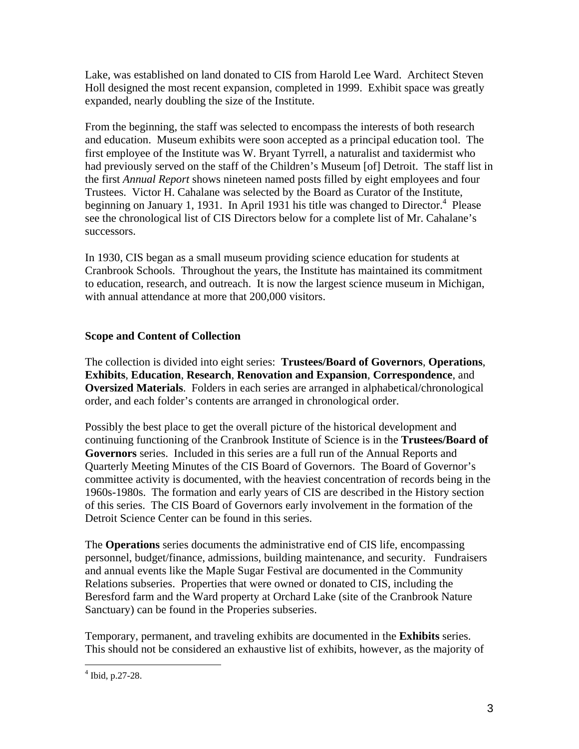Lake, was established on land donated to CIS from Harold Lee Ward. Architect Steven Holl designed the most recent expansion, completed in 1999. Exhibit space was greatly expanded, nearly doubling the size of the Institute.

From the beginning, the staff was selected to encompass the interests of both research and education. Museum exhibits were soon accepted as a principal education tool. The first employee of the Institute was W. Bryant Tyrrell, a naturalist and taxidermist who had previously served on the staff of the Children's Museum [of] Detroit. The staff list in the first *Annual Report* shows nineteen named posts filled by eight employees and four Trustees. Victor H. Cahalane was selected by the Board as Curator of the Institute, beginning on January 1, 1931. In April 1931 his title was changed to Director.[4] Please see the chronological list of CIS Directors below for a complete list of Mr. Cahalane's successors.

In 1930, CIS began as a small museum providing science education for students at Cranbrook Schools. Throughout the years, the Institute has maintained its commitment to education, research, and outreach. It is now the largest science museum in Michigan, with annual attendance at more that 200,000 visitors.

### Scope and Content of Collection

The collection is divided into eight series: **Trustees/Board of Governors**, **Operations**, **Exhibits**, **Education**, **Research**, **Renovation and Expansion**, **Correspondence**, and **Oversized Materials**. Folders in each series are arranged in alphabetical/chronological order, and each folder's contents are arranged in chronological order.

Possibly the best place to get the overall picture of the historical development and continuing functioning of the Cranbrook Institute of Science is in the **Trustees/Board of Governors** series. Included in this series are a full run of the Annual Reports and Quarterly Meeting Minutes of the CIS Board of Governors. The Board of Governor's committee activity is documented, with the heaviest concentration of records being in the 1960s-1980s. The formation and early years of CIS are described in the History section of this series. The CIS Board of Governors early involvement in the formation of the Detroit Science Center can be found in this series.

The **Operations** series documents the administrative end of CIS life, encompassing personnel, budget/finance, admissions, building maintenance, and security. Fundraisers and annual events like the Maple Sugar Festival are documented in the Community Relations subseries. Properties that were owned or donated to CIS, including the Beresford farm and the Ward property at Orchard Lake (site of the Cranbrook Nature Sanctuary) can be found in the Properies subseries.

Temporary, permanent, and traveling exhibits are documented in the **Exhibits** series. This should not be considered an exhaustive list of exhibits, however, as the majority of

[4] Ibid, p.27-28.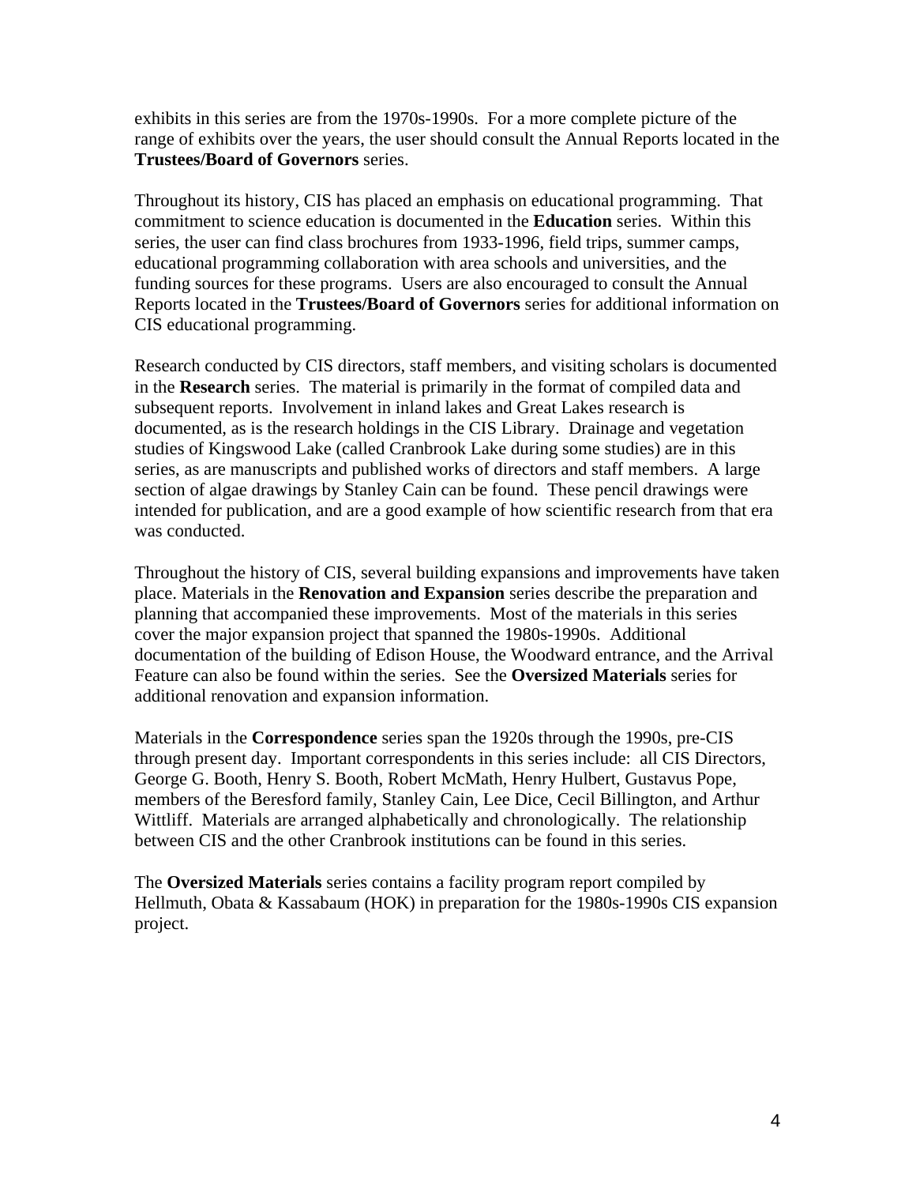exhibits in this series are from the 1970s-1990s. For a more complete picture of the range of exhibits over the years, the user should consult the Annual Reports located in the **Trustees/Board of Governors** series.

Throughout its history, CIS has placed an emphasis on educational programming. That commitment to science education is documented in the **Education** series. Within this series, the user can find class brochures from 1933-1996, field trips, summer camps, educational programming collaboration with area schools and universities, and the funding sources for these programs. Users are also encouraged to consult the Annual Reports located in the **Trustees/Board of Governors** series for additional information on CIS educational programming.

Research conducted by CIS directors, staff members, and visiting scholars is documented in the **Research** series. The material is primarily in the format of compiled data and subsequent reports. Involvement in inland lakes and Great Lakes research is documented, as is the research holdings in the CIS Library. Drainage and vegetation studies of Kingswood Lake (called Cranbrook Lake during some studies) are in this series, as are manuscripts and published works of directors and staff members. A large section of algae drawings by Stanley Cain can be found. These pencil drawings were intended for publication, and are a good example of how scientific research from that era was conducted.

Throughout the history of CIS, several building expansions and improvements have taken place. Materials in the **Renovation and Expansion** series describe the preparation and planning that accompanied these improvements. Most of the materials in this series cover the major expansion project that spanned the 1980s-1990s. Additional documentation of the building of Edison House, the Woodward entrance, and the Arrival Feature can also be found within the series. See the **Oversized Materials** series for additional renovation and expansion information.

Materials in the **Correspondence** series span the 1920s through the 1990s, pre-CIS through present day. Important correspondents in this series include: all CIS Directors, George G. Booth, Henry S. Booth, Robert McMath, Henry Hulbert, Gustavus Pope, members of the Beresford family, Stanley Cain, Lee Dice, Cecil Billington, and Arthur Wittliff. Materials are arranged alphabetically and chronologically. The relationship between CIS and the other Cranbrook institutions can be found in this series.

The **Oversized Materials** series contains a facility program report compiled by Hellmuth, Obata & Kassabaum (HOK) in preparation for the 1980s-1990s CIS expansion project.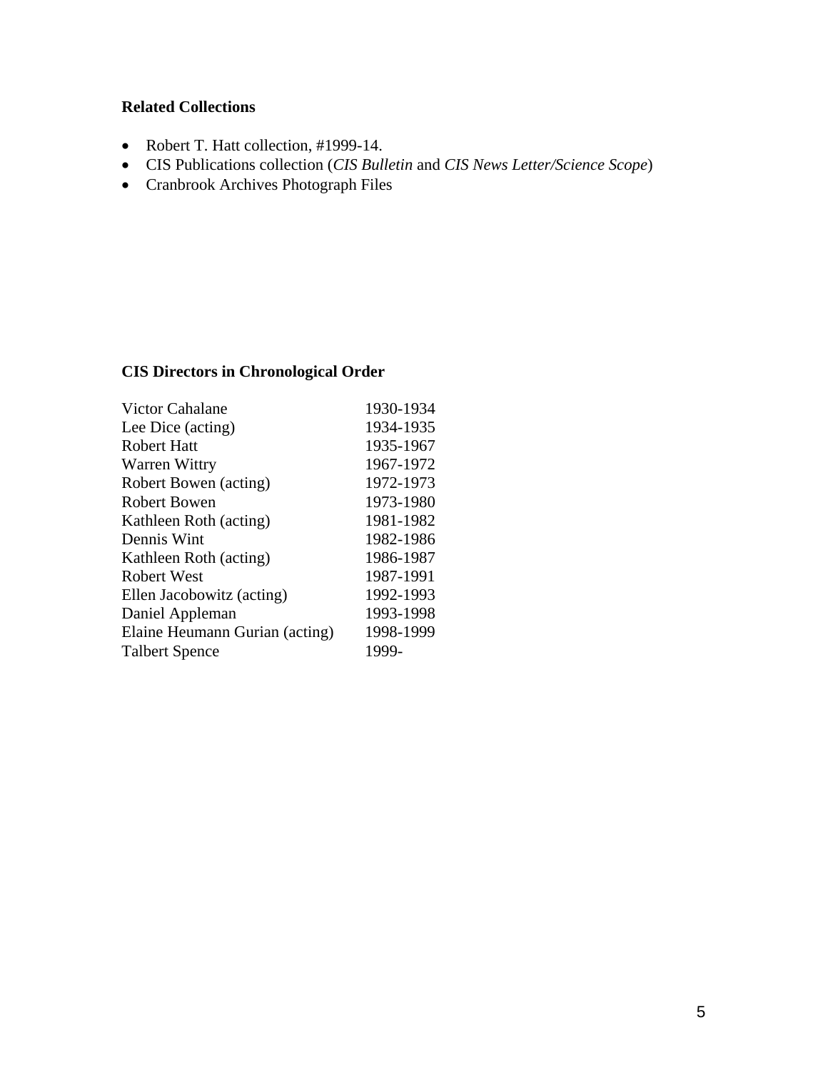**Related Collections**

- Robert T. Hatt collection, #1999-14.
- CIS Publications collection (*CIS Bulletin* and *CIS News Letter/Science Scope*)
- Cranbrook Archives Photograph Files

**CIS Directors in Chronological Order**

| | |
|---|---|
| Victor Cahalane | 1930-1934 |
| Lee Dice (acting) | 1934-1935 |
| Robert Hatt | 1935-1967 |
| Warren Wittry | 1967-1972 |
| Robert Bowen (acting) | 1972-1973 |
| Robert Bowen | 1973-1980 |
| Kathleen Roth (acting) | 1981-1982 |
| Dennis Wint | 1982-1986 |
| Kathleen Roth (acting) | 1986-1987 |
| Robert West | 1987-1991 |
| Ellen Jacobowitz (acting) | 1992-1993 |
| Daniel Appleman | 1993-1998 |
| Elaine Heumann Gurian (acting) | 1998-1999 |
| Talbert Spence | 1999- |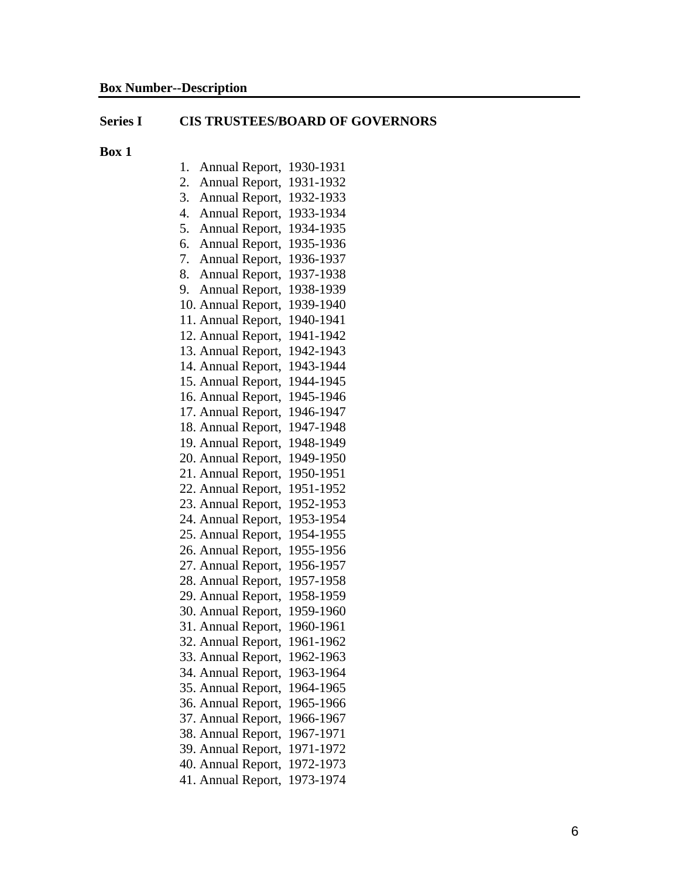**Box Number--Description**

---

**Series I** **CIS TRUSTEES/BOARD OF GOVERNORS**

**Box 1**

1. Annual Report, 1930-1931
2. Annual Report, 1931-1932
3. Annual Report, 1932-1933
4. Annual Report, 1933-1934
5. Annual Report, 1934-1935
6. Annual Report, 1935-1936
7. Annual Report, 1936-1937
8. Annual Report, 1937-1938
9. Annual Report, 1938-1939
10. Annual Report, 1939-1940
11. Annual Report, 1940-1941
12. Annual Report, 1941-1942
13. Annual Report, 1942-1943
14. Annual Report, 1943-1944
15. Annual Report, 1944-1945
16. Annual Report, 1945-1946
17. Annual Report, 1946-1947
18. Annual Report, 1947-1948
19. Annual Report, 1948-1949
20. Annual Report, 1949-1950
21. Annual Report, 1950-1951
22. Annual Report, 1951-1952
23. Annual Report, 1952-1953
24. Annual Report, 1953-1954
25. Annual Report, 1954-1955
26. Annual Report, 1955-1956
27. Annual Report, 1956-1957
28. Annual Report, 1957-1958
29. Annual Report, 1958-1959
30. Annual Report, 1959-1960
31. Annual Report, 1960-1961
32. Annual Report, 1961-1962
33. Annual Report, 1962-1963
34. Annual Report, 1963-1964
35. Annual Report, 1964-1965
36. Annual Report, 1965-1966
37. Annual Report, 1966-1967
38. Annual Report, 1967-1971
39. Annual Report, 1971-1972
40. Annual Report, 1972-1973
41. Annual Report, 1973-1974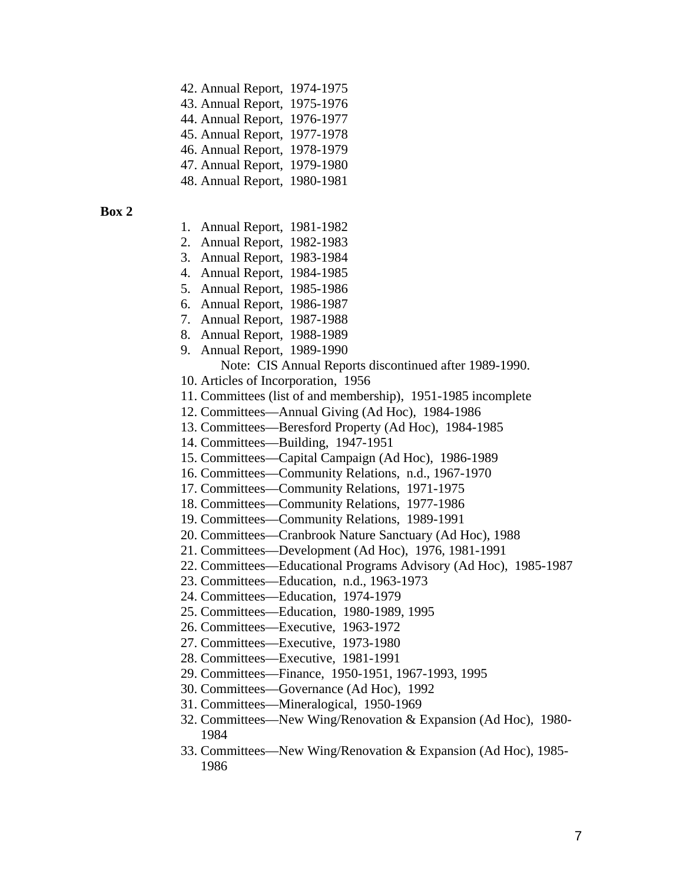42. Annual Report, 1974-1975
43. Annual Report, 1975-1976
44. Annual Report, 1976-1977
45. Annual Report, 1977-1978
46. Annual Report, 1978-1979
47. Annual Report, 1979-1980
48. Annual Report, 1980-1981

**Box 2**

1. Annual Report, 1981-1982
2. Annual Report, 1982-1983
3. Annual Report, 1983-1984
4. Annual Report, 1984-1985
5. Annual Report, 1985-1986
6. Annual Report, 1986-1987
7. Annual Report, 1987-1988
8. Annual Report, 1988-1989
9. Annual Report, 1989-1990
   Note: CIS Annual Reports discontinued after 1989-1990.
10. Articles of Incorporation, 1956
11. Committees (list of and membership), 1951-1985 incomplete
12. Committees—Annual Giving (Ad Hoc), 1984-1986
13. Committees—Beresford Property (Ad Hoc), 1984-1985
14. Committees—Building, 1947-1951
15. Committees—Capital Campaign (Ad Hoc), 1986-1989
16. Committees—Community Relations, n.d., 1967-1970
17. Committees—Community Relations, 1971-1975
18. Committees—Community Relations, 1977-1986
19. Committees—Community Relations, 1989-1991
20. Committees—Cranbrook Nature Sanctuary (Ad Hoc), 1988
21. Committees—Development (Ad Hoc), 1976, 1981-1991
22. Committees—Educational Programs Advisory (Ad Hoc), 1985-1987
23. Committees—Education, n.d., 1963-1973
24. Committees—Education, 1974-1979
25. Committees—Education, 1980-1989, 1995
26. Committees—Executive, 1963-1972
27. Committees—Executive, 1973-1980
28. Committees—Executive, 1981-1991
29. Committees—Finance, 1950-1951, 1967-1993, 1995
30. Committees—Governance (Ad Hoc), 1992
31. Committees—Mineralogical, 1950-1969
32. Committees—New Wing/Renovation & Expansion (Ad Hoc), 1980-1984
33. Committees—New Wing/Renovation & Expansion (Ad Hoc), 1985-1986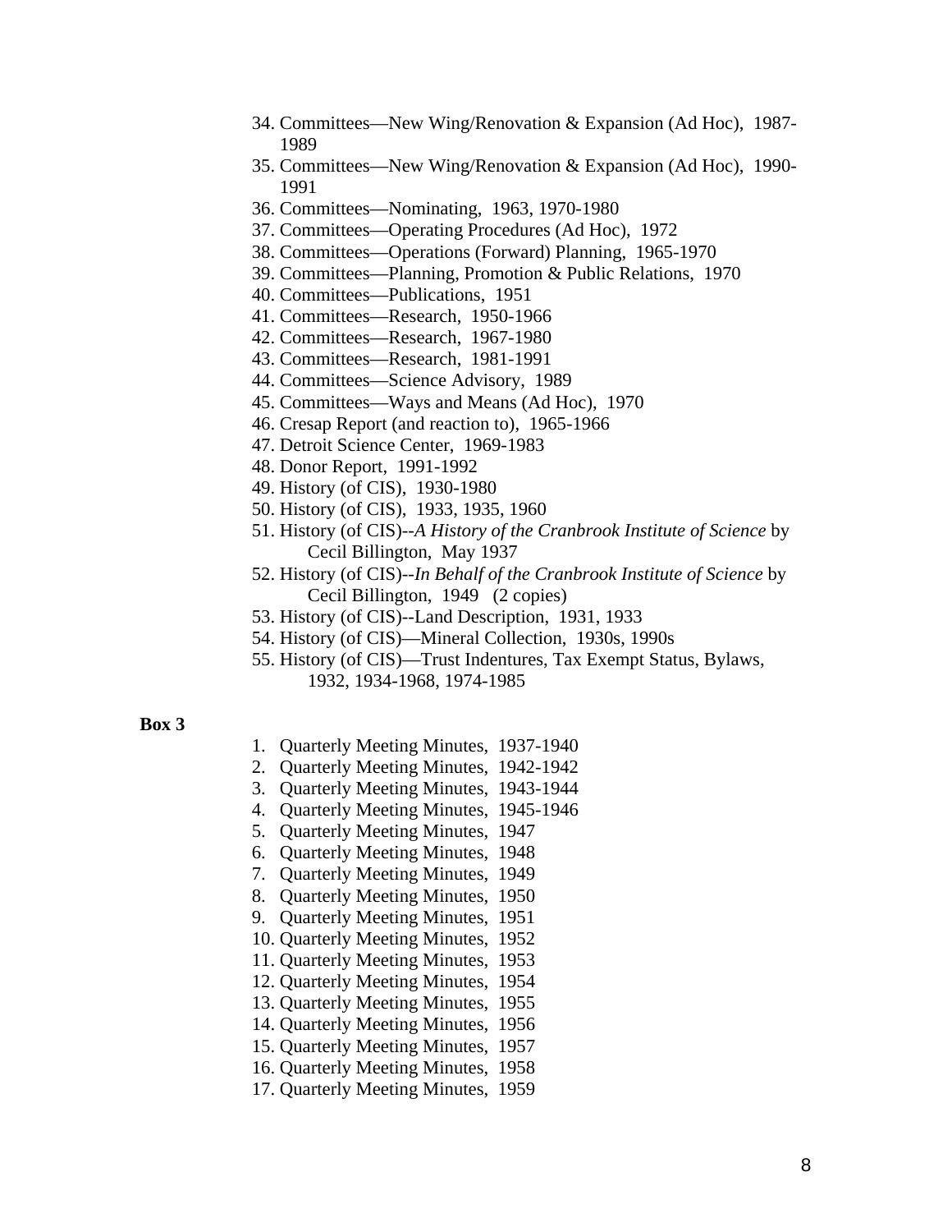34. Committees—New Wing/Renovation & Expansion (Ad Hoc), 1987-1989
35. Committees—New Wing/Renovation & Expansion (Ad Hoc), 1990-1991
36. Committees—Nominating, 1963, 1970-1980
37. Committees—Operating Procedures (Ad Hoc), 1972
38. Committees—Operations (Forward) Planning, 1965-1970
39. Committees—Planning, Promotion & Public Relations, 1970
40. Committees—Publications, 1951
41. Committees—Research, 1950-1966
42. Committees—Research, 1967-1980
43. Committees—Research, 1981-1991
44. Committees—Science Advisory, 1989
45. Committees—Ways and Means (Ad Hoc), 1970
46. Cresap Report (and reaction to), 1965-1966
47. Detroit Science Center, 1969-1983
48. Donor Report, 1991-1992
49. History (of CIS), 1930-1980
50. History (of CIS), 1933, 1935, 1960
51. History (of CIS)--*A History of the Cranbrook Institute of Science* by Cecil Billington, May 1937
52. History (of CIS)--*In Behalf of the Cranbrook Institute of Science* by Cecil Billington, 1949 (2 copies)
53. History (of CIS)--Land Description, 1931, 1933
54. History (of CIS)—Mineral Collection, 1930s, 1990s
55. History (of CIS)—Trust Indentures, Tax Exempt Status, Bylaws, 1932, 1934-1968, 1974-1985

**Box 3**

1. Quarterly Meeting Minutes, 1937-1940
2. Quarterly Meeting Minutes, 1942-1942
3. Quarterly Meeting Minutes, 1943-1944
4. Quarterly Meeting Minutes, 1945-1946
5. Quarterly Meeting Minutes, 1947
6. Quarterly Meeting Minutes, 1948
7. Quarterly Meeting Minutes, 1949
8. Quarterly Meeting Minutes, 1950
9. Quarterly Meeting Minutes, 1951
10. Quarterly Meeting Minutes, 1952
11. Quarterly Meeting Minutes, 1953
12. Quarterly Meeting Minutes, 1954
13. Quarterly Meeting Minutes, 1955
14. Quarterly Meeting Minutes, 1956
15. Quarterly Meeting Minutes, 1957
16. Quarterly Meeting Minutes, 1958
17. Quarterly Meeting Minutes, 1959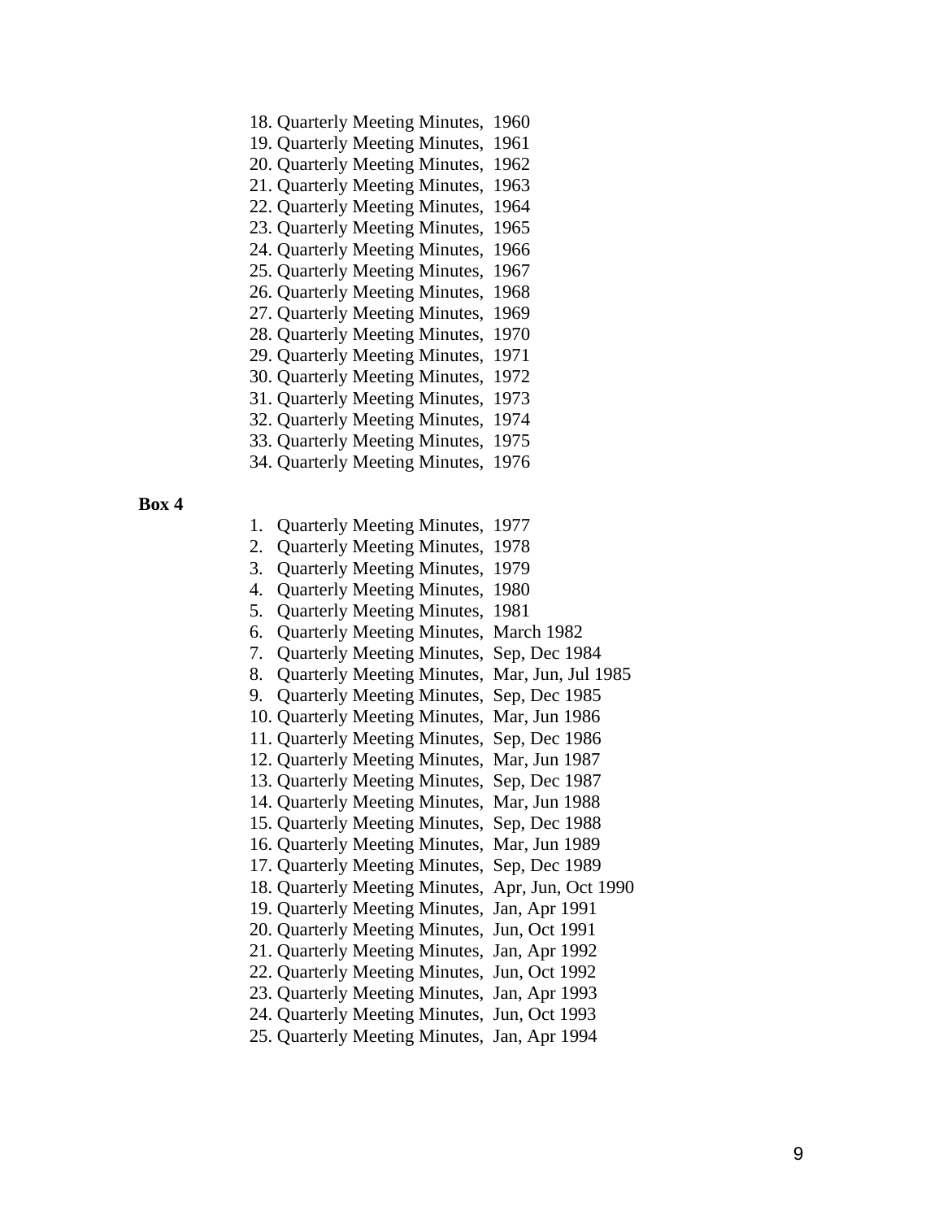18. Quarterly Meeting Minutes, 1960
19. Quarterly Meeting Minutes, 1961
20. Quarterly Meeting Minutes, 1962
21. Quarterly Meeting Minutes, 1963
22. Quarterly Meeting Minutes, 1964
23. Quarterly Meeting Minutes, 1965
24. Quarterly Meeting Minutes, 1966
25. Quarterly Meeting Minutes, 1967
26. Quarterly Meeting Minutes, 1968
27. Quarterly Meeting Minutes, 1969
28. Quarterly Meeting Minutes, 1970
29. Quarterly Meeting Minutes, 1971
30. Quarterly Meeting Minutes, 1972
31. Quarterly Meeting Minutes, 1973
32. Quarterly Meeting Minutes, 1974
33. Quarterly Meeting Minutes, 1975
34. Quarterly Meeting Minutes, 1976

**Box 4**

1. Quarterly Meeting Minutes, 1977
2. Quarterly Meeting Minutes, 1978
3. Quarterly Meeting Minutes, 1979
4. Quarterly Meeting Minutes, 1980
5. Quarterly Meeting Minutes, 1981
6. Quarterly Meeting Minutes, March 1982
7. Quarterly Meeting Minutes, Sep, Dec 1984
8. Quarterly Meeting Minutes, Mar, Jun, Jul 1985
9. Quarterly Meeting Minutes, Sep, Dec 1985
10. Quarterly Meeting Minutes, Mar, Jun 1986
11. Quarterly Meeting Minutes, Sep, Dec 1986
12. Quarterly Meeting Minutes, Mar, Jun 1987
13. Quarterly Meeting Minutes, Sep, Dec 1987
14. Quarterly Meeting Minutes, Mar, Jun 1988
15. Quarterly Meeting Minutes, Sep, Dec 1988
16. Quarterly Meeting Minutes, Mar, Jun 1989
17. Quarterly Meeting Minutes, Sep, Dec 1989
18. Quarterly Meeting Minutes, Apr, Jun, Oct 1990
19. Quarterly Meeting Minutes, Jan, Apr 1991
20. Quarterly Meeting Minutes, Jun, Oct 1991
21. Quarterly Meeting Minutes, Jan, Apr 1992
22. Quarterly Meeting Minutes, Jun, Oct 1992
23. Quarterly Meeting Minutes, Jan, Apr 1993
24. Quarterly Meeting Minutes, Jun, Oct 1993
25. Quarterly Meeting Minutes, Jan, Apr 1994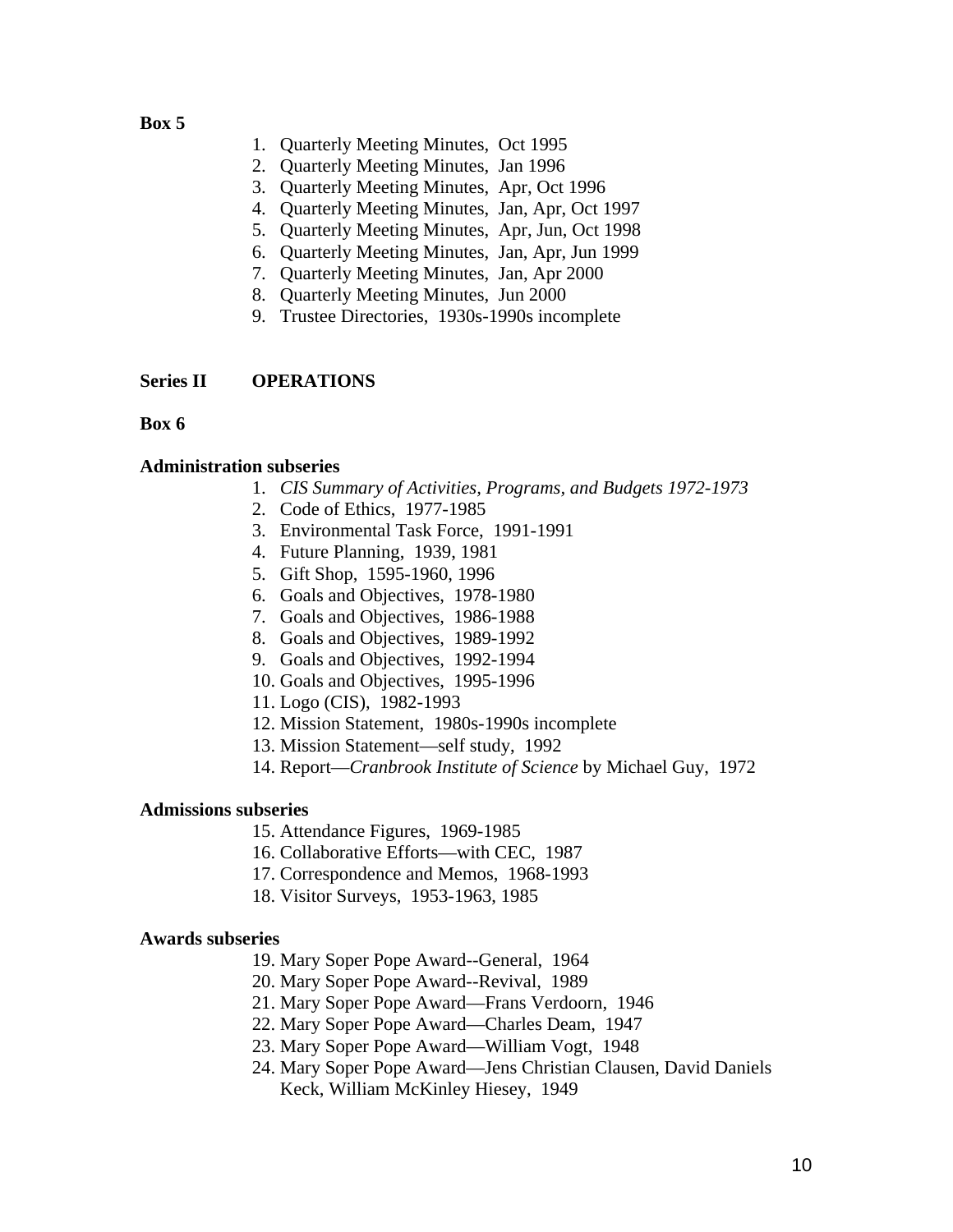**Box 5**

1. Quarterly Meeting Minutes, Oct 1995
2. Quarterly Meeting Minutes, Jan 1996
3. Quarterly Meeting Minutes, Apr, Oct 1996
4. Quarterly Meeting Minutes, Jan, Apr, Oct 1997
5. Quarterly Meeting Minutes, Apr, Jun, Oct 1998
6. Quarterly Meeting Minutes, Jan, Apr, Jun 1999
7. Quarterly Meeting Minutes, Jan, Apr 2000
8. Quarterly Meeting Minutes, Jun 2000
9. Trustee Directories, 1930s-1990s incomplete

## Series II OPERATIONS

**Box 6**

**Administration subseries**

1. *CIS Summary of Activities, Programs, and Budgets 1972-1973*
2. Code of Ethics, 1977-1985
3. Environmental Task Force, 1991-1991
4. Future Planning, 1939, 1981
5. Gift Shop, 1595-1960, 1996
6. Goals and Objectives, 1978-1980
7. Goals and Objectives, 1986-1988
8. Goals and Objectives, 1989-1992
9. Goals and Objectives, 1992-1994
10. Goals and Objectives, 1995-1996
11. Logo (CIS), 1982-1993
12. Mission Statement, 1980s-1990s incomplete
13. Mission Statement—self study, 1992
14. Report—*Cranbrook Institute of Science* by Michael Guy, 1972

**Admissions subseries**

15. Attendance Figures, 1969-1985
16. Collaborative Efforts—with CEC, 1987
17. Correspondence and Memos, 1968-1993
18. Visitor Surveys, 1953-1963, 1985

**Awards subseries**

19. Mary Soper Pope Award--General, 1964
20. Mary Soper Pope Award--Revival, 1989
21. Mary Soper Pope Award—Frans Verdoorn, 1946
22. Mary Soper Pope Award—Charles Deam, 1947
23. Mary Soper Pope Award—William Vogt, 1948
24. Mary Soper Pope Award—Jens Christian Clausen, David Daniels Keck, William McKinley Hiesey, 1949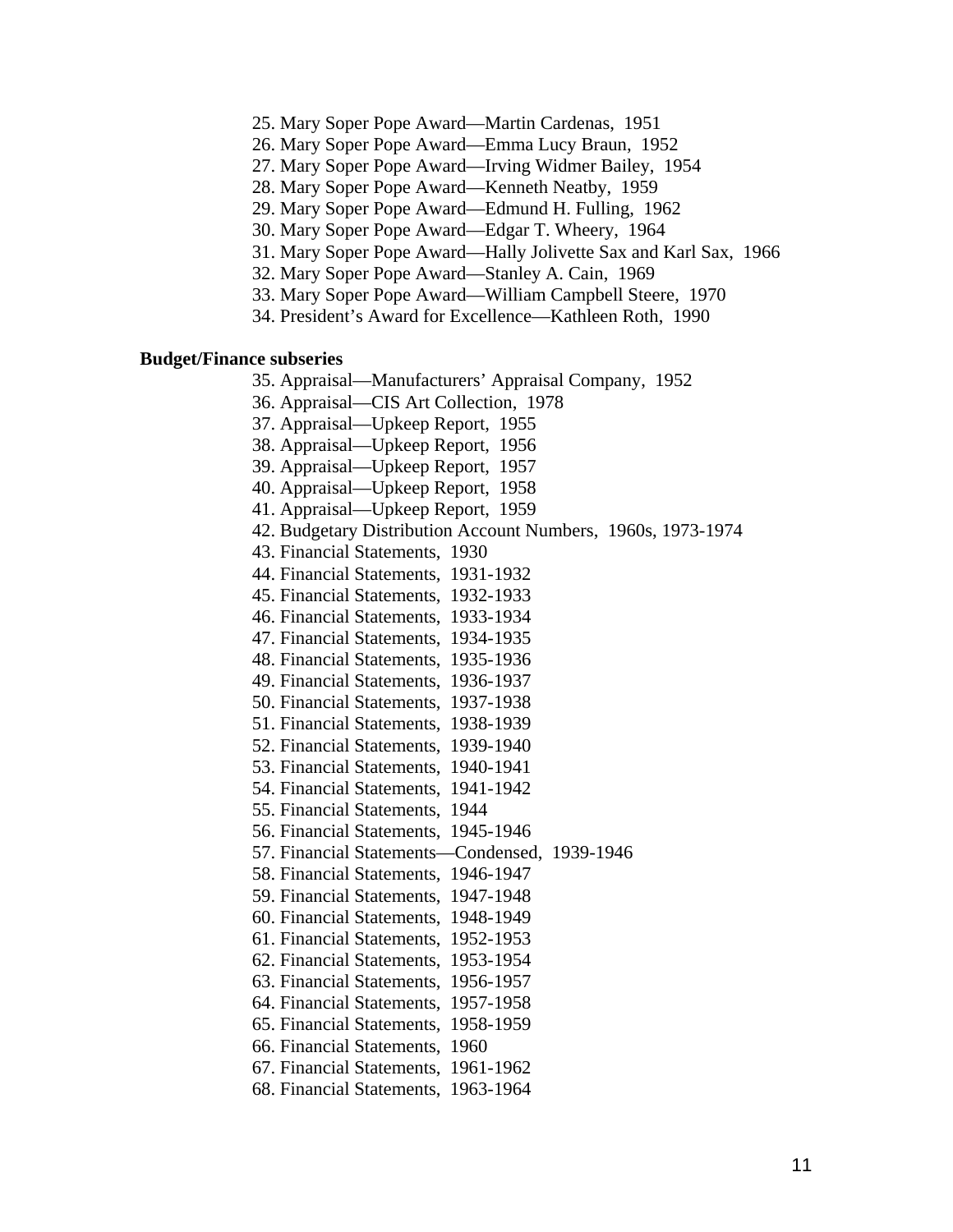25. Mary Soper Pope Award—Martin Cardenas, 1951
26. Mary Soper Pope Award—Emma Lucy Braun, 1952
27. Mary Soper Pope Award—Irving Widmer Bailey, 1954
28. Mary Soper Pope Award—Kenneth Neatby, 1959
29. Mary Soper Pope Award—Edmund H. Fulling, 1962
30. Mary Soper Pope Award—Edgar T. Wheery, 1964
31. Mary Soper Pope Award—Hally Jolivette Sax and Karl Sax, 1966
32. Mary Soper Pope Award—Stanley A. Cain, 1969
33. Mary Soper Pope Award—William Campbell Steere, 1970
34. President's Award for Excellence—Kathleen Roth, 1990

**Budget/Finance subseries**

35. Appraisal—Manufacturers' Appraisal Company, 1952
36. Appraisal—CIS Art Collection, 1978
37. Appraisal—Upkeep Report, 1955
38. Appraisal—Upkeep Report, 1956
39. Appraisal—Upkeep Report, 1957
40. Appraisal—Upkeep Report, 1958
41. Appraisal—Upkeep Report, 1959
42. Budgetary Distribution Account Numbers, 1960s, 1973-1974
43. Financial Statements, 1930
44. Financial Statements, 1931-1932
45. Financial Statements, 1932-1933
46. Financial Statements, 1933-1934
47. Financial Statements, 1934-1935
48. Financial Statements, 1935-1936
49. Financial Statements, 1936-1937
50. Financial Statements, 1937-1938
51. Financial Statements, 1938-1939
52. Financial Statements, 1939-1940
53. Financial Statements, 1940-1941
54. Financial Statements, 1941-1942
55. Financial Statements, 1944
56. Financial Statements, 1945-1946
57. Financial Statements—Condensed, 1939-1946
58. Financial Statements, 1946-1947
59. Financial Statements, 1947-1948
60. Financial Statements, 1948-1949
61. Financial Statements, 1952-1953
62. Financial Statements, 1953-1954
63. Financial Statements, 1956-1957
64. Financial Statements, 1957-1958
65. Financial Statements, 1958-1959
66. Financial Statements, 1960
67. Financial Statements, 1961-1962
68. Financial Statements, 1963-1964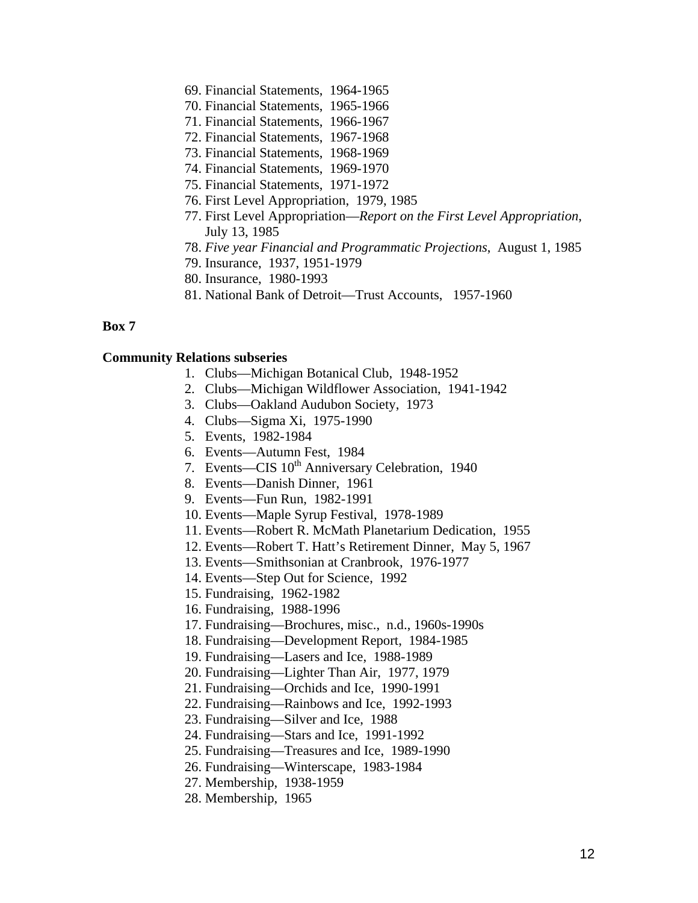69. Financial Statements, 1964-1965
70. Financial Statements, 1965-1966
71. Financial Statements, 1966-1967
72. Financial Statements, 1967-1968
73. Financial Statements, 1968-1969
74. Financial Statements, 1969-1970
75. Financial Statements, 1971-1972
76. First Level Appropriation, 1979, 1985
77. First Level Appropriation—*Report on the First Level Appropriation*, July 13, 1985
78. *Five year Financial and Programmatic Projections*, August 1, 1985
79. Insurance, 1937, 1951-1979
80. Insurance, 1980-1993
81. National Bank of Detroit—Trust Accounts, 1957-1960

**Box 7**

**Community Relations subseries**

1. Clubs—Michigan Botanical Club, 1948-1952
2. Clubs—Michigan Wildflower Association, 1941-1942
3. Clubs—Oakland Audubon Society, 1973
4. Clubs—Sigma Xi, 1975-1990
5. Events, 1982-1984
6. Events—Autumn Fest, 1984
7. Events—CIS 10th Anniversary Celebration, 1940
8. Events—Danish Dinner, 1961
9. Events—Fun Run, 1982-1991
10. Events—Maple Syrup Festival, 1978-1989
11. Events—Robert R. McMath Planetarium Dedication, 1955
12. Events—Robert T. Hatt's Retirement Dinner, May 5, 1967
13. Events—Smithsonian at Cranbrook, 1976-1977
14. Events—Step Out for Science, 1992
15. Fundraising, 1962-1982
16. Fundraising, 1988-1996
17. Fundraising—Brochures, misc., n.d., 1960s-1990s
18. Fundraising—Development Report, 1984-1985
19. Fundraising—Lasers and Ice, 1988-1989
20. Fundraising—Lighter Than Air, 1977, 1979
21. Fundraising—Orchids and Ice, 1990-1991
22. Fundraising—Rainbows and Ice, 1992-1993
23. Fundraising—Silver and Ice, 1988
24. Fundraising—Stars and Ice, 1991-1992
25. Fundraising—Treasures and Ice, 1989-1990
26. Fundraising—Winterscape, 1983-1984
27. Membership, 1938-1959
28. Membership, 1965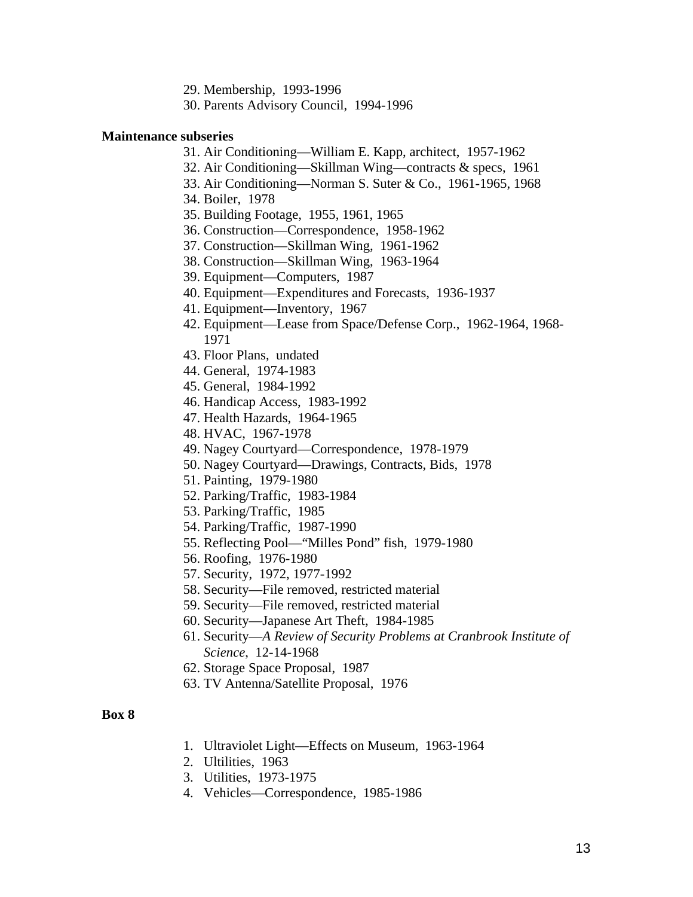29. Membership, 1993-1996
30. Parents Advisory Council, 1994-1996

**Maintenance subseries**

31. Air Conditioning—William E. Kapp, architect, 1957-1962
32. Air Conditioning—Skillman Wing—contracts & specs, 1961
33. Air Conditioning—Norman S. Suter & Co., 1961-1965, 1968
34. Boiler, 1978
35. Building Footage, 1955, 1961, 1965
36. Construction—Correspondence, 1958-1962
37. Construction—Skillman Wing, 1961-1962
38. Construction—Skillman Wing, 1963-1964
39. Equipment—Computers, 1987
40. Equipment—Expenditures and Forecasts, 1936-1937
41. Equipment—Inventory, 1967
42. Equipment—Lease from Space/Defense Corp., 1962-1964, 1968-1971
43. Floor Plans, undated
44. General, 1974-1983
45. General, 1984-1992
46. Handicap Access, 1983-1992
47. Health Hazards, 1964-1965
48. HVAC, 1967-1978
49. Nagey Courtyard—Correspondence, 1978-1979
50. Nagey Courtyard—Drawings, Contracts, Bids, 1978
51. Painting, 1979-1980
52. Parking/Traffic, 1983-1984
53. Parking/Traffic, 1985
54. Parking/Traffic, 1987-1990
55. Reflecting Pool—“Milles Pond” fish, 1979-1980
56. Roofing, 1976-1980
57. Security, 1972, 1977-1992
58. Security—File removed, restricted material
59. Security—File removed, restricted material
60. Security—Japanese Art Theft, 1984-1985
61. Security—*A Review of Security Problems at Cranbrook Institute of Science*, 12-14-1968
62. Storage Space Proposal, 1987
63. TV Antenna/Satellite Proposal, 1976

**Box 8**

1. Ultraviolet Light—Effects on Museum, 1963-1964
2. Ultilities, 1963
3. Utilities, 1973-1975
4. Vehicles—Correspondence, 1985-1986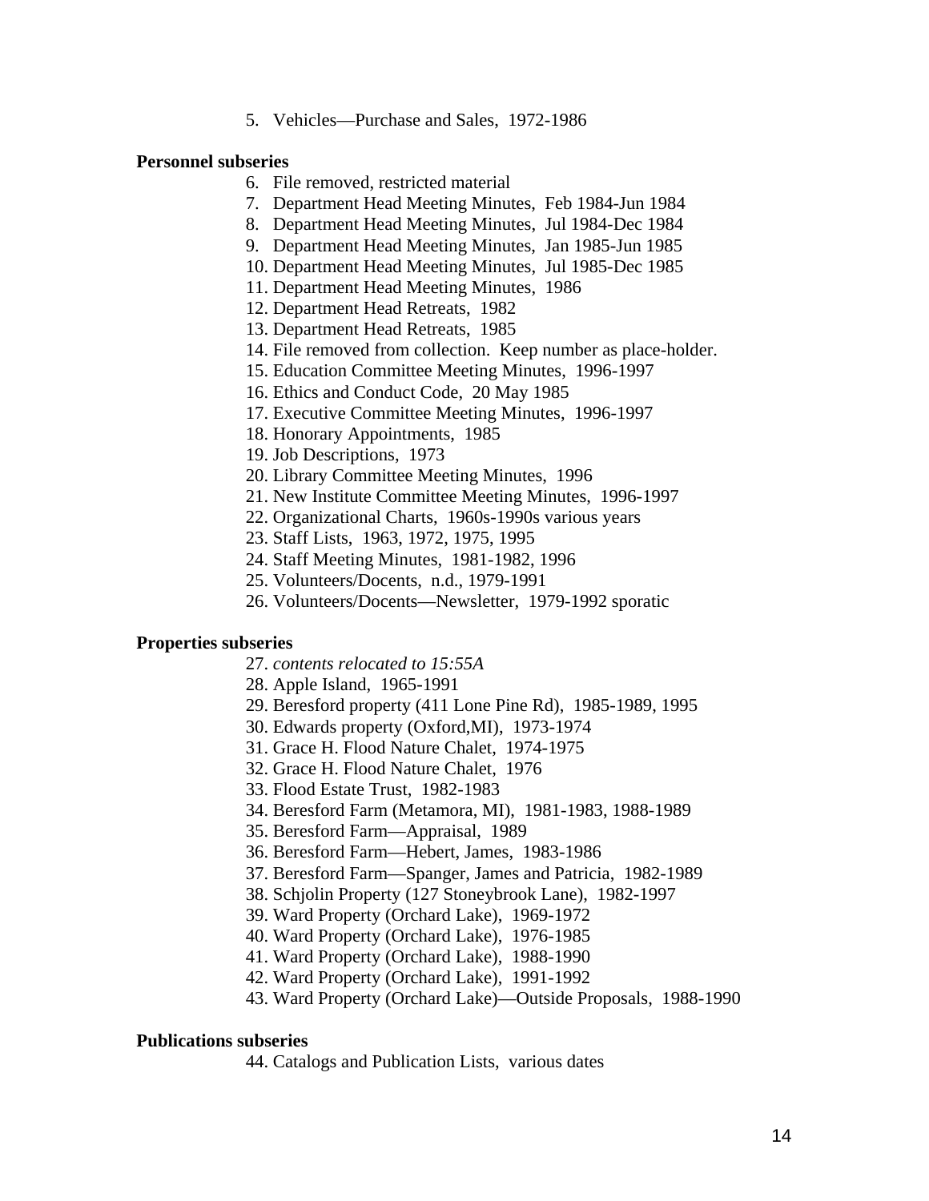5. Vehicles—Purchase and Sales, 1972-1986

**Personnel subseries**

6. File removed, restricted material
7. Department Head Meeting Minutes, Feb 1984-Jun 1984
8. Department Head Meeting Minutes, Jul 1984-Dec 1984
9. Department Head Meeting Minutes, Jan 1985-Jun 1985
10. Department Head Meeting Minutes, Jul 1985-Dec 1985
11. Department Head Meeting Minutes, 1986
12. Department Head Retreats, 1982
13. Department Head Retreats, 1985
14. File removed from collection. Keep number as place-holder.
15. Education Committee Meeting Minutes, 1996-1997
16. Ethics and Conduct Code, 20 May 1985
17. Executive Committee Meeting Minutes, 1996-1997
18. Honorary Appointments, 1985
19. Job Descriptions, 1973
20. Library Committee Meeting Minutes, 1996
21. New Institute Committee Meeting Minutes, 1996-1997
22. Organizational Charts, 1960s-1990s various years
23. Staff Lists, 1963, 1972, 1975, 1995
24. Staff Meeting Minutes, 1981-1982, 1996
25. Volunteers/Docents, n.d., 1979-1991
26. Volunteers/Docents—Newsletter, 1979-1992 sporatic

**Properties subseries**

27. *contents relocated to 15:55A*
28. Apple Island, 1965-1991
29. Beresford property (411 Lone Pine Rd), 1985-1989, 1995
30. Edwards property (Oxford,MI), 1973-1974
31. Grace H. Flood Nature Chalet, 1974-1975
32. Grace H. Flood Nature Chalet, 1976
33. Flood Estate Trust, 1982-1983
34. Beresford Farm (Metamora, MI), 1981-1983, 1988-1989
35. Beresford Farm—Appraisal, 1989
36. Beresford Farm—Hebert, James, 1983-1986
37. Beresford Farm—Spanger, James and Patricia, 1982-1989
38. Schjolin Property (127 Stoneybrook Lane), 1982-1997
39. Ward Property (Orchard Lake), 1969-1972
40. Ward Property (Orchard Lake), 1976-1985
41. Ward Property (Orchard Lake), 1988-1990
42. Ward Property (Orchard Lake), 1991-1992
43. Ward Property (Orchard Lake)—Outside Proposals, 1988-1990

**Publications subseries**

44. Catalogs and Publication Lists, various dates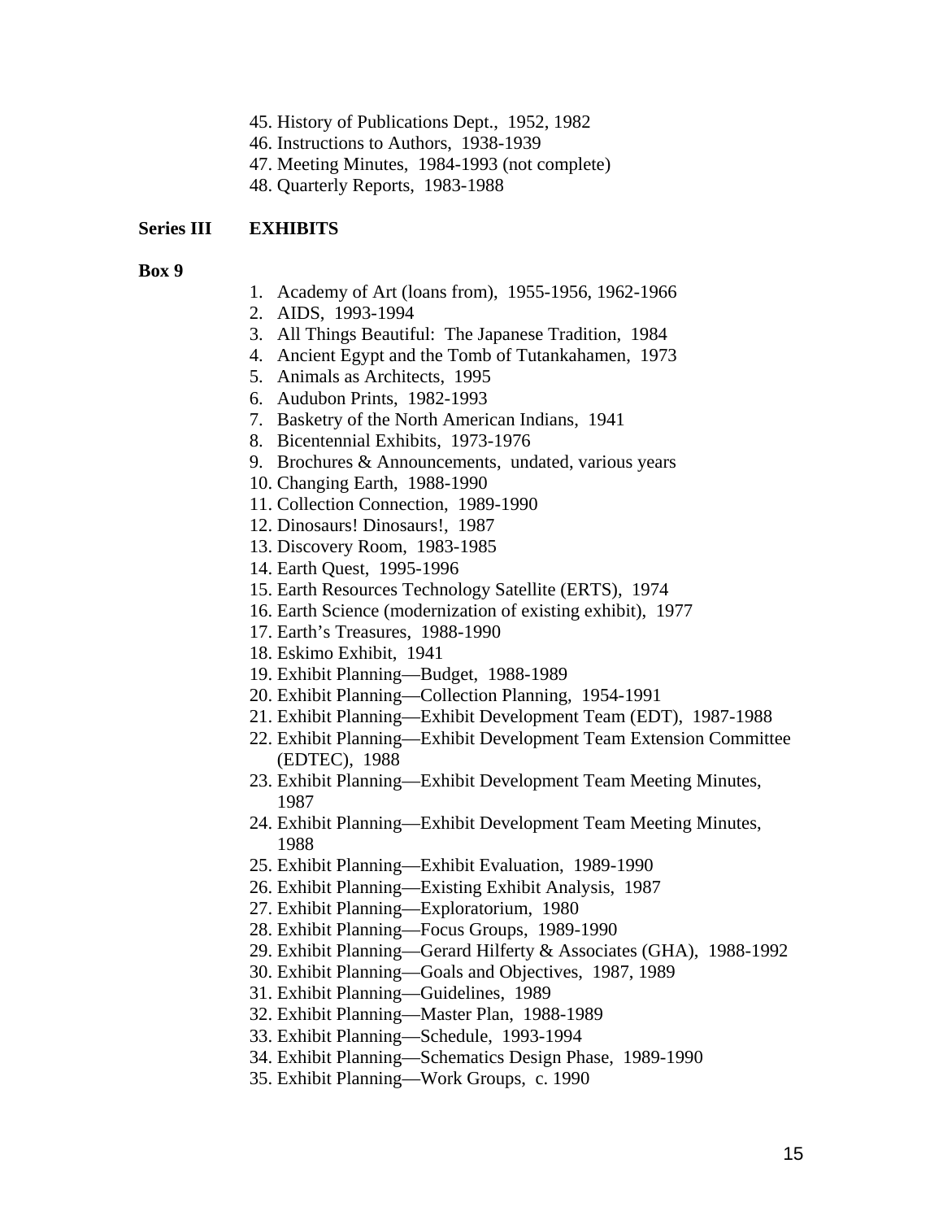45. History of Publications Dept., 1952, 1982
46. Instructions to Authors, 1938-1939
47. Meeting Minutes, 1984-1993 (not complete)
48. Quarterly Reports, 1983-1988

## Series III EXHIBITS

**Box 9**

1. Academy of Art (loans from), 1955-1956, 1962-1966
2. AIDS, 1993-1994
3. All Things Beautiful: The Japanese Tradition, 1984
4. Ancient Egypt and the Tomb of Tutankahamen, 1973
5. Animals as Architects, 1995
6. Audubon Prints, 1982-1993
7. Basketry of the North American Indians, 1941
8. Bicentennial Exhibits, 1973-1976
9. Brochures & Announcements, undated, various years
10. Changing Earth, 1988-1990
11. Collection Connection, 1989-1990
12. Dinosaurs! Dinosaurs!, 1987
13. Discovery Room, 1983-1985
14. Earth Quest, 1995-1996
15. Earth Resources Technology Satellite (ERTS), 1974
16. Earth Science (modernization of existing exhibit), 1977
17. Earth's Treasures, 1988-1990
18. Eskimo Exhibit, 1941
19. Exhibit Planning—Budget, 1988-1989
20. Exhibit Planning—Collection Planning, 1954-1991
21. Exhibit Planning—Exhibit Development Team (EDT), 1987-1988
22. Exhibit Planning—Exhibit Development Team Extension Committee (EDTEC), 1988
23. Exhibit Planning—Exhibit Development Team Meeting Minutes, 1987
24. Exhibit Planning—Exhibit Development Team Meeting Minutes, 1988
25. Exhibit Planning—Exhibit Evaluation, 1989-1990
26. Exhibit Planning—Existing Exhibit Analysis, 1987
27. Exhibit Planning—Exploratorium, 1980
28. Exhibit Planning—Focus Groups, 1989-1990
29. Exhibit Planning—Gerard Hilferty & Associates (GHA), 1988-1992
30. Exhibit Planning—Goals and Objectives, 1987, 1989
31. Exhibit Planning—Guidelines, 1989
32. Exhibit Planning—Master Plan, 1988-1989
33. Exhibit Planning—Schedule, 1993-1994
34. Exhibit Planning—Schematics Design Phase, 1989-1990
35. Exhibit Planning—Work Groups, c. 1990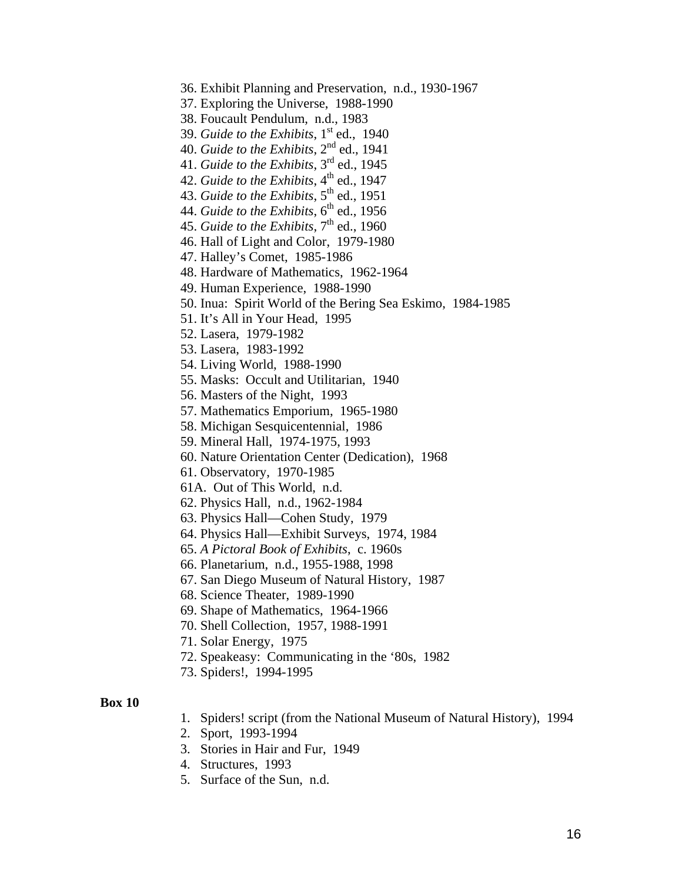36. Exhibit Planning and Preservation, n.d., 1930-1967
37. Exploring the Universe, 1988-1990
38. Foucault Pendulum, n.d., 1983
39. *Guide to the Exhibits*, 1st ed., 1940
40. *Guide to the Exhibits*, 2nd ed., 1941
41. *Guide to the Exhibits*, 3rd ed., 1945
42. *Guide to the Exhibits*, 4th ed., 1947
43. *Guide to the Exhibits*, 5th ed., 1951
44. *Guide to the Exhibits*, 6th ed., 1956
45. *Guide to the Exhibits*, 7th ed., 1960
46. Hall of Light and Color, 1979-1980
47. Halley's Comet, 1985-1986
48. Hardware of Mathematics, 1962-1964
49. Human Experience, 1988-1990
50. Inua: Spirit World of the Bering Sea Eskimo, 1984-1985
51. It's All in Your Head, 1995
52. Lasera, 1979-1982
53. Lasera, 1983-1992
54. Living World, 1988-1990
55. Masks: Occult and Utilitarian, 1940
56. Masters of the Night, 1993
57. Mathematics Emporium, 1965-1980
58. Michigan Sesquicentennial, 1986
59. Mineral Hall, 1974-1975, 1993
60. Nature Orientation Center (Dedication), 1968
61. Observatory, 1970-1985

61A. Out of This World, n.d.

62. Physics Hall, n.d., 1962-1984
63. Physics Hall—Cohen Study, 1979
64. Physics Hall—Exhibit Surveys, 1974, 1984
65. *A Pictoral Book of Exhibits*, c. 1960s
66. Planetarium, n.d., 1955-1988, 1998
67. San Diego Museum of Natural History, 1987
68. Science Theater, 1989-1990
69. Shape of Mathematics, 1964-1966
70. Shell Collection, 1957, 1988-1991
71. Solar Energy, 1975
72. Speakeasy: Communicating in the '80s, 1982
73. Spiders!, 1994-1995

**Box 10**

1. Spiders! script (from the National Museum of Natural History), 1994
2. Sport, 1993-1994
3. Stories in Hair and Fur, 1949
4. Structures, 1993
5. Surface of the Sun, n.d.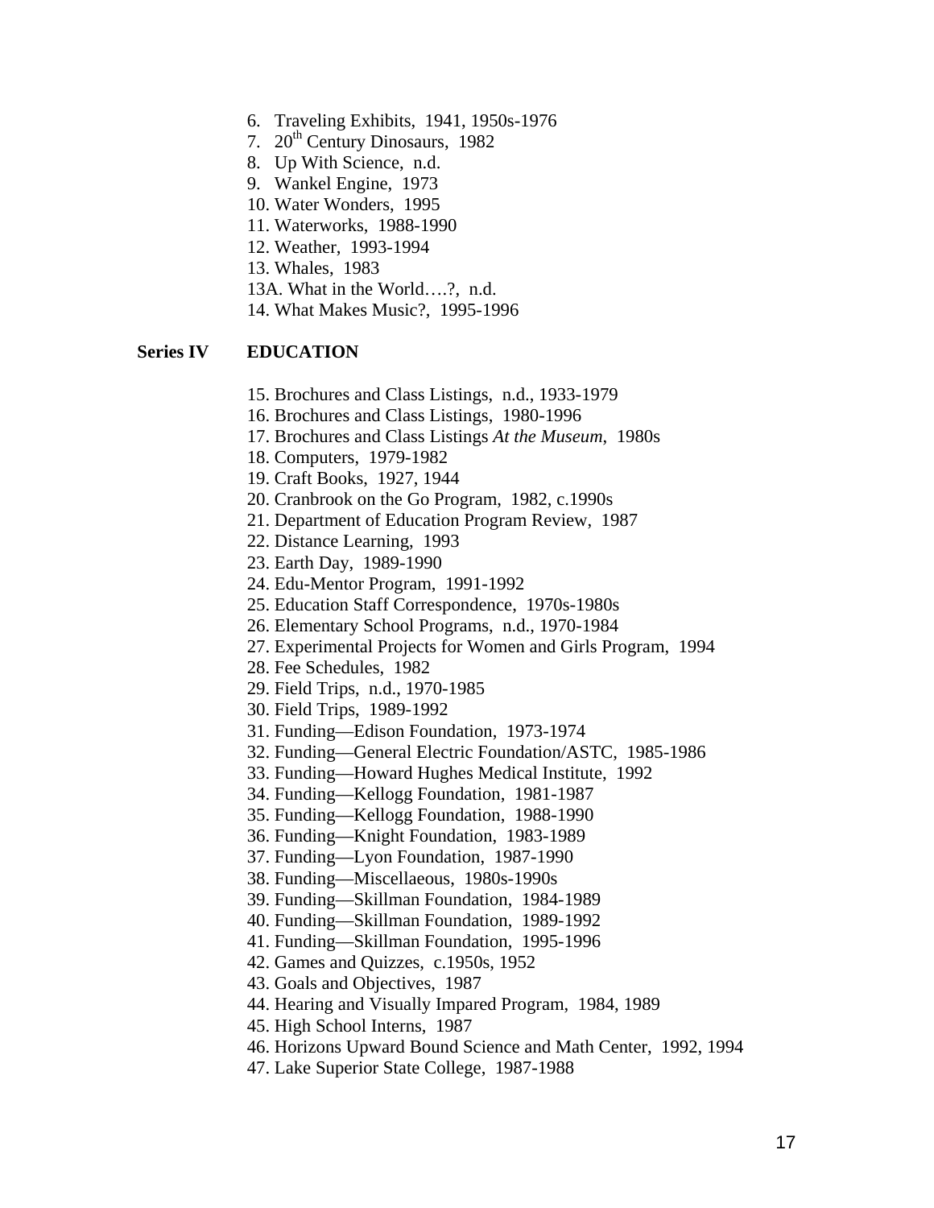6. Traveling Exhibits, 1941, 1950s-1976
7. 20th Century Dinosaurs, 1982
8. Up With Science, n.d.
9. Wankel Engine, 1973
10. Water Wonders, 1995
11. Waterworks, 1988-1990
12. Weather, 1993-1994
13. Whales, 1983
13A. What in the World….?, n.d.
14. What Makes Music?, 1995-1996

**Series IV EDUCATION**

15. Brochures and Class Listings, n.d., 1933-1979
16. Brochures and Class Listings, 1980-1996
17. Brochures and Class Listings *At the Museum*, 1980s
18. Computers, 1979-1982
19. Craft Books, 1927, 1944
20. Cranbrook on the Go Program, 1982, c.1990s
21. Department of Education Program Review, 1987
22. Distance Learning, 1993
23. Earth Day, 1989-1990
24. Edu-Mentor Program, 1991-1992
25. Education Staff Correspondence, 1970s-1980s
26. Elementary School Programs, n.d., 1970-1984
27. Experimental Projects for Women and Girls Program, 1994
28. Fee Schedules, 1982
29. Field Trips, n.d., 1970-1985
30. Field Trips, 1989-1992
31. Funding—Edison Foundation, 1973-1974
32. Funding—General Electric Foundation/ASTC, 1985-1986
33. Funding—Howard Hughes Medical Institute, 1992
34. Funding—Kellogg Foundation, 1981-1987
35. Funding—Kellogg Foundation, 1988-1990
36. Funding—Knight Foundation, 1983-1989
37. Funding—Lyon Foundation, 1987-1990
38. Funding—Miscellaeous, 1980s-1990s
39. Funding—Skillman Foundation, 1984-1989
40. Funding—Skillman Foundation, 1989-1992
41. Funding—Skillman Foundation, 1995-1996
42. Games and Quizzes, c.1950s, 1952
43. Goals and Objectives, 1987
44. Hearing and Visually Impared Program, 1984, 1989
45. High School Interns, 1987
46. Horizons Upward Bound Science and Math Center, 1992, 1994
47. Lake Superior State College, 1987-1988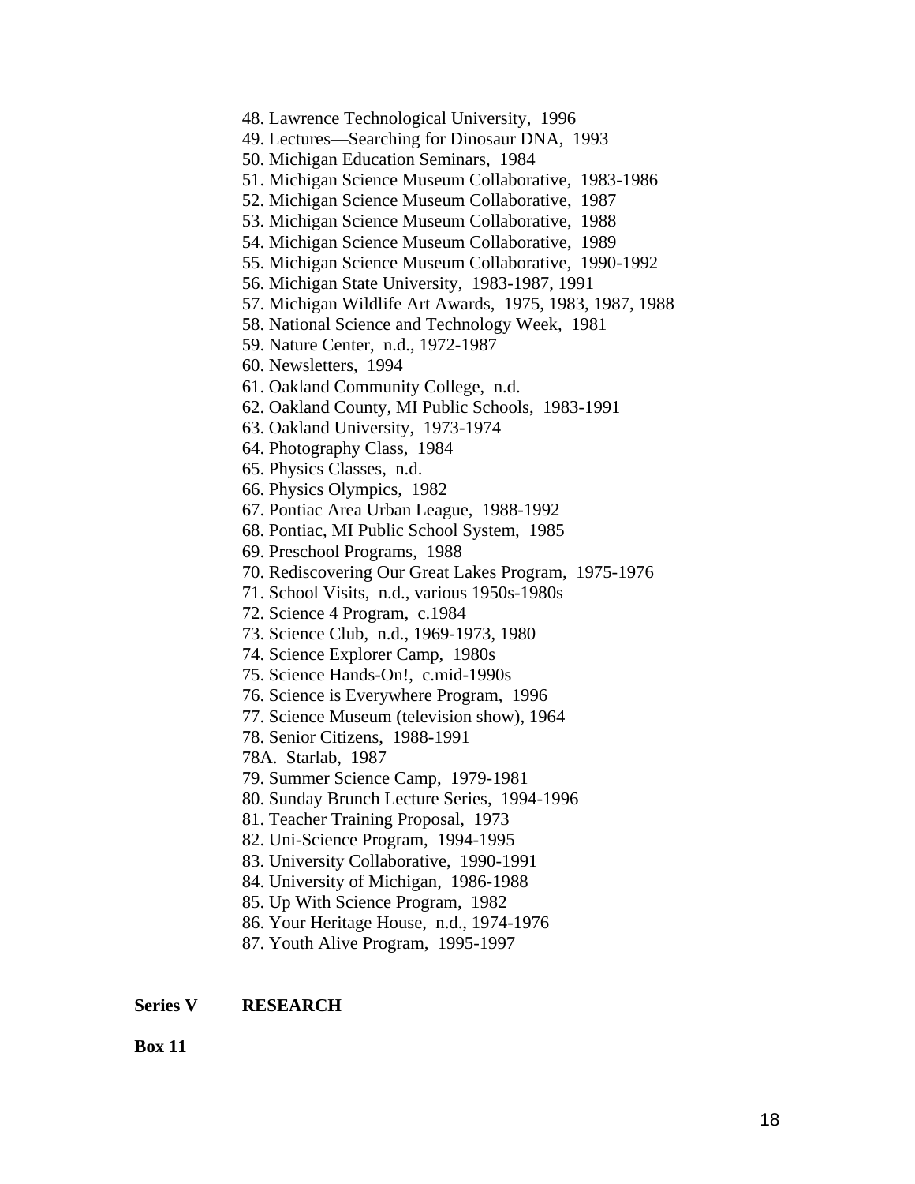48. Lawrence Technological University, 1996
49. Lectures—Searching for Dinosaur DNA, 1993
50. Michigan Education Seminars, 1984
51. Michigan Science Museum Collaborative, 1983-1986
52. Michigan Science Museum Collaborative, 1987
53. Michigan Science Museum Collaborative, 1988
54. Michigan Science Museum Collaborative, 1989
55. Michigan Science Museum Collaborative, 1990-1992
56. Michigan State University, 1983-1987, 1991
57. Michigan Wildlife Art Awards, 1975, 1983, 1987, 1988
58. National Science and Technology Week, 1981
59. Nature Center, n.d., 1972-1987
60. Newsletters, 1994
61. Oakland Community College, n.d.
62. Oakland County, MI Public Schools, 1983-1991
63. Oakland University, 1973-1974
64. Photography Class, 1984
65. Physics Classes, n.d.
66. Physics Olympics, 1982
67. Pontiac Area Urban League, 1988-1992
68. Pontiac, MI Public School System, 1985
69. Preschool Programs, 1988
70. Rediscovering Our Great Lakes Program, 1975-1976
71. School Visits, n.d., various 1950s-1980s
72. Science 4 Program, c.1984
73. Science Club, n.d., 1969-1973, 1980
74. Science Explorer Camp, 1980s
75. Science Hands-On!, c.mid-1990s
76. Science is Everywhere Program, 1996
77. Science Museum (television show), 1964
78. Senior Citizens, 1988-1991

78A. Starlab, 1987

79. Summer Science Camp, 1979-1981
80. Sunday Brunch Lecture Series, 1994-1996
81. Teacher Training Proposal, 1973
82. Uni-Science Program, 1994-1995
83. University Collaborative, 1990-1991
84. University of Michigan, 1986-1988
85. Up With Science Program, 1982
86. Your Heritage House, n.d., 1974-1976
87. Youth Alive Program, 1995-1997

**Series V RESEARCH**

**Box 11**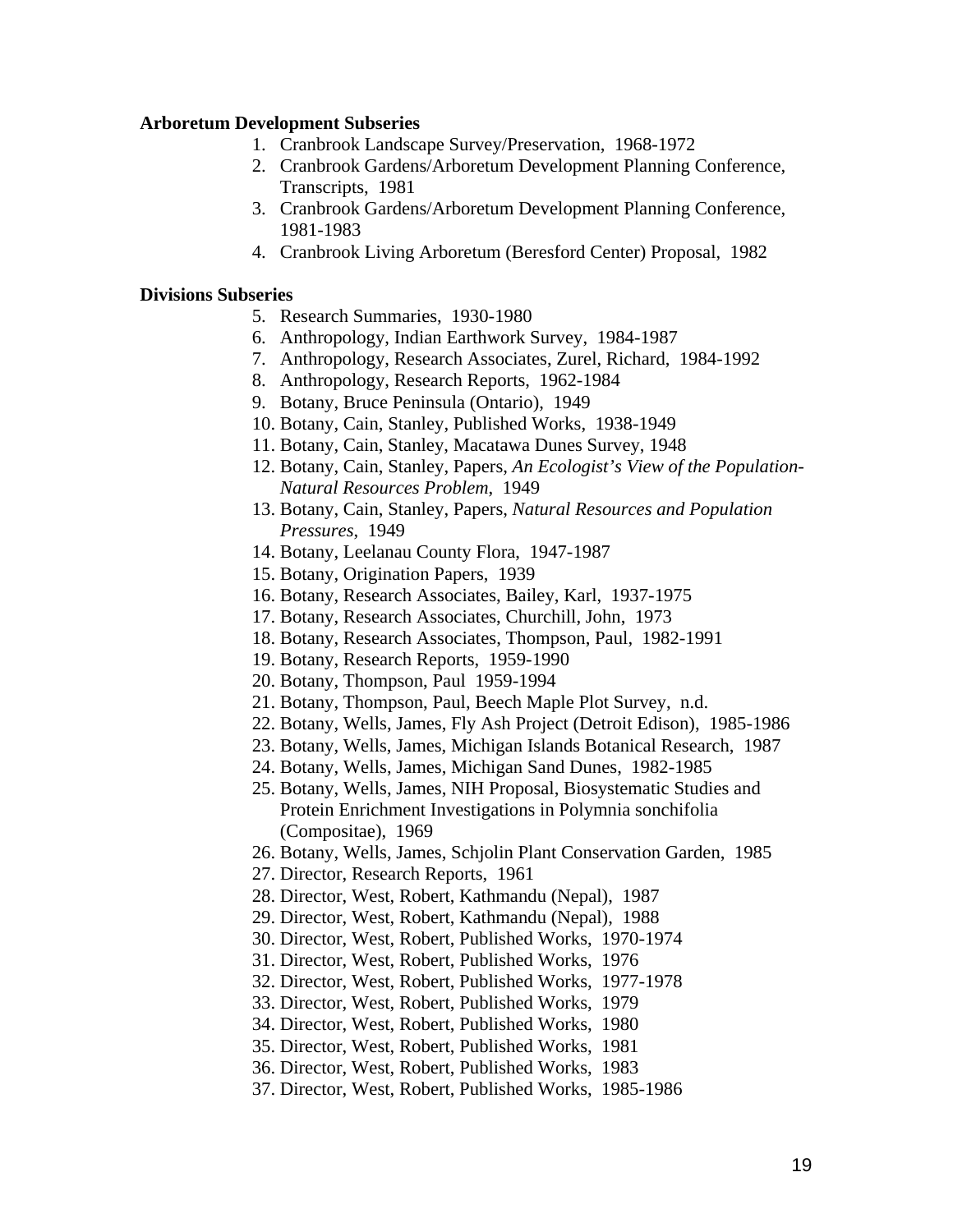**Arboretum Development Subseries**

1. Cranbrook Landscape Survey/Preservation, 1968-1972
2. Cranbrook Gardens/Arboretum Development Planning Conference, Transcripts, 1981
3. Cranbrook Gardens/Arboretum Development Planning Conference, 1981-1983
4. Cranbrook Living Arboretum (Beresford Center) Proposal, 1982

**Divisions Subseries**

5. Research Summaries, 1930-1980
6. Anthropology, Indian Earthwork Survey, 1984-1987
7. Anthropology, Research Associates, Zurel, Richard, 1984-1992
8. Anthropology, Research Reports, 1962-1984
9. Botany, Bruce Peninsula (Ontario), 1949
10. Botany, Cain, Stanley, Published Works, 1938-1949
11. Botany, Cain, Stanley, Macatawa Dunes Survey, 1948
12. Botany, Cain, Stanley, Papers, *An Ecologist's View of the Population-Natural Resources Problem*, 1949
13. Botany, Cain, Stanley, Papers, *Natural Resources and Population Pressures*, 1949
14. Botany, Leelanau County Flora, 1947-1987
15. Botany, Origination Papers, 1939
16. Botany, Research Associates, Bailey, Karl, 1937-1975
17. Botany, Research Associates, Churchill, John, 1973
18. Botany, Research Associates, Thompson, Paul, 1982-1991
19. Botany, Research Reports, 1959-1990
20. Botany, Thompson, Paul 1959-1994
21. Botany, Thompson, Paul, Beech Maple Plot Survey, n.d.
22. Botany, Wells, James, Fly Ash Project (Detroit Edison), 1985-1986
23. Botany, Wells, James, Michigan Islands Botanical Research, 1987
24. Botany, Wells, James, Michigan Sand Dunes, 1982-1985
25. Botany, Wells, James, NIH Proposal, Biosystematic Studies and Protein Enrichment Investigations in Polymnia sonchifolia (Compositae), 1969
26. Botany, Wells, James, Schjolin Plant Conservation Garden, 1985
27. Director, Research Reports, 1961
28. Director, West, Robert, Kathmandu (Nepal), 1987
29. Director, West, Robert, Kathmandu (Nepal), 1988
30. Director, West, Robert, Published Works, 1970-1974
31. Director, West, Robert, Published Works, 1976
32. Director, West, Robert, Published Works, 1977-1978
33. Director, West, Robert, Published Works, 1979
34. Director, West, Robert, Published Works, 1980
35. Director, West, Robert, Published Works, 1981
36. Director, West, Robert, Published Works, 1983
37. Director, West, Robert, Published Works, 1985-1986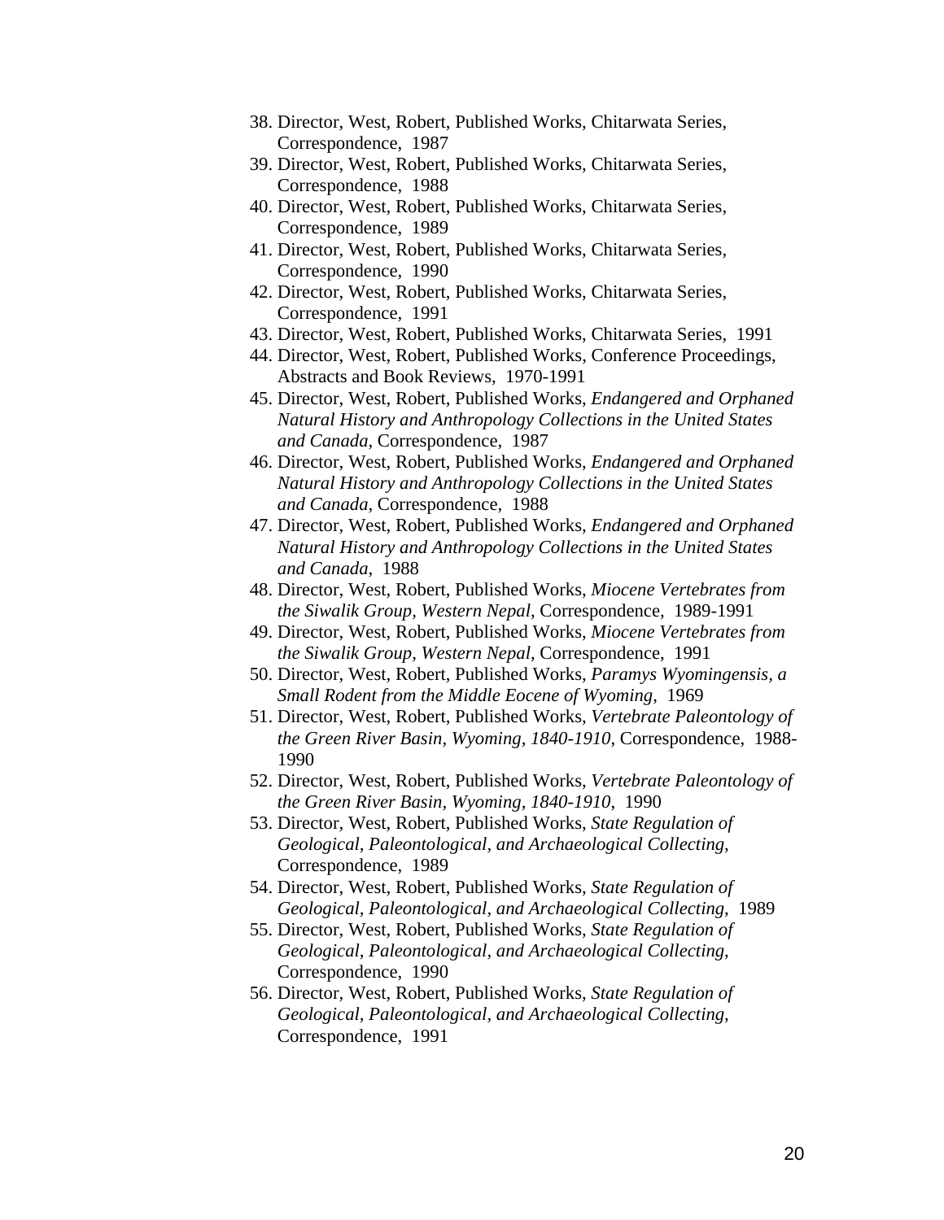38. Director, West, Robert, Published Works, Chitarwata Series, Correspondence, 1987
39. Director, West, Robert, Published Works, Chitarwata Series, Correspondence, 1988
40. Director, West, Robert, Published Works, Chitarwata Series, Correspondence, 1989
41. Director, West, Robert, Published Works, Chitarwata Series, Correspondence, 1990
42. Director, West, Robert, Published Works, Chitarwata Series, Correspondence, 1991
43. Director, West, Robert, Published Works, Chitarwata Series, 1991
44. Director, West, Robert, Published Works, Conference Proceedings, Abstracts and Book Reviews, 1970-1991
45. Director, West, Robert, Published Works, *Endangered and Orphaned Natural History and Anthropology Collections in the United States and Canada*, Correspondence, 1987
46. Director, West, Robert, Published Works, *Endangered and Orphaned Natural History and Anthropology Collections in the United States and Canada*, Correspondence, 1988
47. Director, West, Robert, Published Works, *Endangered and Orphaned Natural History and Anthropology Collections in the United States and Canada*, 1988
48. Director, West, Robert, Published Works, *Miocene Vertebrates from the Siwalik Group, Western Nepal*, Correspondence, 1989-1991
49. Director, West, Robert, Published Works, *Miocene Vertebrates from the Siwalik Group, Western Nepal*, Correspondence, 1991
50. Director, West, Robert, Published Works, *Paramys Wyomingensis, a Small Rodent from the Middle Eocene of Wyoming*, 1969
51. Director, West, Robert, Published Works, *Vertebrate Paleontology of the Green River Basin, Wyoming, 1840-1910*, Correspondence, 1988-1990
52. Director, West, Robert, Published Works, *Vertebrate Paleontology of the Green River Basin, Wyoming, 1840-1910*, 1990
53. Director, West, Robert, Published Works, *State Regulation of Geological, Paleontological, and Archaeological Collecting*, Correspondence, 1989
54. Director, West, Robert, Published Works, *State Regulation of Geological, Paleontological, and Archaeological Collecting*, 1989
55. Director, West, Robert, Published Works, *State Regulation of Geological, Paleontological, and Archaeological Collecting*, Correspondence, 1990
56. Director, West, Robert, Published Works, *State Regulation of Geological, Paleontological, and Archaeological Collecting*, Correspondence, 1991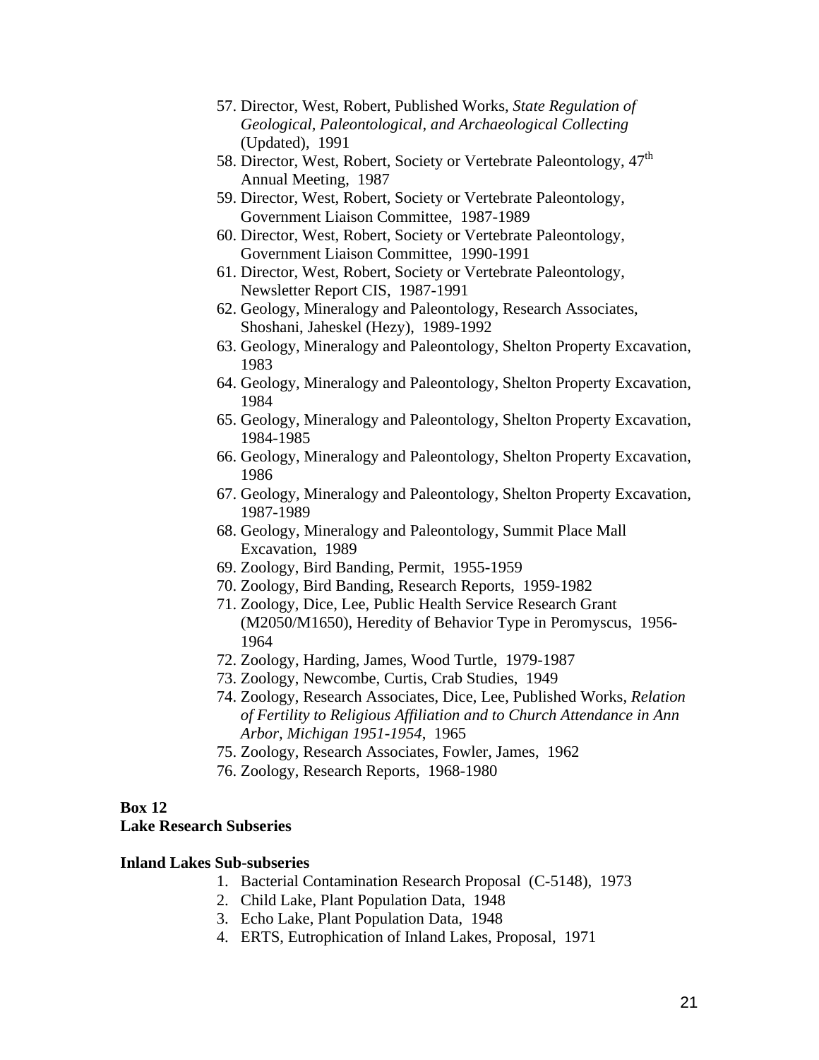57. Director, West, Robert, Published Works, *State Regulation of Geological, Paleontological, and Archaeological Collecting* (Updated), 1991
58. Director, West, Robert, Society or Vertebrate Paleontology, 47th Annual Meeting, 1987
59. Director, West, Robert, Society or Vertebrate Paleontology, Government Liaison Committee, 1987-1989
60. Director, West, Robert, Society or Vertebrate Paleontology, Government Liaison Committee, 1990-1991
61. Director, West, Robert, Society or Vertebrate Paleontology, Newsletter Report CIS, 1987-1991
62. Geology, Mineralogy and Paleontology, Research Associates, Shoshani, Jaheskel (Hezy), 1989-1992
63. Geology, Mineralogy and Paleontology, Shelton Property Excavation, 1983
64. Geology, Mineralogy and Paleontology, Shelton Property Excavation, 1984
65. Geology, Mineralogy and Paleontology, Shelton Property Excavation, 1984-1985
66. Geology, Mineralogy and Paleontology, Shelton Property Excavation, 1986
67. Geology, Mineralogy and Paleontology, Shelton Property Excavation, 1987-1989
68. Geology, Mineralogy and Paleontology, Summit Place Mall Excavation, 1989
69. Zoology, Bird Banding, Permit, 1955-1959
70. Zoology, Bird Banding, Research Reports, 1959-1982
71. Zoology, Dice, Lee, Public Health Service Research Grant (M2050/M1650), Heredity of Behavior Type in Peromyscus, 1956-1964
72. Zoology, Harding, James, Wood Turtle, 1979-1987
73. Zoology, Newcombe, Curtis, Crab Studies, 1949
74. Zoology, Research Associates, Dice, Lee, Published Works, *Relation of Fertility to Religious Affiliation and to Church Attendance in Ann Arbor, Michigan 1951-1954*, 1965
75. Zoology, Research Associates, Fowler, James, 1962
76. Zoology, Research Reports, 1968-1980

**Box 12**
**Lake Research Subseries**

**Inland Lakes Sub-subseries**

1. Bacterial Contamination Research Proposal (C-5148), 1973
2. Child Lake, Plant Population Data, 1948
3. Echo Lake, Plant Population Data, 1948
4. ERTS, Eutrophication of Inland Lakes, Proposal, 1971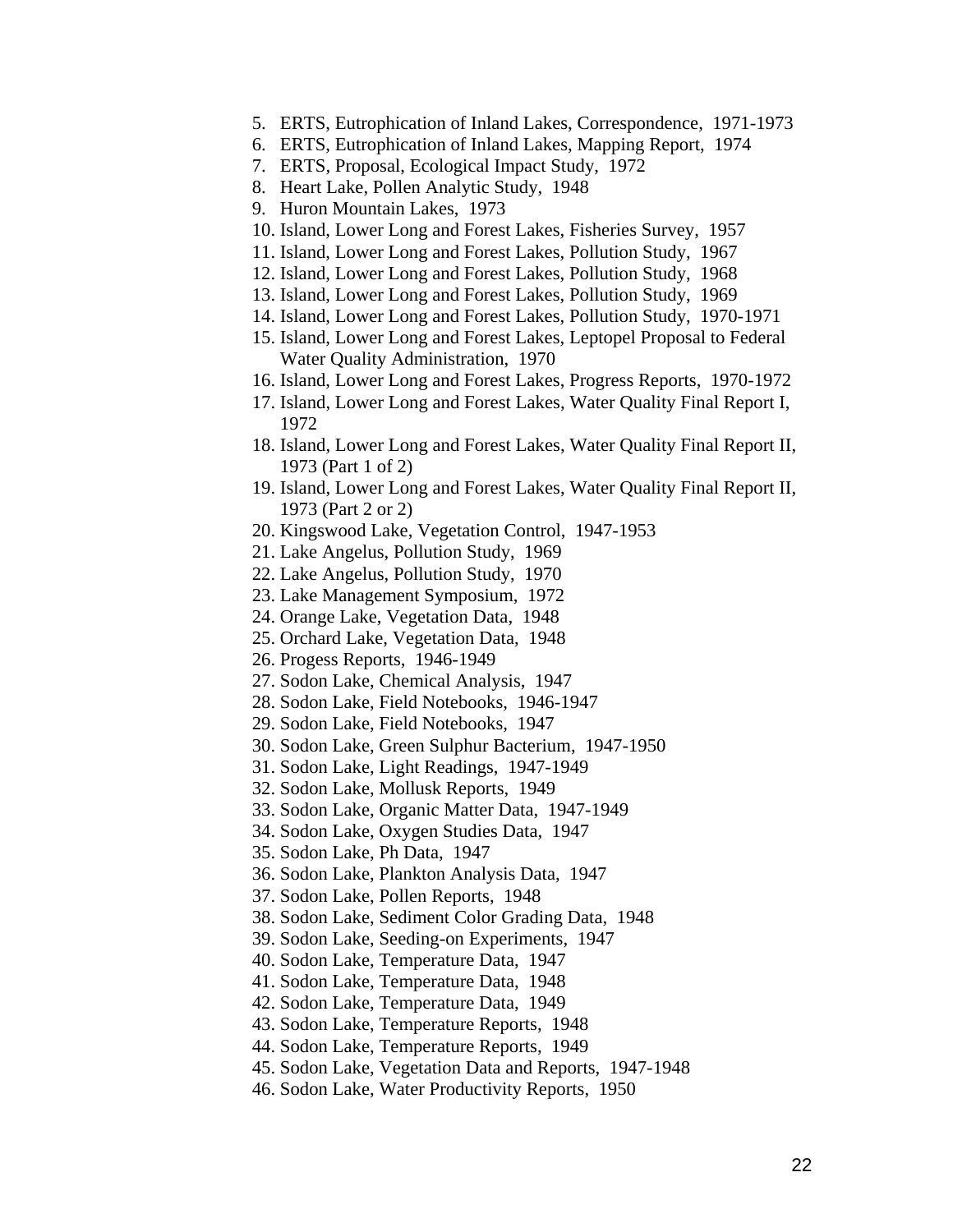5. ERTS, Eutrophication of Inland Lakes, Correspondence, 1971-1973
6. ERTS, Eutrophication of Inland Lakes, Mapping Report, 1974
7. ERTS, Proposal, Ecological Impact Study, 1972
8. Heart Lake, Pollen Analytic Study, 1948
9. Huron Mountain Lakes, 1973
10. Island, Lower Long and Forest Lakes, Fisheries Survey, 1957
11. Island, Lower Long and Forest Lakes, Pollution Study, 1967
12. Island, Lower Long and Forest Lakes, Pollution Study, 1968
13. Island, Lower Long and Forest Lakes, Pollution Study, 1969
14. Island, Lower Long and Forest Lakes, Pollution Study, 1970-1971
15. Island, Lower Long and Forest Lakes, Leptopel Proposal to Federal Water Quality Administration, 1970
16. Island, Lower Long and Forest Lakes, Progress Reports, 1970-1972
17. Island, Lower Long and Forest Lakes, Water Quality Final Report I, 1972
18. Island, Lower Long and Forest Lakes, Water Quality Final Report II, 1973 (Part 1 of 2)
19. Island, Lower Long and Forest Lakes, Water Quality Final Report II, 1973 (Part 2 or 2)
20. Kingswood Lake, Vegetation Control, 1947-1953
21. Lake Angelus, Pollution Study, 1969
22. Lake Angelus, Pollution Study, 1970
23. Lake Management Symposium, 1972
24. Orange Lake, Vegetation Data, 1948
25. Orchard Lake, Vegetation Data, 1948
26. Progess Reports, 1946-1949
27. Sodon Lake, Chemical Analysis, 1947
28. Sodon Lake, Field Notebooks, 1946-1947
29. Sodon Lake, Field Notebooks, 1947
30. Sodon Lake, Green Sulphur Bacterium, 1947-1950
31. Sodon Lake, Light Readings, 1947-1949
32. Sodon Lake, Mollusk Reports, 1949
33. Sodon Lake, Organic Matter Data, 1947-1949
34. Sodon Lake, Oxygen Studies Data, 1947
35. Sodon Lake, Ph Data, 1947
36. Sodon Lake, Plankton Analysis Data, 1947
37. Sodon Lake, Pollen Reports, 1948
38. Sodon Lake, Sediment Color Grading Data, 1948
39. Sodon Lake, Seeding-on Experiments, 1947
40. Sodon Lake, Temperature Data, 1947
41. Sodon Lake, Temperature Data, 1948
42. Sodon Lake, Temperature Data, 1949
43. Sodon Lake, Temperature Reports, 1948
44. Sodon Lake, Temperature Reports, 1949
45. Sodon Lake, Vegetation Data and Reports, 1947-1948
46. Sodon Lake, Water Productivity Reports, 1950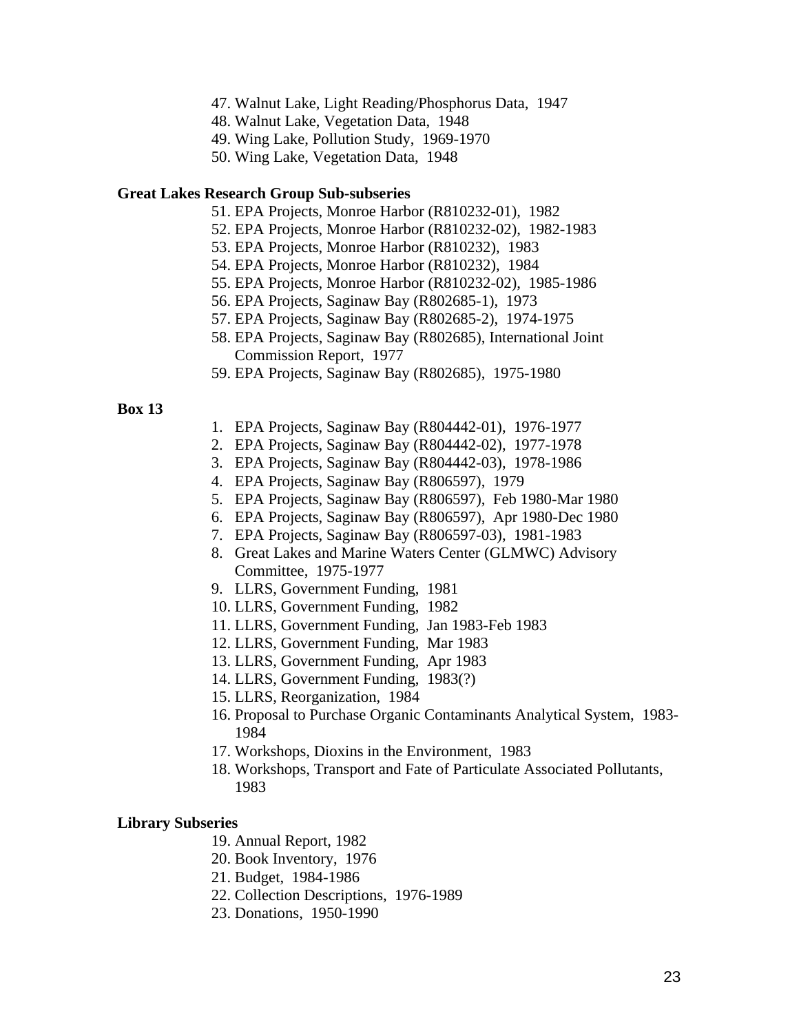47. Walnut Lake, Light Reading/Phosphorus Data, 1947
48. Walnut Lake, Vegetation Data, 1948
49. Wing Lake, Pollution Study, 1969-1970
50. Wing Lake, Vegetation Data, 1948

**Great Lakes Research Group Sub-subseries**

51. EPA Projects, Monroe Harbor (R810232-01), 1982
52. EPA Projects, Monroe Harbor (R810232-02), 1982-1983
53. EPA Projects, Monroe Harbor (R810232), 1983
54. EPA Projects, Monroe Harbor (R810232), 1984
55. EPA Projects, Monroe Harbor (R810232-02), 1985-1986
56. EPA Projects, Saginaw Bay (R802685-1), 1973
57. EPA Projects, Saginaw Bay (R802685-2), 1974-1975
58. EPA Projects, Saginaw Bay (R802685), International Joint Commission Report, 1977
59. EPA Projects, Saginaw Bay (R802685), 1975-1980

**Box 13**

1. EPA Projects, Saginaw Bay (R804442-01), 1976-1977
2. EPA Projects, Saginaw Bay (R804442-02), 1977-1978
3. EPA Projects, Saginaw Bay (R804442-03), 1978-1986
4. EPA Projects, Saginaw Bay (R806597), 1979
5. EPA Projects, Saginaw Bay (R806597), Feb 1980-Mar 1980
6. EPA Projects, Saginaw Bay (R806597), Apr 1980-Dec 1980
7. EPA Projects, Saginaw Bay (R806597-03), 1981-1983
8. Great Lakes and Marine Waters Center (GLMWC) Advisory Committee, 1975-1977
9. LLRS, Government Funding, 1981
10. LLRS, Government Funding, 1982
11. LLRS, Government Funding, Jan 1983-Feb 1983
12. LLRS, Government Funding, Mar 1983
13. LLRS, Government Funding, Apr 1983
14. LLRS, Government Funding, 1983(?)
15. LLRS, Reorganization, 1984
16. Proposal to Purchase Organic Contaminants Analytical System, 1983-1984
17. Workshops, Dioxins in the Environment, 1983
18. Workshops, Transport and Fate of Particulate Associated Pollutants, 1983

**Library Subseries**

19. Annual Report, 1982
20. Book Inventory, 1976
21. Budget, 1984-1986
22. Collection Descriptions, 1976-1989
23. Donations, 1950-1990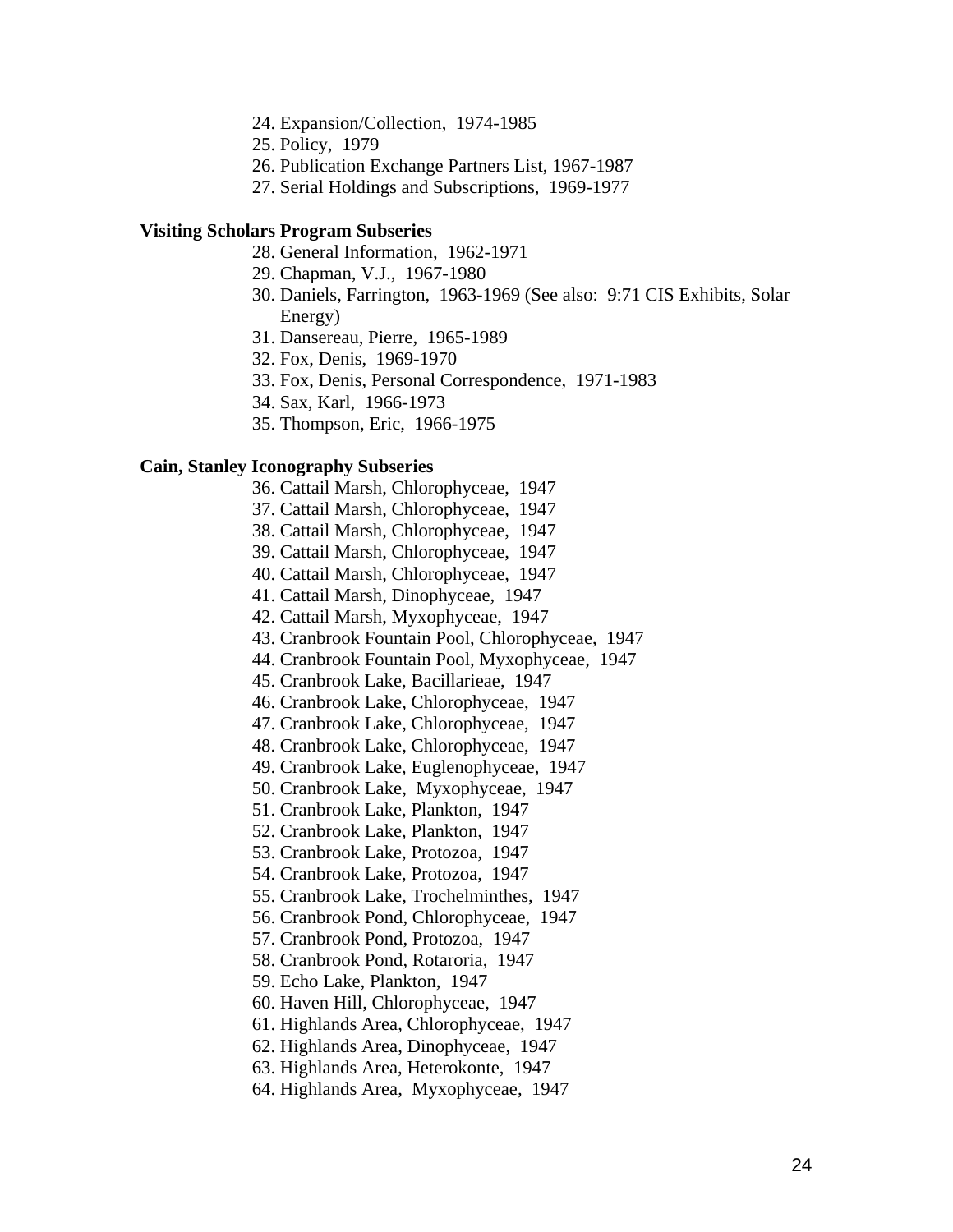24. Expansion/Collection, 1974-1985
25. Policy, 1979
26. Publication Exchange Partners List, 1967-1987
27. Serial Holdings and Subscriptions, 1969-1977

**Visiting Scholars Program Subseries**

28. General Information, 1962-1971
29. Chapman, V.J., 1967-1980
30. Daniels, Farrington, 1963-1969 (See also: 9:71 CIS Exhibits, Solar Energy)
31. Dansereau, Pierre, 1965-1989
32. Fox, Denis, 1969-1970
33. Fox, Denis, Personal Correspondence, 1971-1983
34. Sax, Karl, 1966-1973
35. Thompson, Eric, 1966-1975

**Cain, Stanley Iconography Subseries**

36. Cattail Marsh, Chlorophyceae, 1947
37. Cattail Marsh, Chlorophyceae, 1947
38. Cattail Marsh, Chlorophyceae, 1947
39. Cattail Marsh, Chlorophyceae, 1947
40. Cattail Marsh, Chlorophyceae, 1947
41. Cattail Marsh, Dinophyceae, 1947
42. Cattail Marsh, Myxophyceae, 1947
43. Cranbrook Fountain Pool, Chlorophyceae, 1947
44. Cranbrook Fountain Pool, Myxophyceae, 1947
45. Cranbrook Lake, Bacillarieae, 1947
46. Cranbrook Lake, Chlorophyceae, 1947
47. Cranbrook Lake, Chlorophyceae, 1947
48. Cranbrook Lake, Chlorophyceae, 1947
49. Cranbrook Lake, Euglenophyceae, 1947
50. Cranbrook Lake, Myxophyceae, 1947
51. Cranbrook Lake, Plankton, 1947
52. Cranbrook Lake, Plankton, 1947
53. Cranbrook Lake, Protozoa, 1947
54. Cranbrook Lake, Protozoa, 1947
55. Cranbrook Lake, Trochelminthes, 1947
56. Cranbrook Pond, Chlorophyceae, 1947
57. Cranbrook Pond, Protozoa, 1947
58. Cranbrook Pond, Rotaroria, 1947
59. Echo Lake, Plankton, 1947
60. Haven Hill, Chlorophyceae, 1947
61. Highlands Area, Chlorophyceae, 1947
62. Highlands Area, Dinophyceae, 1947
63. Highlands Area, Heterokonte, 1947
64. Highlands Area, Myxophyceae, 1947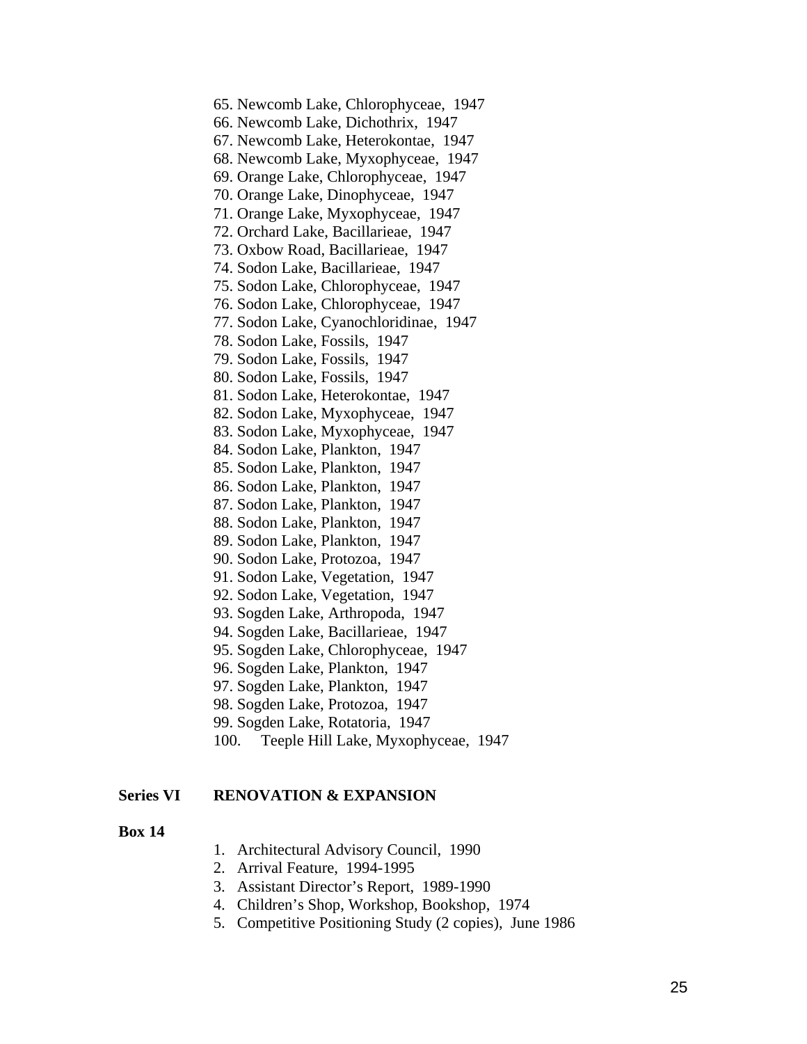65. Newcomb Lake, Chlorophyceae, 1947
66. Newcomb Lake, Dichothrix, 1947
67. Newcomb Lake, Heterokontae, 1947
68. Newcomb Lake, Myxophyceae, 1947
69. Orange Lake, Chlorophyceae, 1947
70. Orange Lake, Dinophyceae, 1947
71. Orange Lake, Myxophyceae, 1947
72. Orchard Lake, Bacillarieae, 1947
73. Oxbow Road, Bacillarieae, 1947
74. Sodon Lake, Bacillarieae, 1947
75. Sodon Lake, Chlorophyceae, 1947
76. Sodon Lake, Chlorophyceae, 1947
77. Sodon Lake, Cyanochloridinae, 1947
78. Sodon Lake, Fossils, 1947
79. Sodon Lake, Fossils, 1947
80. Sodon Lake, Fossils, 1947
81. Sodon Lake, Heterokontae, 1947
82. Sodon Lake, Myxophyceae, 1947
83. Sodon Lake, Myxophyceae, 1947
84. Sodon Lake, Plankton, 1947
85. Sodon Lake, Plankton, 1947
86. Sodon Lake, Plankton, 1947
87. Sodon Lake, Plankton, 1947
88. Sodon Lake, Plankton, 1947
89. Sodon Lake, Plankton, 1947
90. Sodon Lake, Protozoa, 1947
91. Sodon Lake, Vegetation, 1947
92. Sodon Lake, Vegetation, 1947
93. Sogden Lake, Arthropoda, 1947
94. Sogden Lake, Bacillarieae, 1947
95. Sogden Lake, Chlorophyceae, 1947
96. Sogden Lake, Plankton, 1947
97. Sogden Lake, Plankton, 1947
98. Sogden Lake, Protozoa, 1947
99. Sogden Lake, Rotatoria, 1947
100. Teeple Hill Lake, Myxophyceae, 1947

**Series VI RENOVATION & EXPANSION**

**Box 14**

1. Architectural Advisory Council, 1990
2. Arrival Feature, 1994-1995
3. Assistant Director's Report, 1989-1990
4. Children's Shop, Workshop, Bookshop, 1974
5. Competitive Positioning Study (2 copies), June 1986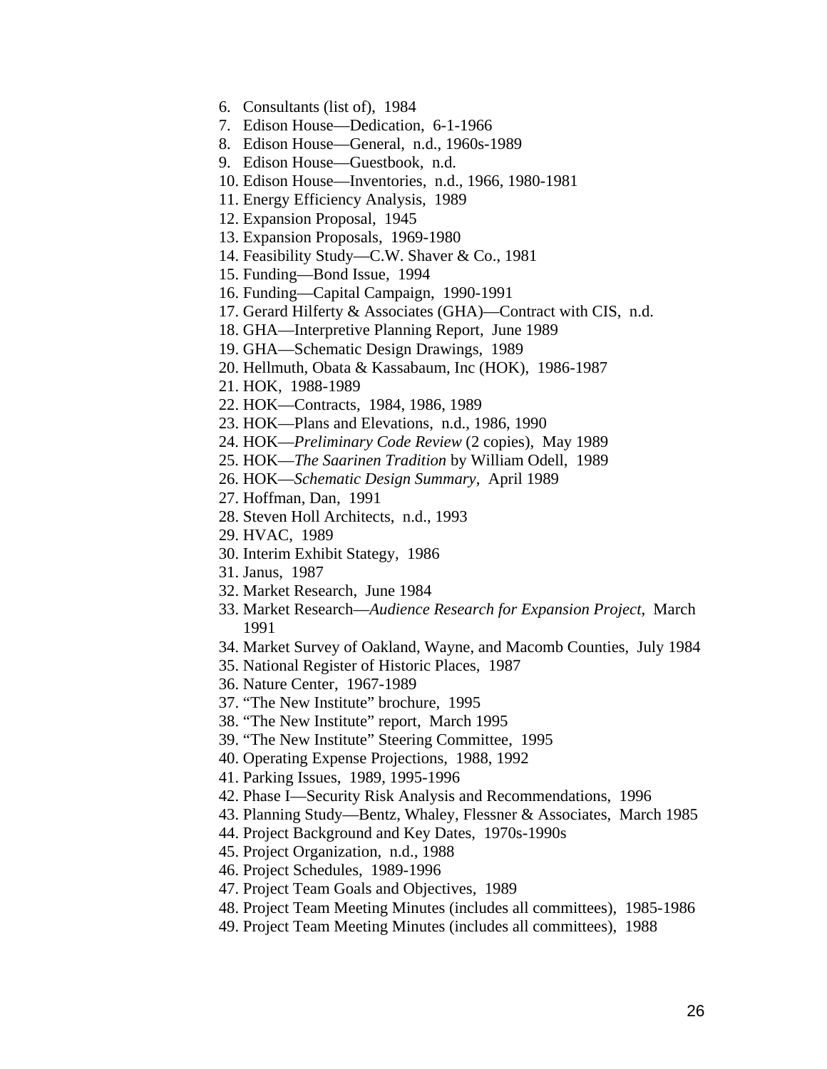6. Consultants (list of), 1984
7. Edison House—Dedication, 6-1-1966
8. Edison House—General, n.d., 1960s-1989
9. Edison House—Guestbook, n.d.
10. Edison House—Inventories, n.d., 1966, 1980-1981
11. Energy Efficiency Analysis, 1989
12. Expansion Proposal, 1945
13. Expansion Proposals, 1969-1980
14. Feasibility Study—C.W. Shaver & Co., 1981
15. Funding—Bond Issue, 1994
16. Funding—Capital Campaign, 1990-1991
17. Gerard Hilferty & Associates (GHA)—Contract with CIS, n.d.
18. GHA—Interpretive Planning Report, June 1989
19. GHA—Schematic Design Drawings, 1989
20. Hellmuth, Obata & Kassabaum, Inc (HOK), 1986-1987
21. HOK, 1988-1989
22. HOK—Contracts, 1984, 1986, 1989
23. HOK—Plans and Elevations, n.d., 1986, 1990
24. HOK—*Preliminary Code Review* (2 copies), May 1989
25. HOK—*The Saarinen Tradition* by William Odell, 1989
26. HOK—*Schematic Design Summary*, April 1989
27. Hoffman, Dan, 1991
28. Steven Holl Architects, n.d., 1993
29. HVAC, 1989
30. Interim Exhibit Stategy, 1986
31. Janus, 1987
32. Market Research, June 1984
33. Market Research—*Audience Research for Expansion Project*, March 1991
34. Market Survey of Oakland, Wayne, and Macomb Counties, July 1984
35. National Register of Historic Places, 1987
36. Nature Center, 1967-1989
37. "The New Institute" brochure, 1995
38. "The New Institute" report, March 1995
39. "The New Institute" Steering Committee, 1995
40. Operating Expense Projections, 1988, 1992
41. Parking Issues, 1989, 1995-1996
42. Phase I—Security Risk Analysis and Recommendations, 1996
43. Planning Study—Bentz, Whaley, Flessner & Associates, March 1985
44. Project Background and Key Dates, 1970s-1990s
45. Project Organization, n.d., 1988
46. Project Schedules, 1989-1996
47. Project Team Goals and Objectives, 1989
48. Project Team Meeting Minutes (includes all committees), 1985-1986
49. Project Team Meeting Minutes (includes all committees), 1988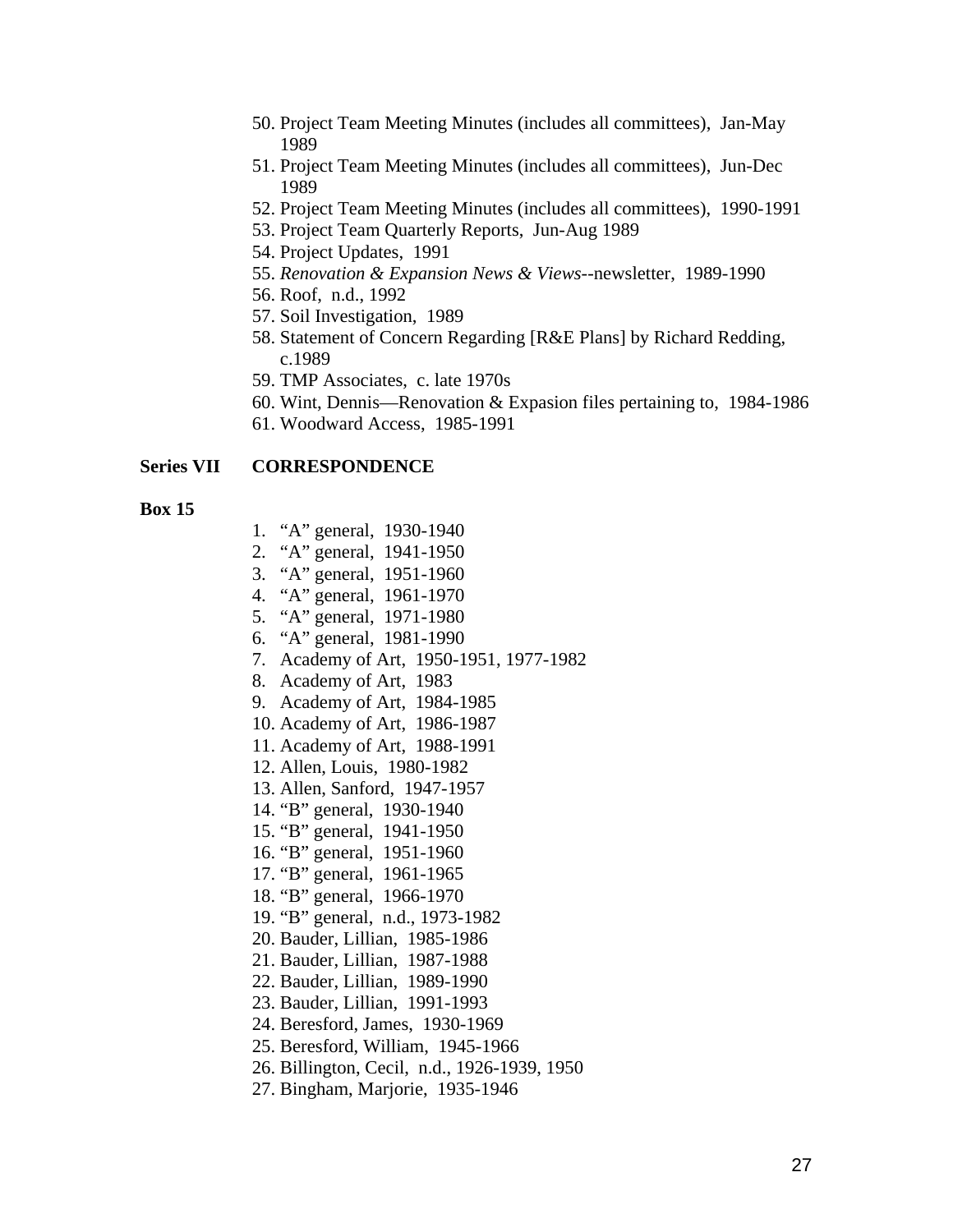50. Project Team Meeting Minutes (includes all committees), Jan-May 1989
51. Project Team Meeting Minutes (includes all committees), Jun-Dec 1989
52. Project Team Meeting Minutes (includes all committees), 1990-1991
53. Project Team Quarterly Reports, Jun-Aug 1989
54. Project Updates, 1991
55. *Renovation & Expansion News & Views*--newsletter, 1989-1990
56. Roof, n.d., 1992
57. Soil Investigation, 1989
58. Statement of Concern Regarding [R&E Plans] by Richard Redding, c.1989
59. TMP Associates, c. late 1970s
60. Wint, Dennis—Renovation & Expasion files pertaining to, 1984-1986
61. Woodward Access, 1985-1991

**Series VII CORRESPONDENCE**

**Box 15**

1. "A" general, 1930-1940
2. "A" general, 1941-1950
3. "A" general, 1951-1960
4. "A" general, 1961-1970
5. "A" general, 1971-1980
6. "A" general, 1981-1990
7. Academy of Art, 1950-1951, 1977-1982
8. Academy of Art, 1983
9. Academy of Art, 1984-1985
10. Academy of Art, 1986-1987
11. Academy of Art, 1988-1991
12. Allen, Louis, 1980-1982
13. Allen, Sanford, 1947-1957
14. "B" general, 1930-1940
15. "B" general, 1941-1950
16. "B" general, 1951-1960
17. "B" general, 1961-1965
18. "B" general, 1966-1970
19. "B" general, n.d., 1973-1982
20. Bauder, Lillian, 1985-1986
21. Bauder, Lillian, 1987-1988
22. Bauder, Lillian, 1989-1990
23. Bauder, Lillian, 1991-1993
24. Beresford, James, 1930-1969
25. Beresford, William, 1945-1966
26. Billington, Cecil, n.d., 1926-1939, 1950
27. Bingham, Marjorie, 1935-1946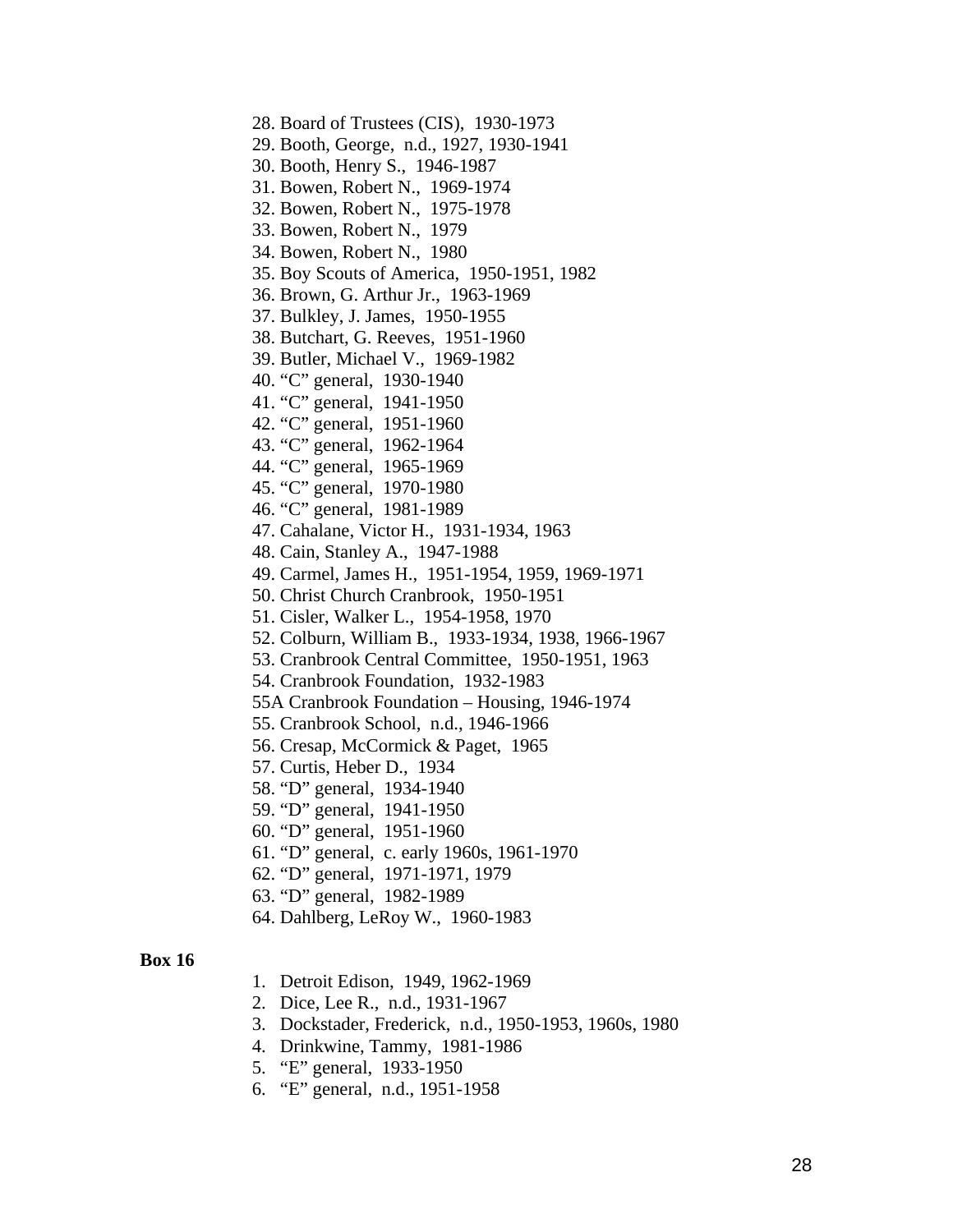28. Board of Trustees (CIS), 1930-1973
29. Booth, George, n.d., 1927, 1930-1941
30. Booth, Henry S., 1946-1987
31. Bowen, Robert N., 1969-1974
32. Bowen, Robert N., 1975-1978
33. Bowen, Robert N., 1979
34. Bowen, Robert N., 1980
35. Boy Scouts of America, 1950-1951, 1982
36. Brown, G. Arthur Jr., 1963-1969
37. Bulkley, J. James, 1950-1955
38. Butchart, G. Reeves, 1951-1960
39. Butler, Michael V., 1969-1982
40. "C" general, 1930-1940
41. "C" general, 1941-1950
42. "C" general, 1951-1960
43. "C" general, 1962-1964
44. "C" general, 1965-1969
45. "C" general, 1970-1980
46. "C" general, 1981-1989
47. Cahalane, Victor H., 1931-1934, 1963
48. Cain, Stanley A., 1947-1988
49. Carmel, James H., 1951-1954, 1959, 1969-1971
50. Christ Church Cranbrook, 1950-1951
51. Cisler, Walker L., 1954-1958, 1970
52. Colburn, William B., 1933-1934, 1938, 1966-1967
53. Cranbrook Central Committee, 1950-1951, 1963
54. Cranbrook Foundation, 1932-1983

55A Cranbrook Foundation – Housing, 1946-1974

55. Cranbrook School, n.d., 1946-1966
56. Cresap, McCormick & Paget, 1965
57. Curtis, Heber D., 1934
58. "D" general, 1934-1940
59. "D" general, 1941-1950
60. "D" general, 1951-1960
61. "D" general, c. early 1960s, 1961-1970
62. "D" general, 1971-1971, 1979
63. "D" general, 1982-1989
64. Dahlberg, LeRoy W., 1960-1983

**Box 16**

1. Detroit Edison, 1949, 1962-1969
2. Dice, Lee R., n.d., 1931-1967
3. Dockstader, Frederick, n.d., 1950-1953, 1960s, 1980
4. Drinkwine, Tammy, 1981-1986
5. "E" general, 1933-1950
6. "E" general, n.d., 1951-1958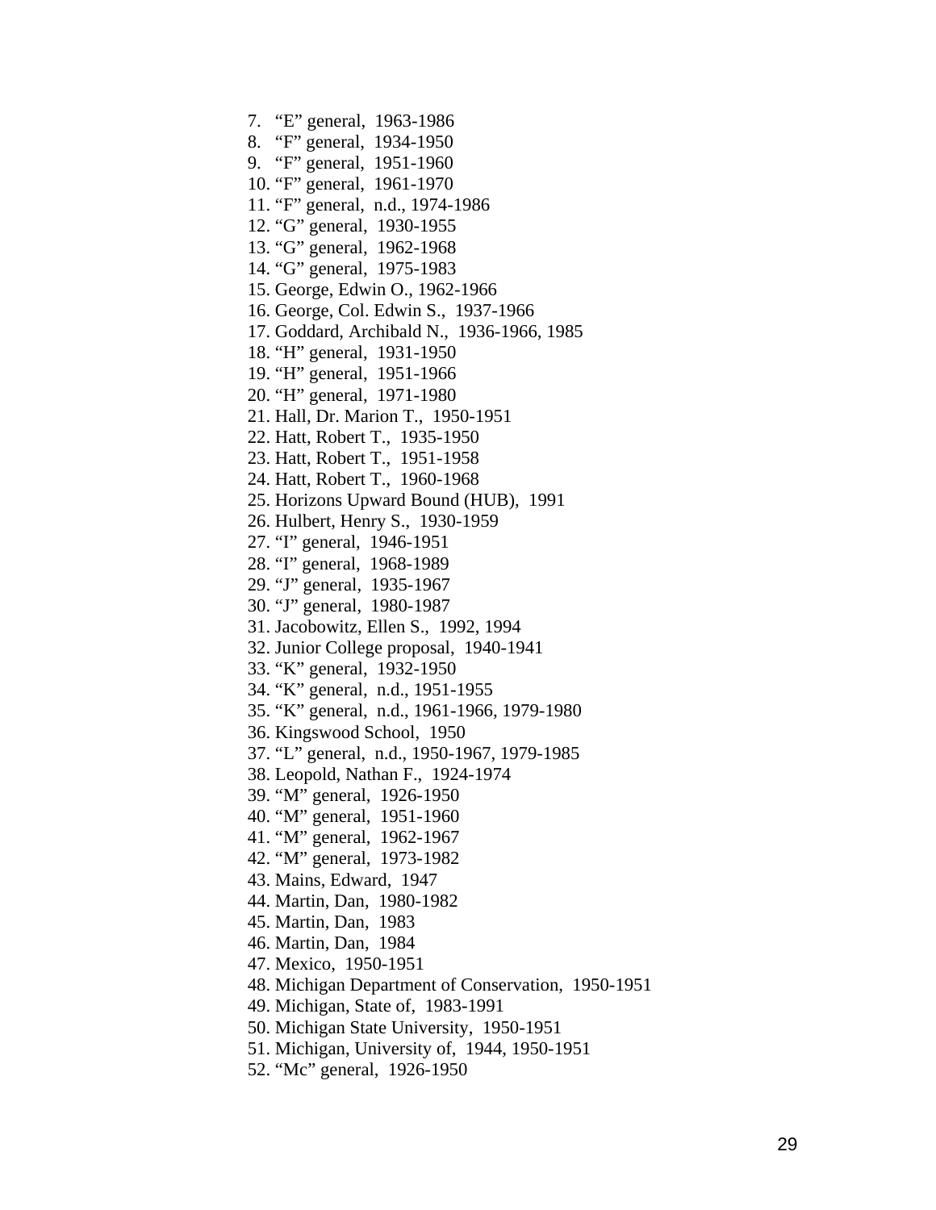7. “E” general, 1963-1986
8. “F” general, 1934-1950
9. “F” general, 1951-1960
10. “F” general, 1961-1970
11. “F” general, n.d., 1974-1986
12. “G” general, 1930-1955
13. “G” general, 1962-1968
14. “G” general, 1975-1983
15. George, Edwin O., 1962-1966
16. George, Col. Edwin S., 1937-1966
17. Goddard, Archibald N., 1936-1966, 1985
18. “H” general, 1931-1950
19. “H” general, 1951-1966
20. “H” general, 1971-1980
21. Hall, Dr. Marion T., 1950-1951
22. Hatt, Robert T., 1935-1950
23. Hatt, Robert T., 1951-1958
24. Hatt, Robert T., 1960-1968
25. Horizons Upward Bound (HUB), 1991
26. Hulbert, Henry S., 1930-1959
27. “I” general, 1946-1951
28. “I” general, 1968-1989
29. “J” general, 1935-1967
30. “J” general, 1980-1987
31. Jacobowitz, Ellen S., 1992, 1994
32. Junior College proposal, 1940-1941
33. “K” general, 1932-1950
34. “K” general, n.d., 1951-1955
35. “K” general, n.d., 1961-1966, 1979-1980
36. Kingswood School, 1950
37. “L” general, n.d., 1950-1967, 1979-1985
38. Leopold, Nathan F., 1924-1974
39. “M” general, 1926-1950
40. “M” general, 1951-1960
41. “M” general, 1962-1967
42. “M” general, 1973-1982
43. Mains, Edward, 1947
44. Martin, Dan, 1980-1982
45. Martin, Dan, 1983
46. Martin, Dan, 1984
47. Mexico, 1950-1951
48. Michigan Department of Conservation, 1950-1951
49. Michigan, State of, 1983-1991
50. Michigan State University, 1950-1951
51. Michigan, University of, 1944, 1950-1951
52. “Mc” general, 1926-1950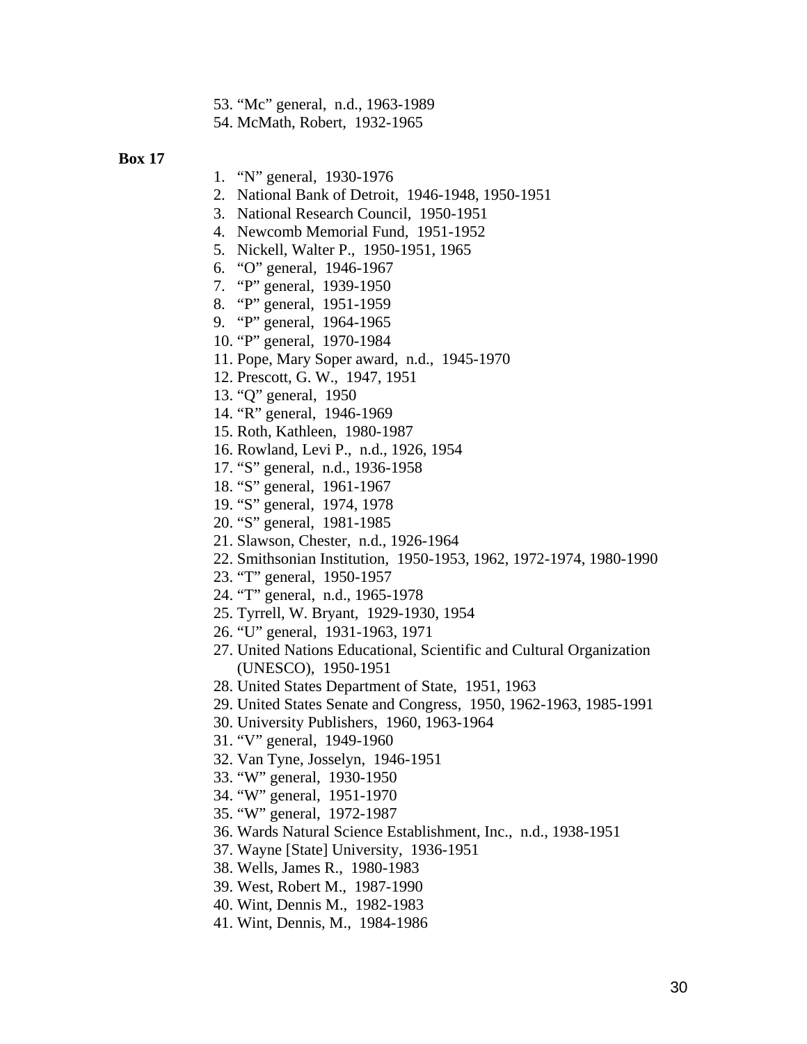53. “Mc” general, n.d., 1963-1989
54. McMath, Robert, 1932-1965

**Box 17**

1. “N” general, 1930-1976
2. National Bank of Detroit, 1946-1948, 1950-1951
3. National Research Council, 1950-1951
4. Newcomb Memorial Fund, 1951-1952
5. Nickell, Walter P., 1950-1951, 1965
6. “O” general, 1946-1967
7. “P” general, 1939-1950
8. “P” general, 1951-1959
9. “P” general, 1964-1965
10. “P” general, 1970-1984
11. Pope, Mary Soper award, n.d., 1945-1970
12. Prescott, G. W., 1947, 1951
13. “Q” general, 1950
14. “R” general, 1946-1969
15. Roth, Kathleen, 1980-1987
16. Rowland, Levi P., n.d., 1926, 1954
17. “S” general, n.d., 1936-1958
18. “S” general, 1961-1967
19. “S” general, 1974, 1978
20. “S” general, 1981-1985
21. Slawson, Chester, n.d., 1926-1964
22. Smithsonian Institution, 1950-1953, 1962, 1972-1974, 1980-1990
23. “T” general, 1950-1957
24. “T” general, n.d., 1965-1978
25. Tyrrell, W. Bryant, 1929-1930, 1954
26. “U” general, 1931-1963, 1971
27. United Nations Educational, Scientific and Cultural Organization (UNESCO), 1950-1951
28. United States Department of State, 1951, 1963
29. United States Senate and Congress, 1950, 1962-1963, 1985-1991
30. University Publishers, 1960, 1963-1964
31. “V” general, 1949-1960
32. Van Tyne, Josselyn, 1946-1951
33. “W” general, 1930-1950
34. “W” general, 1951-1970
35. “W” general, 1972-1987
36. Wards Natural Science Establishment, Inc., n.d., 1938-1951
37. Wayne [State] University, 1936-1951
38. Wells, James R., 1980-1983
39. West, Robert M., 1987-1990
40. Wint, Dennis M., 1982-1983
41. Wint, Dennis, M., 1984-1986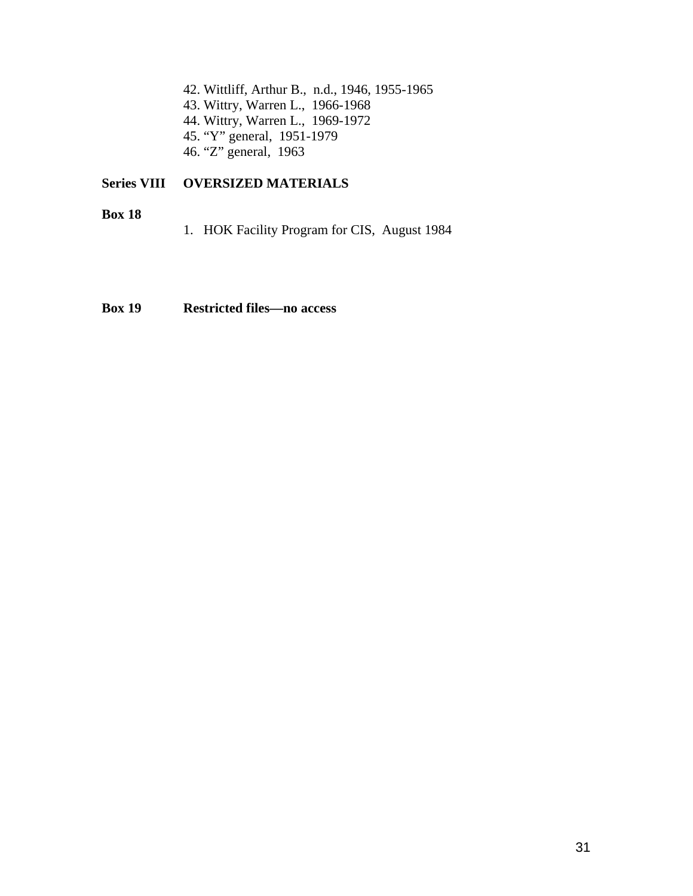42. Wittliff, Arthur B., n.d., 1946, 1955-1965
43. Wittry, Warren L., 1966-1968
44. Wittry, Warren L., 1969-1972
45. "Y" general, 1951-1979
46. "Z" general, 1963

**Series VIII OVERSIZED MATERIALS**

**Box 18**

1. HOK Facility Program for CIS, August 1984

**Box 19 Restricted files—no access**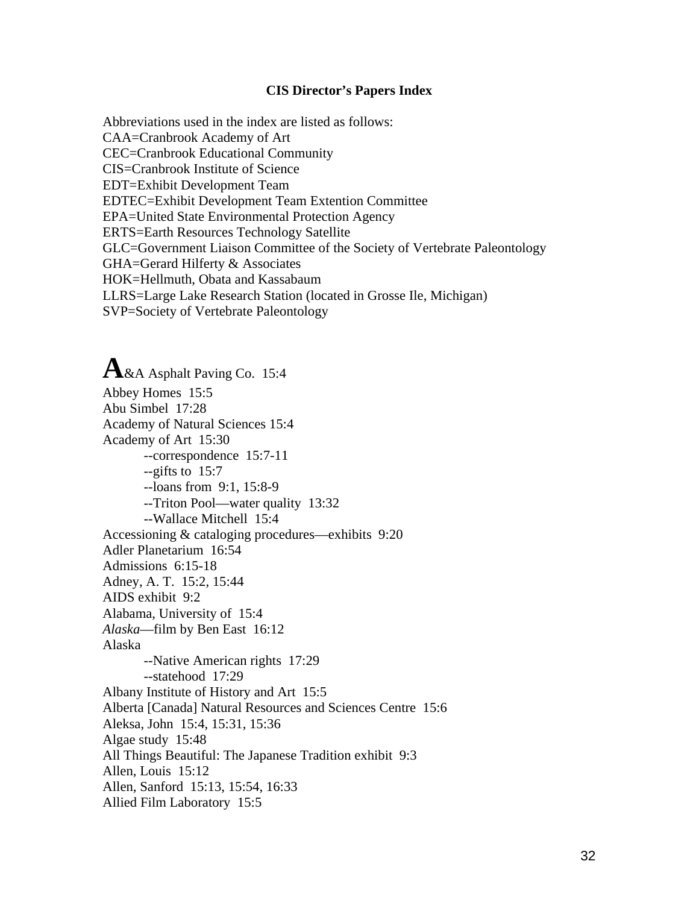**CIS Director's Papers Index**

Abbreviations used in the index are listed as follows:
CAA=Cranbrook Academy of Art
CEC=Cranbrook Educational Community
CIS=Cranbrook Institute of Science
EDT=Exhibit Development Team
EDTEC=Exhibit Development Team Extention Committee
EPA=United State Environmental Protection Agency
ERTS=Earth Resources Technology Satellite
GLC=Government Liaison Committee of the Society of Vertebrate Paleontology
GHA=Gerard Hilferty & Associates
HOK=Hellmuth, Obata and Kassabaum
LLRS=Large Lake Research Station (located in Grosse Ile, Michigan)
SVP=Society of Vertebrate Paleontology

**A**&A Asphalt Paving Co. 15:4
Abbey Homes 15:5
Abu Simbel 17:28
Academy of Natural Sciences 15:4
Academy of Art 15:30
  --correspondence 15:7-11
  --gifts to 15:7
  --loans from 9:1, 15:8-9
  --Triton Pool—water quality 13:32
  --Wallace Mitchell 15:4
Accessioning & cataloging procedures—exhibits 9:20
Adler Planetarium 16:54
Admissions 6:15-18
Adney, A. T. 15:2, 15:44
AIDS exhibit 9:2
Alabama, University of 15:4
*Alaska*—film by Ben East 16:12
Alaska
  --Native American rights 17:29
  --statehood 17:29
Albany Institute of History and Art 15:5
Alberta [Canada] Natural Resources and Sciences Centre 15:6
Aleksa, John 15:4, 15:31, 15:36
Algae study 15:48
All Things Beautiful: The Japanese Tradition exhibit 9:3
Allen, Louis 15:12
Allen, Sanford 15:13, 15:54, 16:33
Allied Film Laboratory 15:5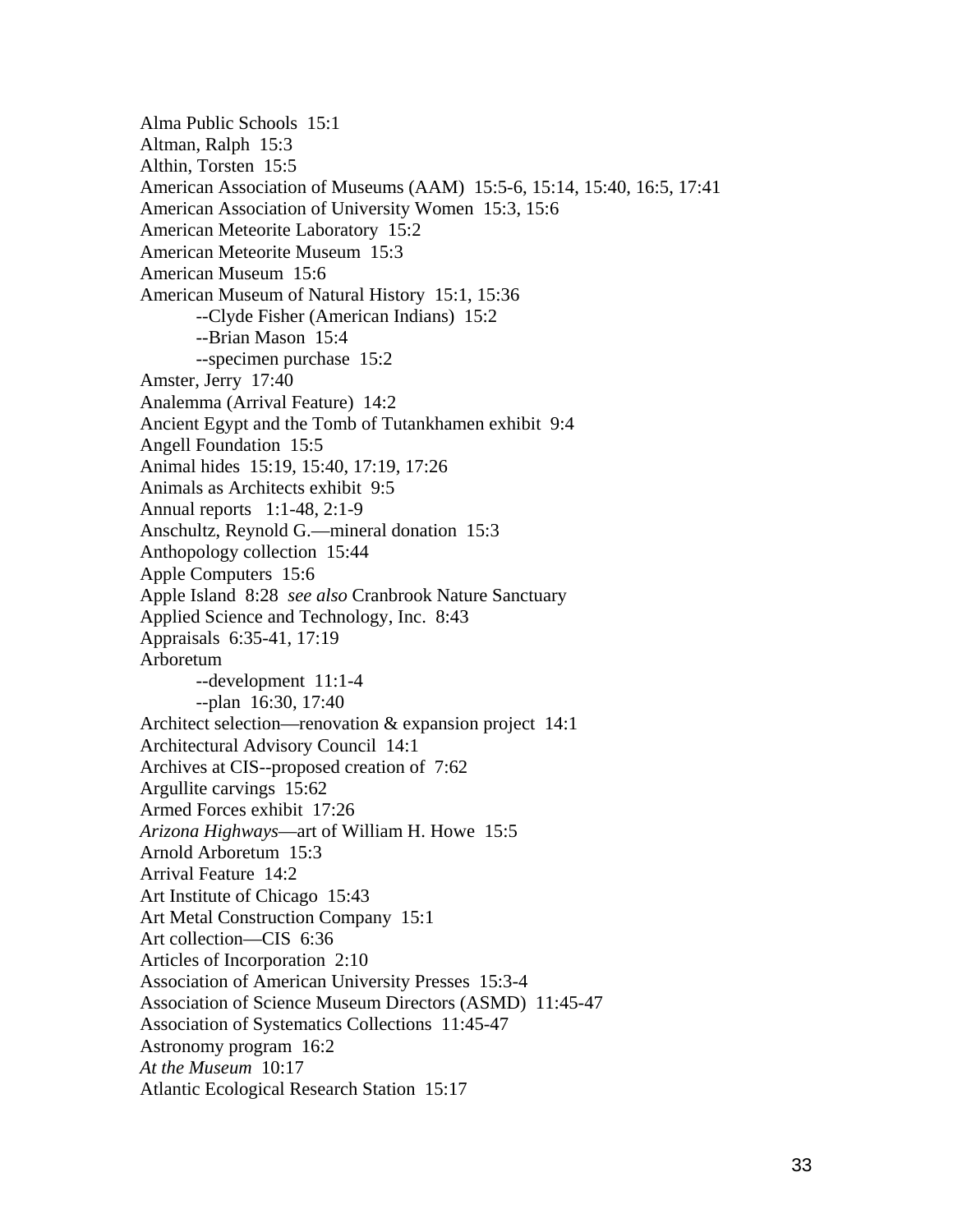Alma Public Schools  15:1
Altman, Ralph  15:3
Althin, Torsten  15:5
American Association of Museums (AAM)  15:5-6, 15:14, 15:40, 16:5, 17:41
American Association of University Women  15:3, 15:6
American Meteorite Laboratory  15:2
American Meteorite Museum  15:3
American Museum  15:6
American Museum of Natural History  15:1, 15:36
    --Clyde Fisher (American Indians)  15:2
    --Brian Mason  15:4
    --specimen purchase  15:2
Amster, Jerry  17:40
Analemma (Arrival Feature)  14:2
Ancient Egypt and the Tomb of Tutankhamen exhibit  9:4
Angell Foundation  15:5
Animal hides  15:19, 15:40, 17:19, 17:26
Animals as Architects exhibit  9:5
Annual reports   1:1-48, 2:1-9
Anschultz, Reynold G.—mineral donation  15:3
Anthopology collection  15:44
Apple Computers  15:6
Apple Island  8:28  *see also* Cranbrook Nature Sanctuary
Applied Science and Technology, Inc.  8:43
Appraisals  6:35-41, 17:19
Arboretum
    --development  11:1-4
    --plan  16:30, 17:40
Architect selection—renovation & expansion project  14:1
Architectural Advisory Council  14:1
Archives at CIS--proposed creation of  7:62
Argullite carvings  15:62
Armed Forces exhibit  17:26
*Arizona Highways*—art of William H. Howe  15:5
Arnold Arboretum  15:3
Arrival Feature  14:2
Art Institute of Chicago  15:43
Art Metal Construction Company  15:1
Art collection—CIS  6:36
Articles of Incorporation  2:10
Association of American University Presses  15:3-4
Association of Science Museum Directors (ASMD)  11:45-47
Association of Systematics Collections  11:45-47
Astronomy program  16:2
*At the Museum*  10:17
Atlantic Ecological Research Station  15:17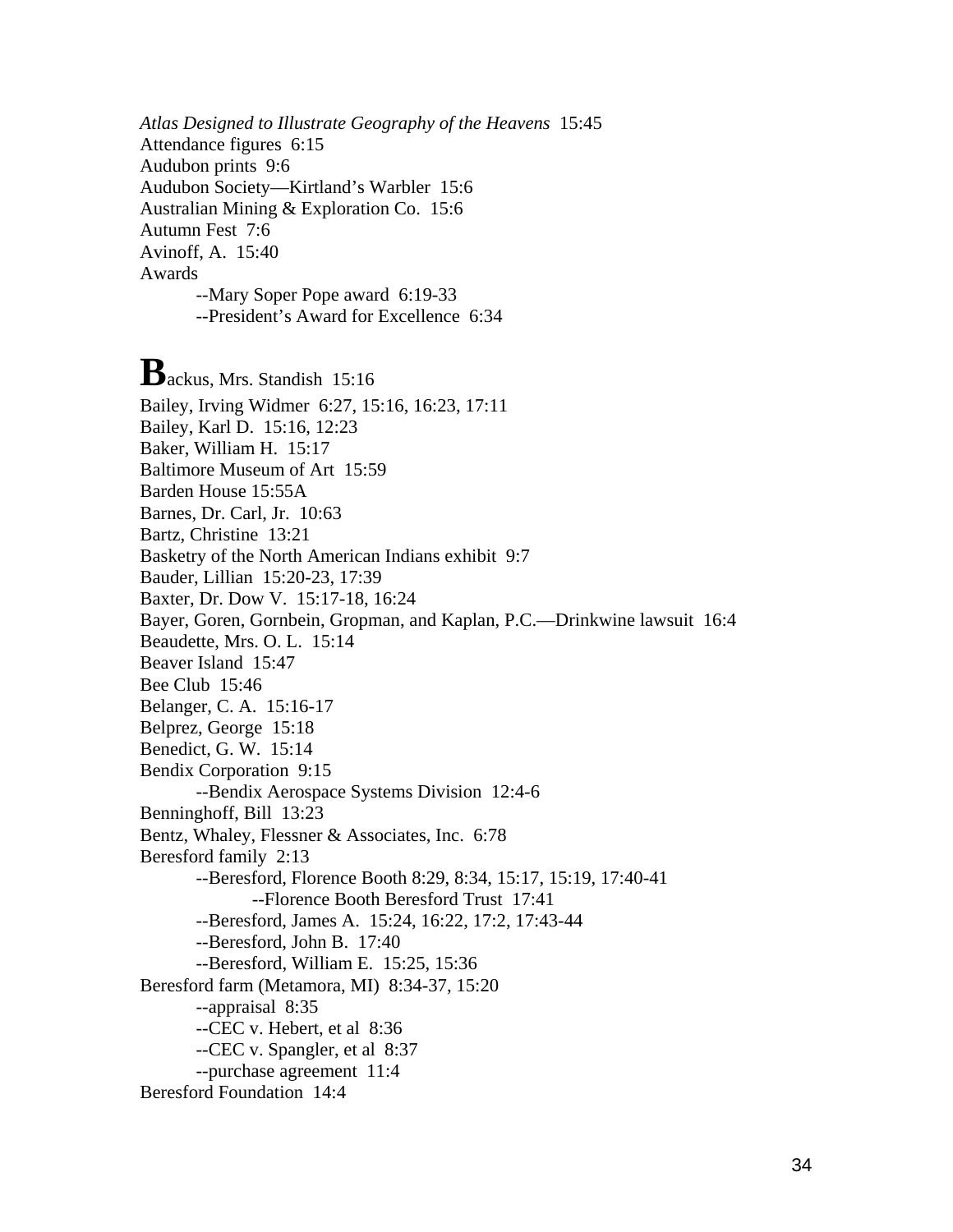*Atlas Designed to Illustrate Geography of the Heavens*  15:45
Attendance figures  6:15
Audubon prints  9:6
Audubon Society—Kirtland's Warbler  15:6
Australian Mining & Exploration Co.  15:6
Autumn Fest  7:6
Avinoff, A.  15:40
Awards
    --Mary Soper Pope award  6:19-33
    --President's Award for Excellence  6:34

**B**ackus, Mrs. Standish  15:16
Bailey, Irving Widmer  6:27, 15:16, 16:23, 17:11
Bailey, Karl D.  15:16, 12:23
Baker, William H.  15:17
Baltimore Museum of Art  15:59
Barden House 15:55A
Barnes, Dr. Carl, Jr.  10:63
Bartz, Christine  13:21
Basketry of the North American Indians exhibit  9:7
Bauder, Lillian  15:20-23, 17:39
Baxter, Dr. Dow V.  15:17-18, 16:24
Bayer, Goren, Gornbein, Gropman, and Kaplan, P.C.—Drinkwine lawsuit  16:4
Beaudette, Mrs. O. L.  15:14
Beaver Island  15:47
Bee Club  15:46
Belanger, C. A.  15:16-17
Belprez, George  15:18
Benedict, G. W.  15:14
Bendix Corporation  9:15
    --Bendix Aerospace Systems Division  12:4-6
Benninghoff, Bill  13:23
Bentz, Whaley, Flessner & Associates, Inc.  6:78
Beresford family  2:13
    --Beresford, Florence Booth 8:29, 8:34, 15:17, 15:19, 17:40-41
        --Florence Booth Beresford Trust  17:41
    --Beresford, James A.  15:24, 16:22, 17:2, 17:43-44
    --Beresford, John B.  17:40
    --Beresford, William E.  15:25, 15:36
Beresford farm (Metamora, MI)  8:34-37, 15:20
    --appraisal  8:35
    --CEC v. Hebert, et al  8:36
    --CEC v. Spangler, et al  8:37
    --purchase agreement  11:4
Beresford Foundation  14:4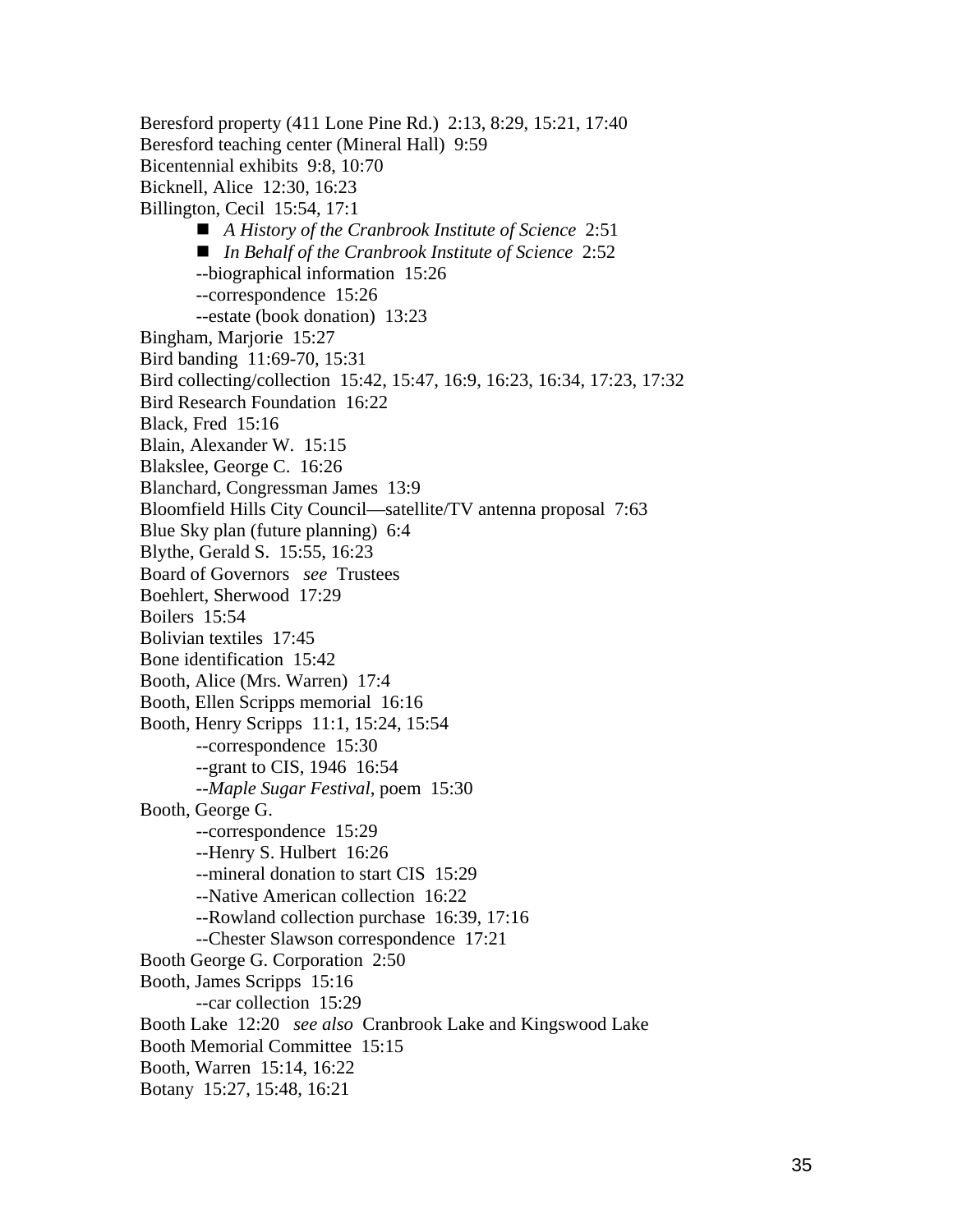Beresford property (411 Lone Pine Rd.)  2:13, 8:29, 15:21, 17:40
Beresford teaching center (Mineral Hall)  9:59
Bicentennial exhibits  9:8, 10:70
Bicknell, Alice  12:30, 16:23
Billington, Cecil  15:54, 17:1

- *A History of the Cranbrook Institute of Science*  2:51
- *In Behalf of the Cranbrook Institute of Science*  2:52

    --biographical information  15:26
    --correspondence  15:26
    --estate (book donation)  13:23

Bingham, Marjorie  15:27
Bird banding  11:69-70, 15:31
Bird collecting/collection  15:42, 15:47, 16:9, 16:23, 16:34, 17:23, 17:32
Bird Research Foundation  16:22
Black, Fred  15:16
Blain, Alexander W.  15:15
Blakslee, George C.  16:26
Blanchard, Congressman James  13:9
Bloomfield Hills City Council—satellite/TV antenna proposal  7:63
Blue Sky plan (future planning)  6:4
Blythe, Gerald S.  15:55, 16:23
Board of Governors  *see*  Trustees
Boehlert, Sherwood  17:29
Boilers  15:54
Bolivian textiles  17:45
Bone identification  15:42
Booth, Alice (Mrs. Warren)  17:4
Booth, Ellen Scripps memorial  16:16
Booth, Henry Scripps  11:1, 15:24, 15:54

    --correspondence  15:30
    --grant to CIS, 1946  16:54
    --*Maple Sugar Festival*, poem  15:30

Booth, George G.

    --correspondence  15:29
    --Henry S. Hulbert  16:26
    --mineral donation to start CIS  15:29
    --Native American collection  16:22
    --Rowland collection purchase  16:39, 17:16
    --Chester Slawson correspondence  17:21

Booth George G. Corporation  2:50
Booth, James Scripps  15:16

    --car collection  15:29

Booth Lake  12:20  *see also*  Cranbrook Lake and Kingswood Lake
Booth Memorial Committee  15:15
Booth, Warren  15:14, 16:22
Botany  15:27, 15:48, 16:21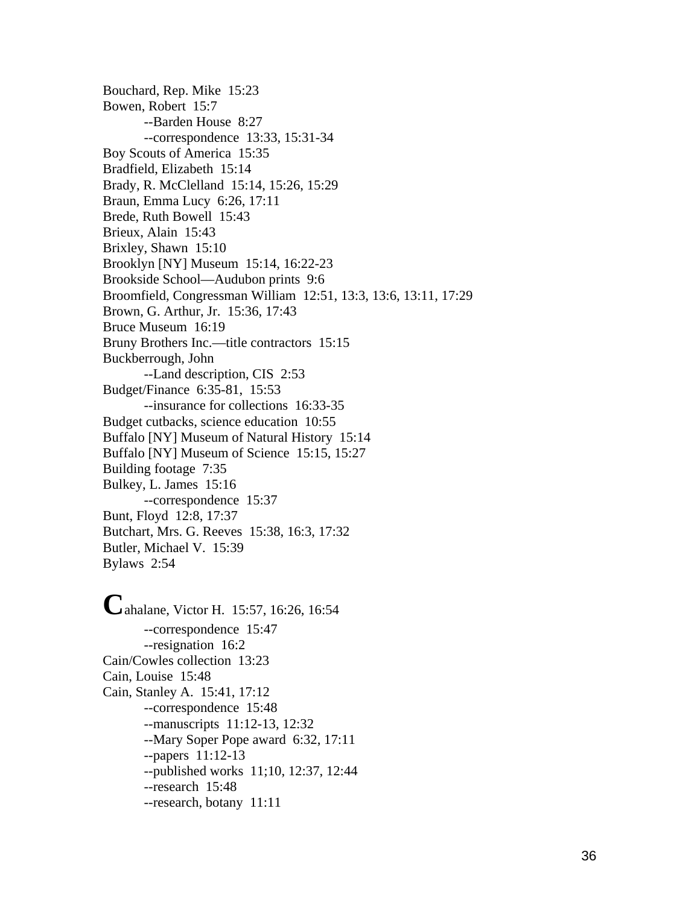Bouchard, Rep. Mike 15:23
Bowen, Robert 15:7
    --Barden House 8:27
    --correspondence 13:33, 15:31-34
Boy Scouts of America 15:35
Bradfield, Elizabeth 15:14
Brady, R. McClelland 15:14, 15:26, 15:29
Braun, Emma Lucy 6:26, 17:11
Brede, Ruth Bowell 15:43
Brieux, Alain 15:43
Brixley, Shawn 15:10
Brooklyn [NY] Museum 15:14, 16:22-23
Brookside School—Audubon prints 9:6
Broomfield, Congressman William 12:51, 13:3, 13:6, 13:11, 17:29
Brown, G. Arthur, Jr. 15:36, 17:43
Bruce Museum 16:19
Bruny Brothers Inc.—title contractors 15:15
Buckberrough, John
    --Land description, CIS 2:53
Budget/Finance 6:35-81, 15:53
    --insurance for collections 16:33-35
Budget cutbacks, science education 10:55
Buffalo [NY] Museum of Natural History 15:14
Buffalo [NY] Museum of Science 15:15, 15:27
Building footage 7:35
Bulkey, L. James 15:16
    --correspondence 15:37
Bunt, Floyd 12:8, 17:37
Butchart, Mrs. G. Reeves 15:38, 16:3, 17:32
Butler, Michael V. 15:39
Bylaws 2:54

**C**ahalane, Victor H. 15:57, 16:26, 16:54
    --correspondence 15:47
    --resignation 16:2
Cain/Cowles collection 13:23
Cain, Louise 15:48
Cain, Stanley A. 15:41, 17:12
    --correspondence 15:48
    --manuscripts 11:12-13, 12:32
    --Mary Soper Pope award 6:32, 17:11
    --papers 11:12-13
    --published works 11;10, 12:37, 12:44
    --research 15:48
    --research, botany 11:11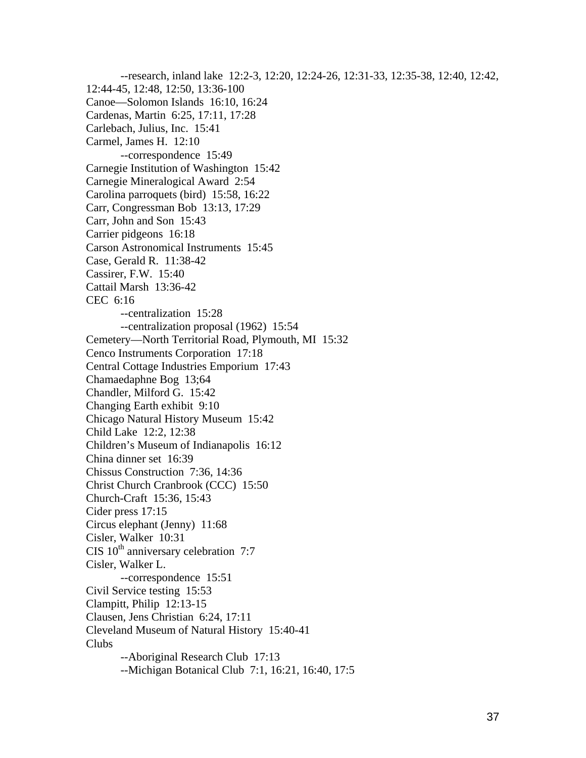--research, inland lake 12:2-3, 12:20, 12:24-26, 12:31-33, 12:35-38, 12:40, 12:42, 12:44-45, 12:48, 12:50, 13:36-100

Canoe—Solomon Islands 16:10, 16:24

Cardenas, Martin 6:25, 17:11, 17:28

Carlebach, Julius, Inc. 15:41

Carmel, James H. 12:10

--correspondence 15:49

Carnegie Institution of Washington 15:42

Carnegie Mineralogical Award 2:54

Carolina parroquets (bird) 15:58, 16:22

Carr, Congressman Bob 13:13, 17:29

Carr, John and Son 15:43

Carrier pidgeons 16:18

Carson Astronomical Instruments 15:45

Case, Gerald R. 11:38-42

Cassirer, F.W. 15:40

Cattail Marsh 13:36-42

CEC 6:16

--centralization 15:28

--centralization proposal (1962) 15:54

Cemetery—North Territorial Road, Plymouth, MI 15:32

Cenco Instruments Corporation 17:18

Central Cottage Industries Emporium 17:43

Chamaedaphne Bog 13;64

Chandler, Milford G. 15:42

Changing Earth exhibit 9:10

Chicago Natural History Museum 15:42

Child Lake 12:2, 12:38

Children's Museum of Indianapolis 16:12

China dinner set 16:39

Chissus Construction 7:36, 14:36

Christ Church Cranbrook (CCC) 15:50

Church-Craft 15:36, 15:43

Cider press 17:15

Circus elephant (Jenny) 11:68

Cisler, Walker 10:31

CIS 10th anniversary celebration 7:7

Cisler, Walker L.

--correspondence 15:51

Civil Service testing 15:53

Clampitt, Philip 12:13-15

Clausen, Jens Christian 6:24, 17:11

Cleveland Museum of Natural History 15:40-41

Clubs

--Aboriginal Research Club 17:13

--Michigan Botanical Club 7:1, 16:21, 16:40, 17:5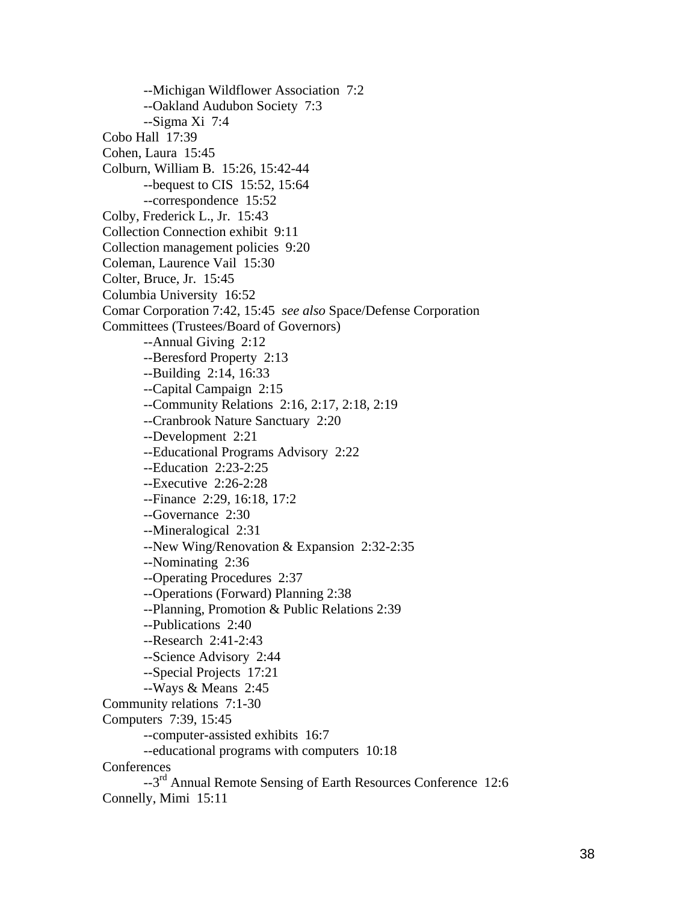--Michigan Wildflower Association  7:2
--Oakland Audubon Society  7:3
--Sigma Xi  7:4
Cobo Hall  17:39
Cohen, Laura  15:45
Colburn, William B.  15:26, 15:42-44
--bequest to CIS  15:52, 15:64
--correspondence  15:52
Colby, Frederick L., Jr.  15:43
Collection Connection exhibit  9:11
Collection management policies  9:20
Coleman, Laurence Vail  15:30
Colter, Bruce, Jr.  15:45
Columbia University  16:52
Comar Corporation 7:42, 15:45  *see also* Space/Defense Corporation
Committees (Trustees/Board of Governors)
--Annual Giving  2:12
--Beresford Property  2:13
--Building  2:14, 16:33
--Capital Campaign  2:15
--Community Relations  2:16, 2:17, 2:18, 2:19
--Cranbrook Nature Sanctuary  2:20
--Development  2:21
--Educational Programs Advisory  2:22
--Education  2:23-2:25
--Executive  2:26-2:28
--Finance  2:29, 16:18, 17:2
--Governance  2:30
--Mineralogical  2:31
--New Wing/Renovation & Expansion  2:32-2:35
--Nominating  2:36
--Operating Procedures  2:37
--Operations (Forward) Planning 2:38
--Planning, Promotion & Public Relations 2:39
--Publications  2:40
--Research  2:41-2:43
--Science Advisory  2:44
--Special Projects  17:21
--Ways & Means  2:45
Community relations  7:1-30
Computers  7:39, 15:45
--computer-assisted exhibits  16:7
--educational programs with computers  10:18
Conferences
--3rd Annual Remote Sensing of Earth Resources Conference  12:6
Connelly, Mimi  15:11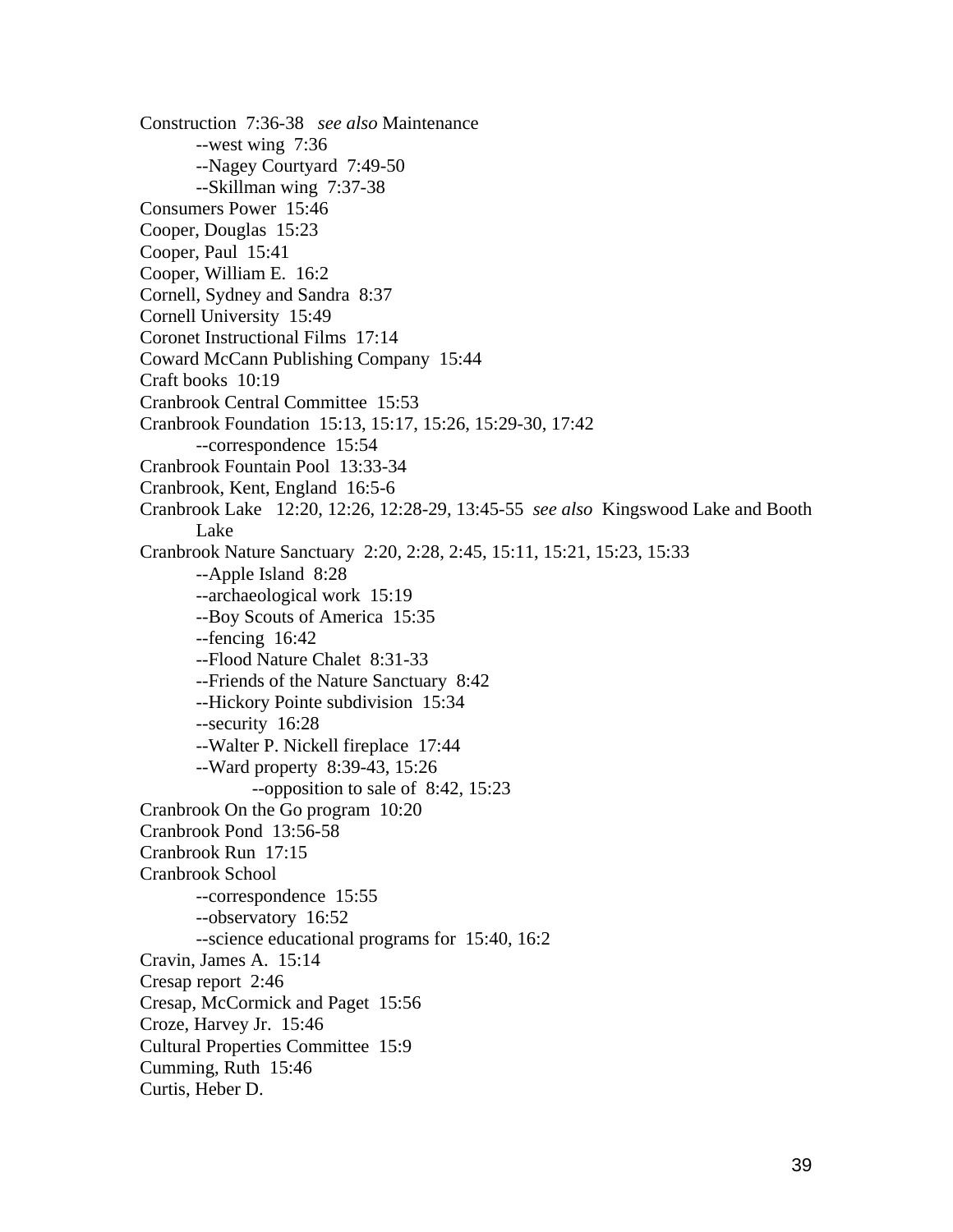Construction 7:36-38 *see also* Maintenance
    --west wing 7:36
    --Nagey Courtyard 7:49-50
    --Skillman wing 7:37-38
Consumers Power 15:46
Cooper, Douglas 15:23
Cooper, Paul 15:41
Cooper, William E. 16:2
Cornell, Sydney and Sandra 8:37
Cornell University 15:49
Coronet Instructional Films 17:14
Coward McCann Publishing Company 15:44
Craft books 10:19
Cranbrook Central Committee 15:53
Cranbrook Foundation 15:13, 15:17, 15:26, 15:29-30, 17:42
    --correspondence 15:54
Cranbrook Fountain Pool 13:33-34
Cranbrook, Kent, England 16:5-6
Cranbrook Lake 12:20, 12:26, 12:28-29, 13:45-55 *see also* Kingswood Lake and Booth Lake
Cranbrook Nature Sanctuary 2:20, 2:28, 2:45, 15:11, 15:21, 15:23, 15:33
    --Apple Island 8:28
    --archaeological work 15:19
    --Boy Scouts of America 15:35
    --fencing 16:42
    --Flood Nature Chalet 8:31-33
    --Friends of the Nature Sanctuary 8:42
    --Hickory Pointe subdivision 15:34
    --security 16:28
    --Walter P. Nickell fireplace 17:44
    --Ward property 8:39-43, 15:26
        --opposition to sale of 8:42, 15:23
Cranbrook On the Go program 10:20
Cranbrook Pond 13:56-58
Cranbrook Run 17:15
Cranbrook School
    --correspondence 15:55
    --observatory 16:52
    --science educational programs for 15:40, 16:2
Cravin, James A. 15:14
Cresap report 2:46
Cresap, McCormick and Paget 15:56
Croze, Harvey Jr. 15:46
Cultural Properties Committee 15:9
Cumming, Ruth 15:46
Curtis, Heber D.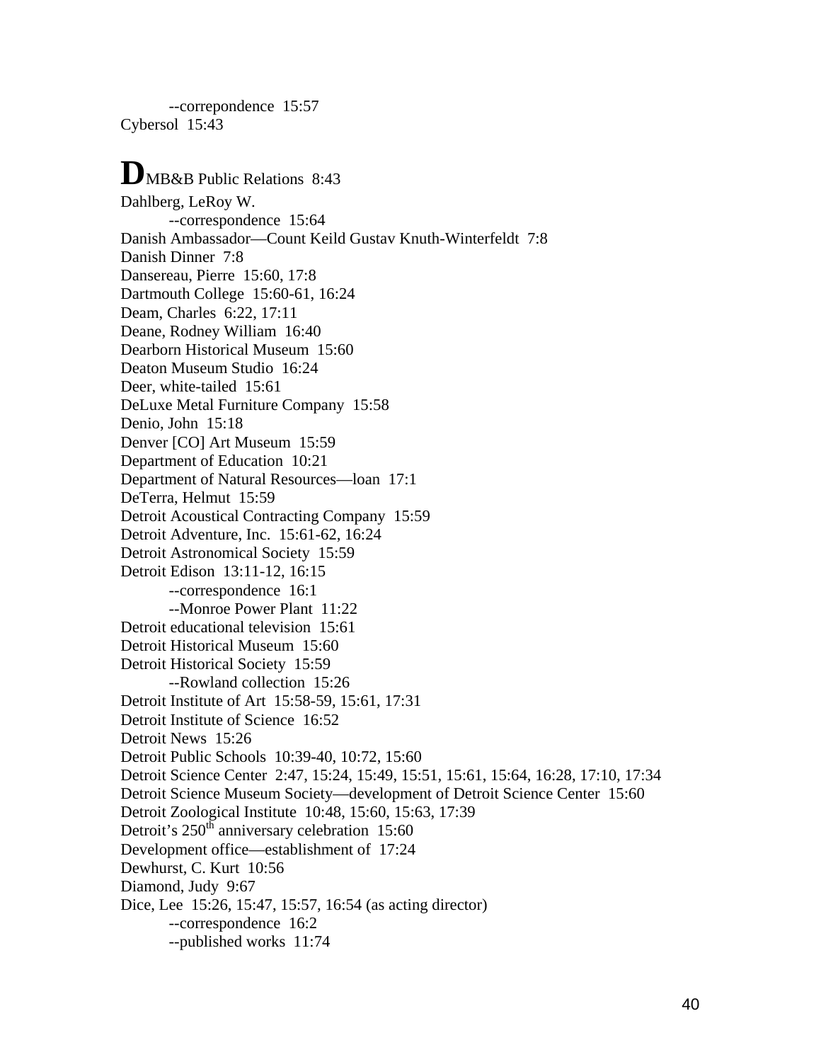--correpondence 15:57

Cybersol 15:43

**D**MB&B Public Relations 8:43

Dahlberg, LeRoy W.

--correspondence 15:64

Danish Ambassador—Count Keild Gustav Knuth-Winterfeldt 7:8

Danish Dinner 7:8

Dansereau, Pierre 15:60, 17:8

Dartmouth College 15:60-61, 16:24

Deam, Charles 6:22, 17:11

Deane, Rodney William 16:40

Dearborn Historical Museum 15:60

Deaton Museum Studio 16:24

Deer, white-tailed 15:61

DeLuxe Metal Furniture Company 15:58

Denio, John 15:18

Denver [CO] Art Museum 15:59

Department of Education 10:21

Department of Natural Resources—loan 17:1

DeTerra, Helmut 15:59

Detroit Acoustical Contracting Company 15:59

Detroit Adventure, Inc. 15:61-62, 16:24

Detroit Astronomical Society 15:59

Detroit Edison 13:11-12, 16:15

--correspondence 16:1

--Monroe Power Plant 11:22

Detroit educational television 15:61

Detroit Historical Museum 15:60

Detroit Historical Society 15:59

--Rowland collection 15:26

Detroit Institute of Art 15:58-59, 15:61, 17:31

Detroit Institute of Science 16:52

Detroit News 15:26

Detroit Public Schools 10:39-40, 10:72, 15:60

Detroit Science Center 2:47, 15:24, 15:49, 15:51, 15:61, 15:64, 16:28, 17:10, 17:34

Detroit Science Museum Society—development of Detroit Science Center 15:60

Detroit Zoological Institute 10:48, 15:60, 15:63, 17:39

Detroit's 250th anniversary celebration 15:60

Development office—establishment of 17:24

Dewhurst, C. Kurt 10:56

Diamond, Judy 9:67

Dice, Lee 15:26, 15:47, 15:57, 16:54 (as acting director)

--correspondence 16:2

--published works 11:74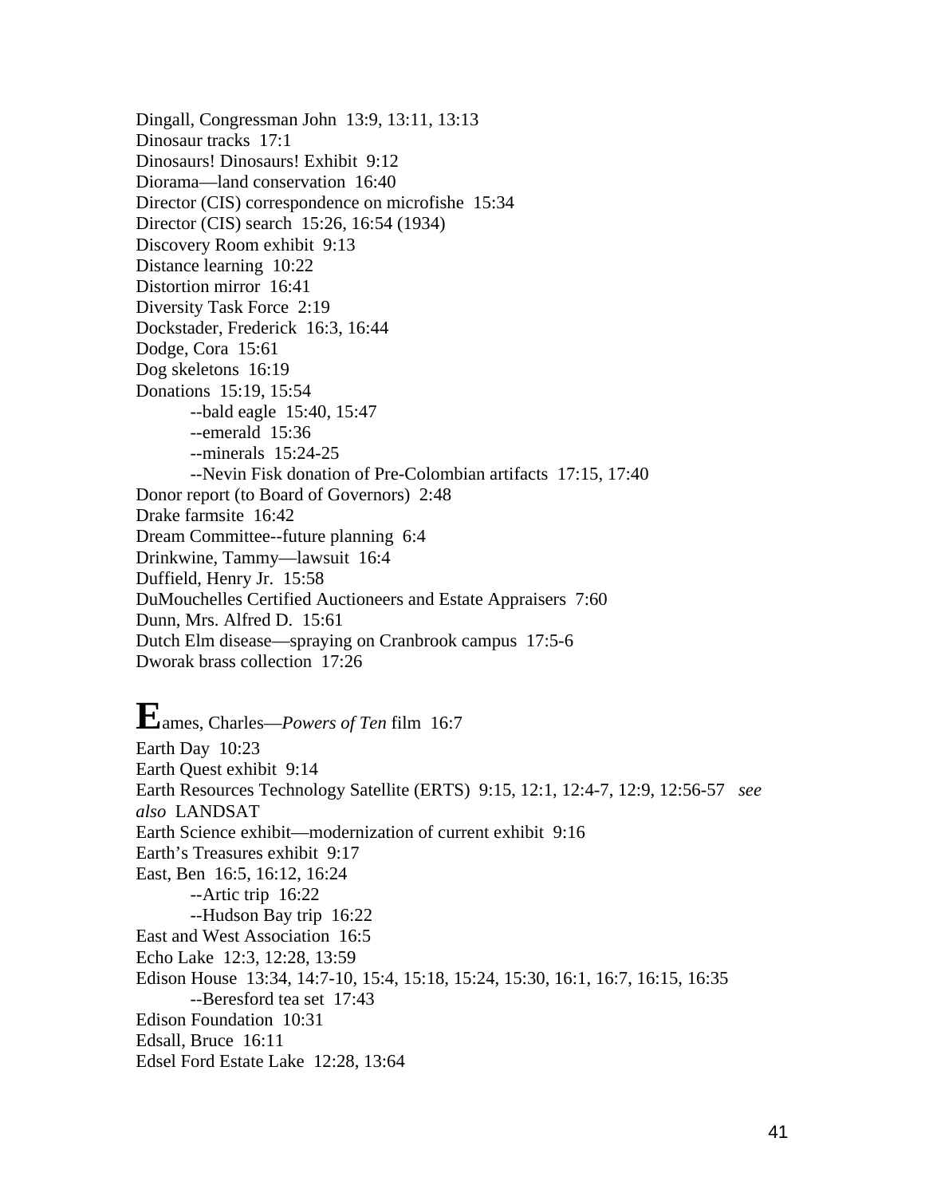Dingall, Congressman John  13:9, 13:11, 13:13
Dinosaur tracks  17:1
Dinosaurs! Dinosaurs! Exhibit  9:12
Diorama—land conservation  16:40
Director (CIS) correspondence on microfishe  15:34
Director (CIS) search  15:26, 16:54 (1934)
Discovery Room exhibit  9:13
Distance learning  10:22
Distortion mirror  16:41
Diversity Task Force  2:19
Dockstader, Frederick  16:3, 16:44
Dodge, Cora  15:61
Dog skeletons  16:19
Donations  15:19, 15:54
    --bald eagle  15:40, 15:47
    --emerald  15:36
    --minerals  15:24-25
    --Nevin Fisk donation of Pre-Colombian artifacts  17:15, 17:40
Donor report (to Board of Governors)  2:48
Drake farmsite  16:42
Dream Committee--future planning  6:4
Drinkwine, Tammy—lawsuit  16:4
Duffield, Henry Jr.  15:58
DuMouchelles Certified Auctioneers and Estate Appraisers  7:60
Dunn, Mrs. Alfred D.  15:61
Dutch Elm disease—spraying on Cranbrook campus  17:5-6
Dworak brass collection  17:26

**E**ames, Charles—*Powers of Ten* film  16:7
Earth Day  10:23
Earth Quest exhibit  9:14
Earth Resources Technology Satellite (ERTS)  9:15, 12:1, 12:4-7, 12:9, 12:56-57  *see also*  LANDSAT
Earth Science exhibit—modernization of current exhibit  9:16
Earth's Treasures exhibit  9:17
East, Ben  16:5, 16:12, 16:24
    --Artic trip  16:22
    --Hudson Bay trip  16:22
East and West Association  16:5
Echo Lake  12:3, 12:28, 13:59
Edison House  13:34, 14:7-10, 15:4, 15:18, 15:24, 15:30, 16:1, 16:7, 16:15, 16:35
    --Beresford tea set  17:43
Edison Foundation  10:31
Edsall, Bruce  16:11
Edsel Ford Estate Lake  12:28, 13:64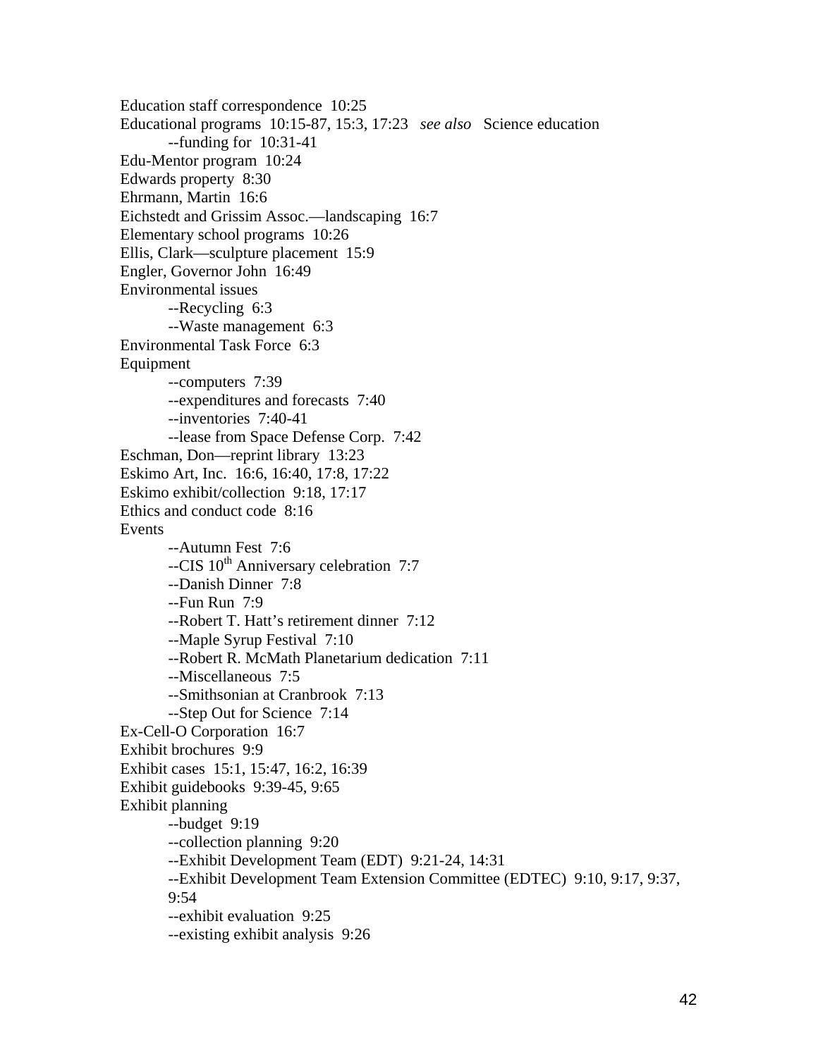Education staff correspondence 10:25
Educational programs 10:15-87, 15:3, 17:23 *see also* Science education
    --funding for 10:31-41
Edu-Mentor program 10:24
Edwards property 8:30
Ehrmann, Martin 16:6
Eichstedt and Grissim Assoc.—landscaping 16:7
Elementary school programs 10:26
Ellis, Clark—sculpture placement 15:9
Engler, Governor John 16:49
Environmental issues
    --Recycling 6:3
    --Waste management 6:3
Environmental Task Force 6:3
Equipment
    --computers 7:39
    --expenditures and forecasts 7:40
    --inventories 7:40-41
    --lease from Space Defense Corp. 7:42
Eschman, Don—reprint library 13:23
Eskimo Art, Inc. 16:6, 16:40, 17:8, 17:22
Eskimo exhibit/collection 9:18, 17:17
Ethics and conduct code 8:16
Events
    --Autumn Fest 7:6
    --CIS 10th Anniversary celebration 7:7
    --Danish Dinner 7:8
    --Fun Run 7:9
    --Robert T. Hatt's retirement dinner 7:12
    --Maple Syrup Festival 7:10
    --Robert R. McMath Planetarium dedication 7:11
    --Miscellaneous 7:5
    --Smithsonian at Cranbrook 7:13
    --Step Out for Science 7:14
Ex-Cell-O Corporation 16:7
Exhibit brochures 9:9
Exhibit cases 15:1, 15:47, 16:2, 16:39
Exhibit guidebooks 9:39-45, 9:65
Exhibit planning
    --budget 9:19
    --collection planning 9:20
    --Exhibit Development Team (EDT) 9:21-24, 14:31
    --Exhibit Development Team Extension Committee (EDTEC) 9:10, 9:17, 9:37, 9:54
    --exhibit evaluation 9:25
    --existing exhibit analysis 9:26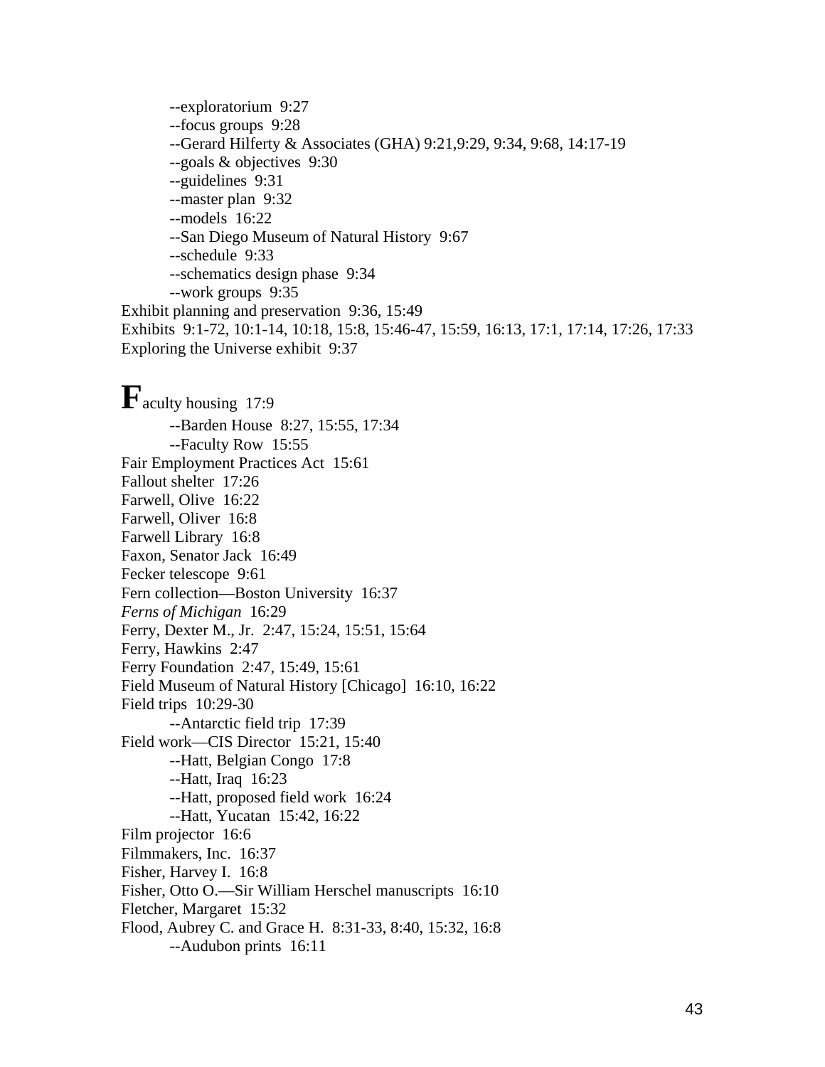--exploratorium 9:27
--focus groups 9:28
--Gerard Hilferty & Associates (GHA) 9:21,9:29, 9:34, 9:68, 14:17-19
--goals & objectives 9:30
--guidelines 9:31
--master plan 9:32
--models 16:22
--San Diego Museum of Natural History 9:67
--schedule 9:33
--schematics design phase 9:34
--work groups 9:35

Exhibit planning and preservation 9:36, 15:49
Exhibits 9:1-72, 10:1-14, 10:18, 15:8, 15:46-47, 15:59, 16:13, 17:1, 17:14, 17:26, 17:33
Exploring the Universe exhibit 9:37

**F**aculty housing 17:9
--Barden House 8:27, 15:55, 17:34
--Faculty Row 15:55

Fair Employment Practices Act 15:61
Fallout shelter 17:26
Farwell, Olive 16:22
Farwell, Oliver 16:8
Farwell Library 16:8
Faxon, Senator Jack 16:49
Fecker telescope 9:61
Fern collection—Boston University 16:37
*Ferns of Michigan* 16:29
Ferry, Dexter M., Jr. 2:47, 15:24, 15:51, 15:64
Ferry, Hawkins 2:47
Ferry Foundation 2:47, 15:49, 15:61
Field Museum of Natural History [Chicago] 16:10, 16:22
Field trips 10:29-30
--Antarctic field trip 17:39

Field work—CIS Director 15:21, 15:40
--Hatt, Belgian Congo 17:8
--Hatt, Iraq 16:23
--Hatt, proposed field work 16:24
--Hatt, Yucatan 15:42, 16:22

Film projector 16:6
Filmmakers, Inc. 16:37
Fisher, Harvey I. 16:8
Fisher, Otto O.—Sir William Herschel manuscripts 16:10
Fletcher, Margaret 15:32
Flood, Aubrey C. and Grace H. 8:31-33, 8:40, 15:32, 16:8
--Audubon prints 16:11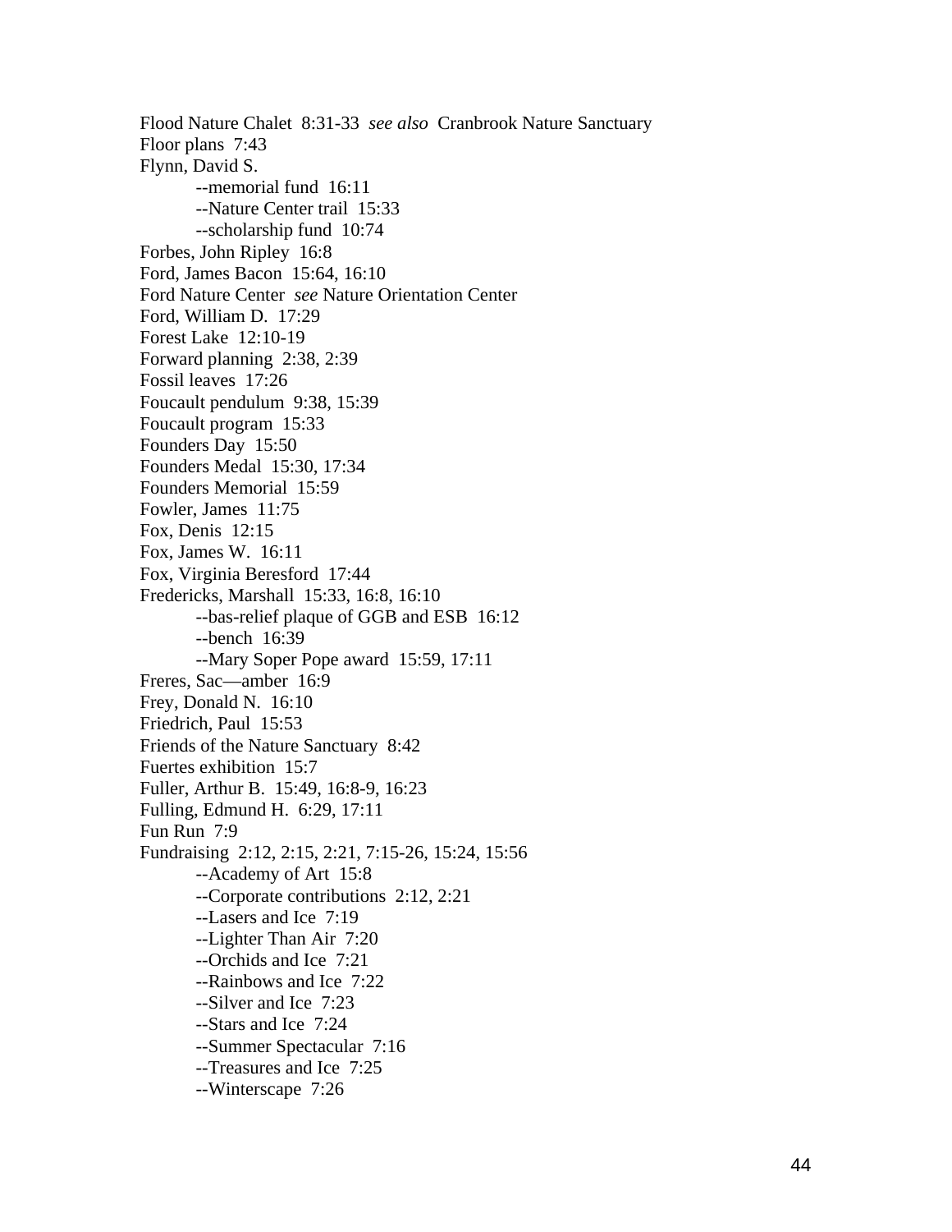Flood Nature Chalet 8:31-33 *see also* Cranbrook Nature Sanctuary  
Floor plans 7:43  
Flynn, David S.  
  --memorial fund 16:11  
  --Nature Center trail 15:33  
  --scholarship fund 10:74  
Forbes, John Ripley 16:8  
Ford, James Bacon 15:64, 16:10  
Ford Nature Center *see* Nature Orientation Center  
Ford, William D. 17:29  
Forest Lake 12:10-19  
Forward planning 2:38, 2:39  
Fossil leaves 17:26  
Foucault pendulum 9:38, 15:39  
Foucault program 15:33  
Founders Day 15:50  
Founders Medal 15:30, 17:34  
Founders Memorial 15:59  
Fowler, James 11:75  
Fox, Denis 12:15  
Fox, James W. 16:11  
Fox, Virginia Beresford 17:44  
Fredericks, Marshall 15:33, 16:8, 16:10  
  --bas-relief plaque of GGB and ESB 16:12  
  --bench 16:39  
  --Mary Soper Pope award 15:59, 17:11  
Freres, Sac—amber 16:9  
Frey, Donald N. 16:10  
Friedrich, Paul 15:53  
Friends of the Nature Sanctuary 8:42  
Fuertes exhibition 15:7  
Fuller, Arthur B. 15:49, 16:8-9, 16:23  
Fulling, Edmund H. 6:29, 17:11  
Fun Run 7:9  
Fundraising 2:12, 2:15, 2:21, 7:15-26, 15:24, 15:56  
  --Academy of Art 15:8  
  --Corporate contributions 2:12, 2:21  
  --Lasers and Ice 7:19  
  --Lighter Than Air 7:20  
  --Orchids and Ice 7:21  
  --Rainbows and Ice 7:22  
  --Silver and Ice 7:23  
  --Stars and Ice 7:24  
  --Summer Spectacular 7:16  
  --Treasures and Ice 7:25  
  --Winterscape 7:26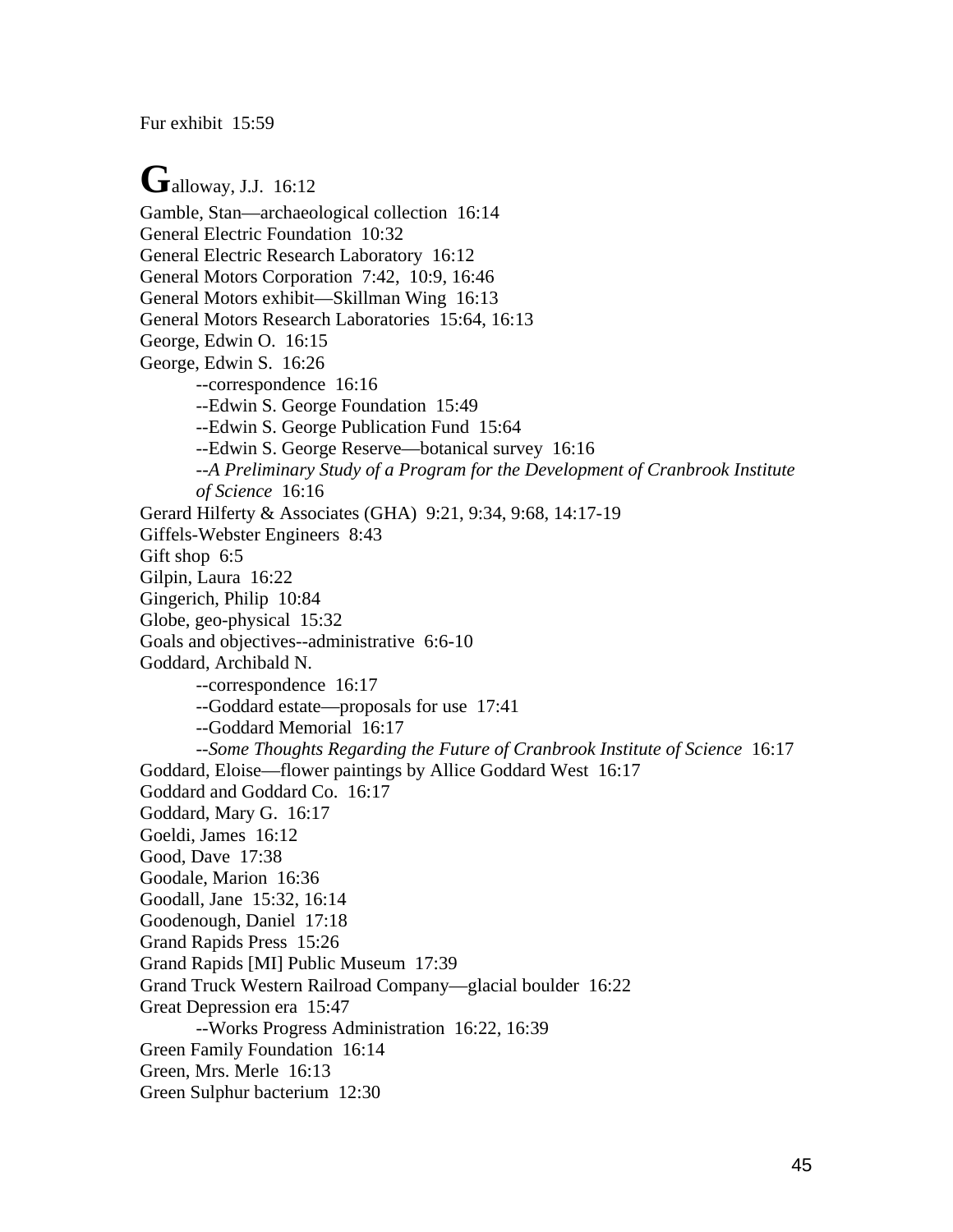Fur exhibit  15:59

**G**alloway, J.J.  16:12
Gamble, Stan—archaeological collection  16:14
General Electric Foundation  10:32
General Electric Research Laboratory  16:12
General Motors Corporation  7:42,  10:9, 16:46
General Motors exhibit—Skillman Wing  16:13
General Motors Research Laboratories  15:64, 16:13
George, Edwin O.  16:15
George, Edwin S.  16:26
    --correspondence  16:16
    --Edwin S. George Foundation  15:49
    --Edwin S. George Publication Fund  15:64
    --Edwin S. George Reserve—botanical survey  16:16
    --*A Preliminary Study of a Program for the Development of Cranbrook Institute of Science*  16:16
Gerard Hilferty & Associates (GHA)  9:21, 9:34, 9:68, 14:17-19
Giffels-Webster Engineers  8:43
Gift shop  6:5
Gilpin, Laura  16:22
Gingerich, Philip  10:84
Globe, geo-physical  15:32
Goals and objectives--administrative  6:6-10
Goddard, Archibald N.
    --correspondence  16:17
    --Goddard estate—proposals for use  17:41
    --Goddard Memorial  16:17
    --*Some Thoughts Regarding the Future of Cranbrook Institute of Science*  16:17
Goddard, Eloise—flower paintings by Allice Goddard West  16:17
Goddard and Goddard Co.  16:17
Goddard, Mary G.  16:17
Goeldi, James  16:12
Good, Dave  17:38
Goodale, Marion  16:36
Goodall, Jane  15:32, 16:14
Goodenough, Daniel  17:18
Grand Rapids Press  15:26
Grand Rapids [MI] Public Museum  17:39
Grand Truck Western Railroad Company—glacial boulder  16:22
Great Depression era  15:47
    --Works Progress Administration  16:22, 16:39
Green Family Foundation  16:14
Green, Mrs. Merle  16:13
Green Sulphur bacterium  12:30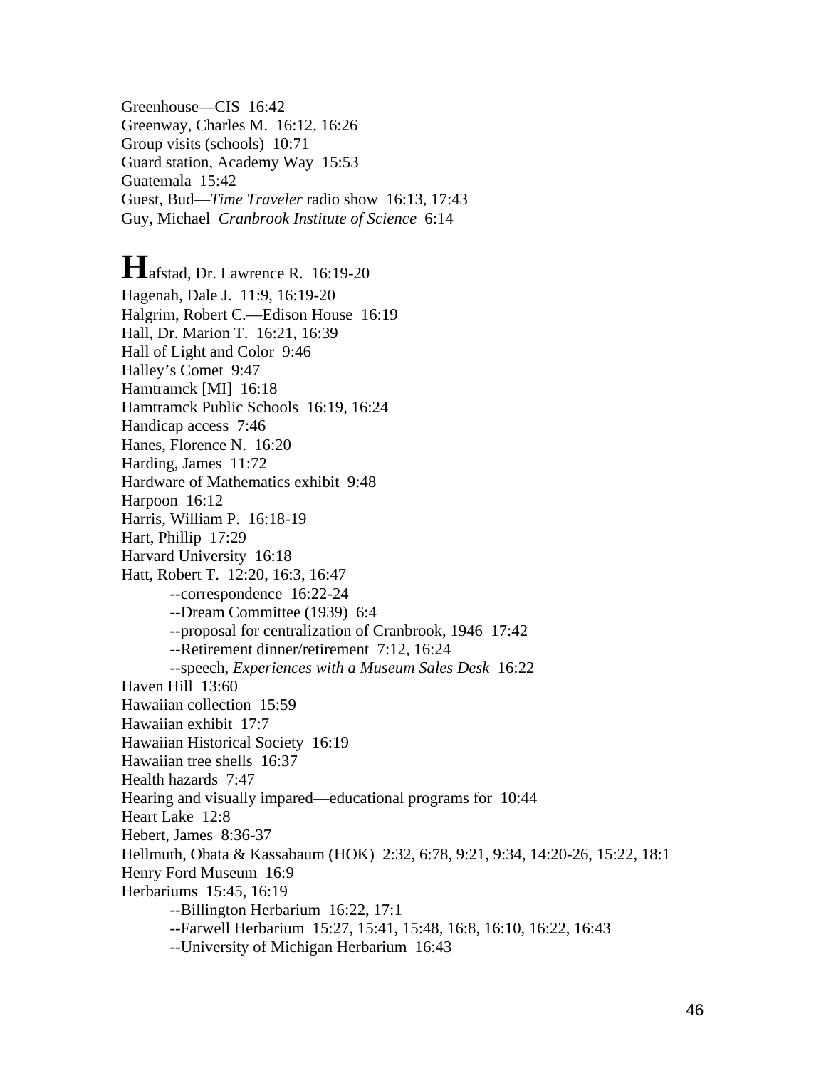Greenhouse—CIS 16:42
Greenway, Charles M. 16:12, 16:26
Group visits (schools) 10:71
Guard station, Academy Way 15:53
Guatemala 15:42
Guest, Bud—*Time Traveler* radio show 16:13, 17:43
Guy, Michael *Cranbrook Institute of Science* 6:14

**H**afstad, Dr. Lawrence R. 16:19-20
Hagenah, Dale J. 11:9, 16:19-20
Halgrim, Robert C.—Edison House 16:19
Hall, Dr. Marion T. 16:21, 16:39
Hall of Light and Color 9:46
Halley's Comet 9:47
Hamtramck [MI] 16:18
Hamtramck Public Schools 16:19, 16:24
Handicap access 7:46
Hanes, Florence N. 16:20
Harding, James 11:72
Hardware of Mathematics exhibit 9:48
Harpoon 16:12
Harris, William P. 16:18-19
Hart, Phillip 17:29
Harvard University 16:18
Hatt, Robert T. 12:20, 16:3, 16:47
    --correspondence 16:22-24
    --Dream Committee (1939) 6:4
    --proposal for centralization of Cranbrook, 1946 17:42
    --Retirement dinner/retirement 7:12, 16:24
    --speech, *Experiences with a Museum Sales Desk* 16:22
Haven Hill 13:60
Hawaiian collection 15:59
Hawaiian exhibit 17:7
Hawaiian Historical Society 16:19
Hawaiian tree shells 16:37
Health hazards 7:47
Hearing and visually impared—educational programs for 10:44
Heart Lake 12:8
Hebert, James 8:36-37
Hellmuth, Obata & Kassabaum (HOK) 2:32, 6:78, 9:21, 9:34, 14:20-26, 15:22, 18:1
Henry Ford Museum 16:9
Herbariums 15:45, 16:19
    --Billington Herbarium 16:22, 17:1
    --Farwell Herbarium 15:27, 15:41, 15:48, 16:8, 16:10, 16:22, 16:43
    --University of Michigan Herbarium 16:43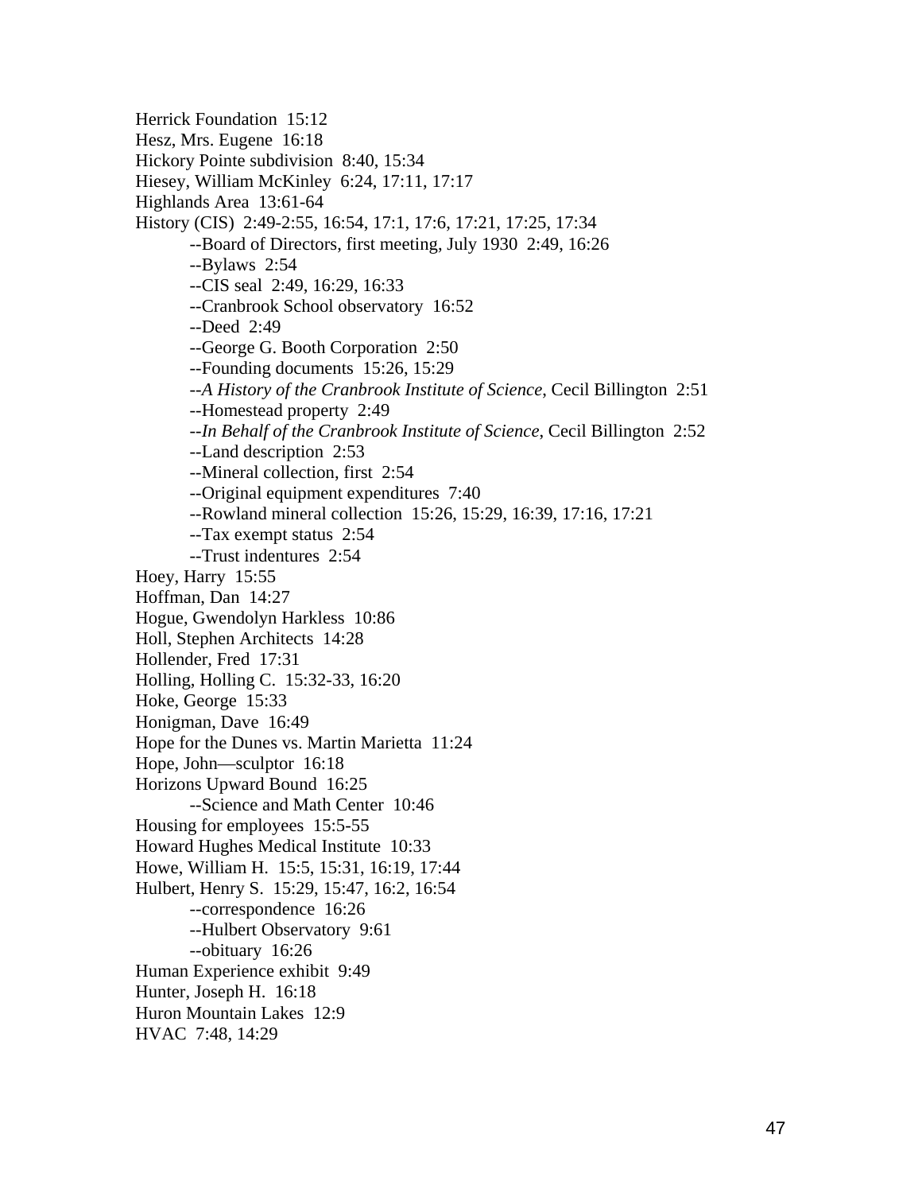Herrick Foundation 15:12
Hesz, Mrs. Eugene 16:18
Hickory Pointe subdivision 8:40, 15:34
Hiesey, William McKinley 6:24, 17:11, 17:17
Highlands Area 13:61-64
History (CIS) 2:49-2:55, 16:54, 17:1, 17:6, 17:21, 17:25, 17:34
    --Board of Directors, first meeting, July 1930 2:49, 16:26
    --Bylaws 2:54
    --CIS seal 2:49, 16:29, 16:33
    --Cranbrook School observatory 16:52
    --Deed 2:49
    --George G. Booth Corporation 2:50
    --Founding documents 15:26, 15:29
    --*A History of the Cranbrook Institute of Science*, Cecil Billington 2:51
    --Homestead property 2:49
    --*In Behalf of the Cranbrook Institute of Science*, Cecil Billington 2:52
    --Land description 2:53
    --Mineral collection, first 2:54
    --Original equipment expenditures 7:40
    --Rowland mineral collection 15:26, 15:29, 16:39, 17:16, 17:21
    --Tax exempt status 2:54
    --Trust indentures 2:54
Hoey, Harry 15:55
Hoffman, Dan 14:27
Hogue, Gwendolyn Harkless 10:86
Holl, Stephen Architects 14:28
Hollender, Fred 17:31
Holling, Holling C. 15:32-33, 16:20
Hoke, George 15:33
Honigman, Dave 16:49
Hope for the Dunes vs. Martin Marietta 11:24
Hope, John—sculptor 16:18
Horizons Upward Bound 16:25
    --Science and Math Center 10:46
Housing for employees 15:5-55
Howard Hughes Medical Institute 10:33
Howe, William H. 15:5, 15:31, 16:19, 17:44
Hulbert, Henry S. 15:29, 15:47, 16:2, 16:54
    --correspondence 16:26
    --Hulbert Observatory 9:61
    --obituary 16:26
Human Experience exhibit 9:49
Hunter, Joseph H. 16:18
Huron Mountain Lakes 12:9
HVAC 7:48, 14:29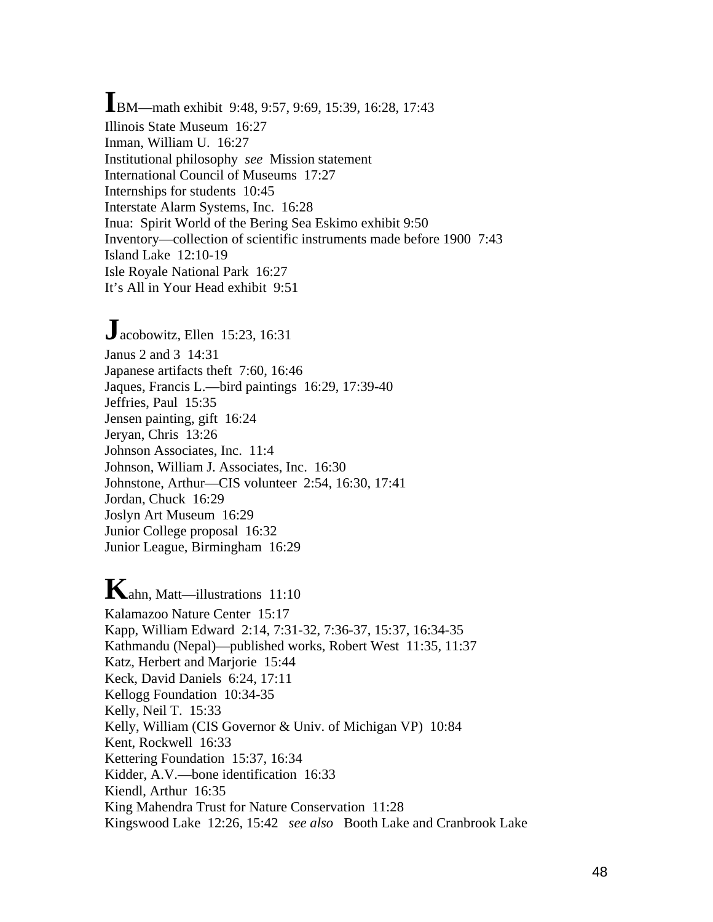**I**BM—math exhibit 9:48, 9:57, 9:69, 15:39, 16:28, 17:43
Illinois State Museum 16:27
Inman, William U. 16:27
Institutional philosophy *see* Mission statement
International Council of Museums 17:27
Internships for students 10:45
Interstate Alarm Systems, Inc. 16:28
Inua: Spirit World of the Bering Sea Eskimo exhibit 9:50
Inventory—collection of scientific instruments made before 1900 7:43
Island Lake 12:10-19
Isle Royale National Park 16:27
It's All in Your Head exhibit 9:51

**J**acobowitz, Ellen 15:23, 16:31
Janus 2 and 3 14:31
Japanese artifacts theft 7:60, 16:46
Jaques, Francis L.—bird paintings 16:29, 17:39-40
Jeffries, Paul 15:35
Jensen painting, gift 16:24
Jeryan, Chris 13:26
Johnson Associates, Inc. 11:4
Johnson, William J. Associates, Inc. 16:30
Johnstone, Arthur—CIS volunteer 2:54, 16:30, 17:41
Jordan, Chuck 16:29
Joslyn Art Museum 16:29
Junior College proposal 16:32
Junior League, Birmingham 16:29

**K**ahn, Matt—illustrations 11:10
Kalamazoo Nature Center 15:17
Kapp, William Edward 2:14, 7:31-32, 7:36-37, 15:37, 16:34-35
Kathmandu (Nepal)—published works, Robert West 11:35, 11:37
Katz, Herbert and Marjorie 15:44
Keck, David Daniels 6:24, 17:11
Kellogg Foundation 10:34-35
Kelly, Neil T. 15:33
Kelly, William (CIS Governor & Univ. of Michigan VP) 10:84
Kent, Rockwell 16:33
Kettering Foundation 15:37, 16:34
Kidder, A.V.—bone identification 16:33
Kiendl, Arthur 16:35
King Mahendra Trust for Nature Conservation 11:28
Kingswood Lake 12:26, 15:42 *see also* Booth Lake and Cranbrook Lake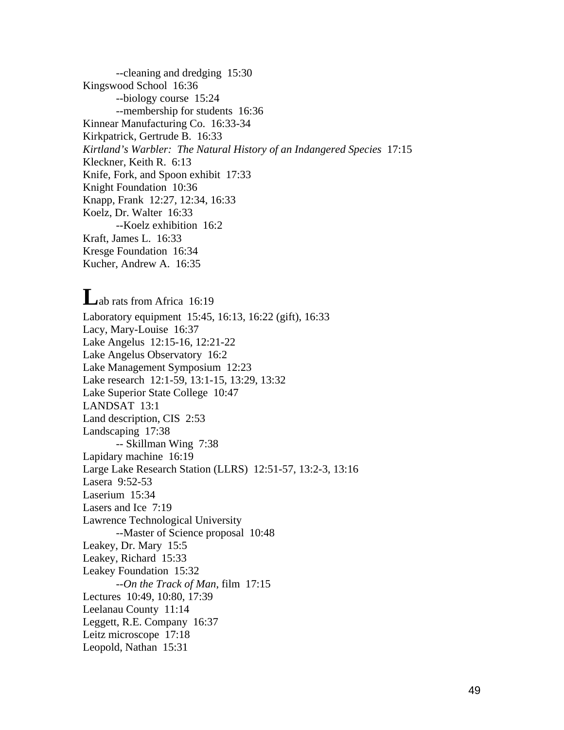--cleaning and dredging  15:30

Kingswood School  16:36

--biology course  15:24

--membership for students  16:36

Kinnear Manufacturing Co.  16:33-34

Kirkpatrick, Gertrude B.  16:33

*Kirtland's Warbler:  The Natural History of an Indangered Species*  17:15

Kleckner, Keith R.  6:13

Knife, Fork, and Spoon exhibit  17:33

Knight Foundation  10:36

Knapp, Frank  12:27, 12:34, 16:33

Koelz, Dr. Walter  16:33

--Koelz exhibition  16:2

Kraft, James L.  16:33

Kresge Foundation  16:34

Kucher, Andrew A.  16:35

**L**ab rats from Africa  16:19

Laboratory equipment  15:45, 16:13, 16:22 (gift), 16:33

Lacy, Mary-Louise  16:37

Lake Angelus  12:15-16, 12:21-22

Lake Angelus Observatory  16:2

Lake Management Symposium  12:23

Lake research  12:1-59, 13:1-15, 13:29, 13:32

Lake Superior State College  10:47

LANDSAT  13:1

Land description, CIS  2:53

Landscaping  17:38

-- Skillman Wing  7:38

Lapidary machine  16:19

Large Lake Research Station (LLRS)  12:51-57, 13:2-3, 13:16

Lasera  9:52-53

Laserium  15:34

Lasers and Ice  7:19

Lawrence Technological University

--Master of Science proposal  10:48

Leakey, Dr. Mary  15:5

Leakey, Richard  15:33

Leakey Foundation  15:32

--*On the Track of Man*, film  17:15

Lectures  10:49, 10:80, 17:39

Leelanau County  11:14

Leggett, R.E. Company  16:37

Leitz microscope  17:18

Leopold, Nathan  15:31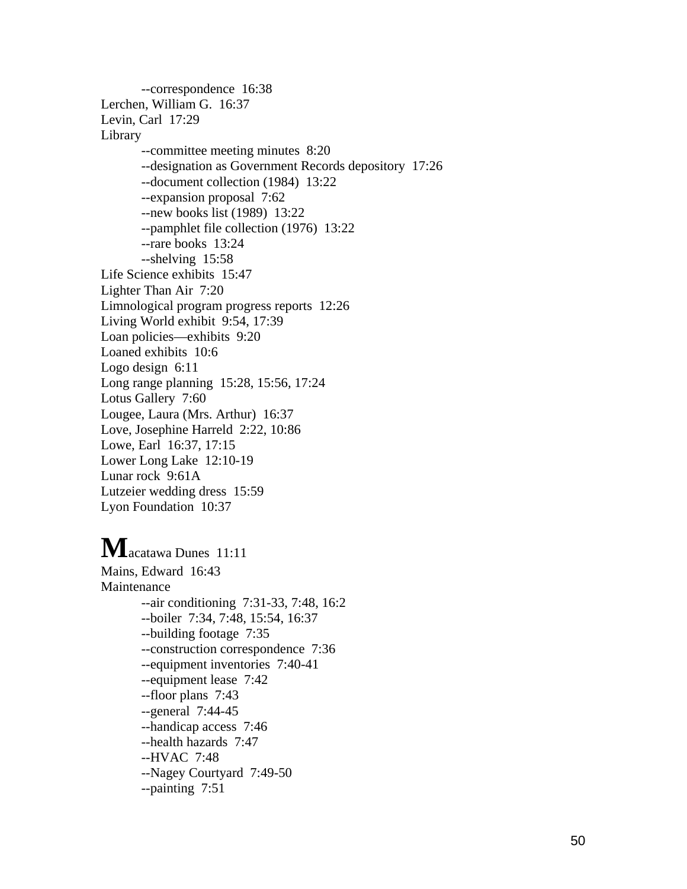--correspondence  16:38

Lerchen, William G.  16:37

Levin, Carl  17:29

Library

--committee meeting minutes  8:20

--designation as Government Records depository  17:26

--document collection (1984)  13:22

--expansion proposal  7:62

--new books list (1989)  13:22

--pamphlet file collection (1976)  13:22

--rare books  13:24

--shelving  15:58

Life Science exhibits  15:47

Lighter Than Air  7:20

Limnological program progress reports  12:26

Living World exhibit  9:54, 17:39

Loan policies—exhibits  9:20

Loaned exhibits  10:6

Logo design  6:11

Long range planning  15:28, 15:56, 17:24

Lotus Gallery  7:60

Lougee, Laura (Mrs. Arthur)  16:37

Love, Josephine Harreld  2:22, 10:86

Lowe, Earl  16:37, 17:15

Lower Long Lake  12:10-19

Lunar rock  9:61A

Lutzeier wedding dress  15:59

Lyon Foundation  10:37

**M**acatawa Dunes  11:11

Mains, Edward  16:43

Maintenance

--air conditioning  7:31-33, 7:48, 16:2

--boiler  7:34, 7:48, 15:54, 16:37

--building footage  7:35

--construction correspondence  7:36

--equipment inventories  7:40-41

--equipment lease  7:42

--floor plans  7:43

--general  7:44-45

--handicap access  7:46

--health hazards  7:47

--HVAC  7:48

--Nagey Courtyard  7:49-50

--painting  7:51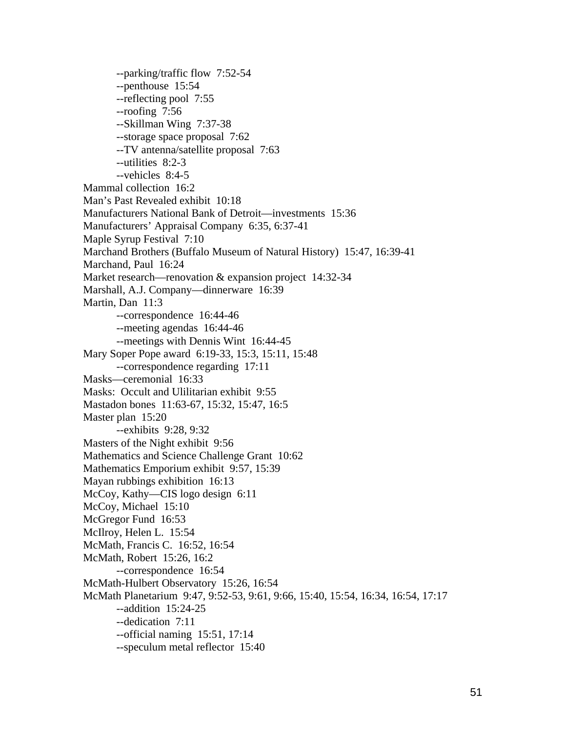--parking/traffic flow 7:52-54
--penthouse 15:54
--reflecting pool 7:55
--roofing 7:56
--Skillman Wing 7:37-38
--storage space proposal 7:62
--TV antenna/satellite proposal 7:63
--utilities 8:2-3
--vehicles 8:4-5

Mammal collection 16:2
Man's Past Revealed exhibit 10:18
Manufacturers National Bank of Detroit—investments 15:36
Manufacturers' Appraisal Company 6:35, 6:37-41
Maple Syrup Festival 7:10
Marchand Brothers (Buffalo Museum of Natural History) 15:47, 16:39-41
Marchand, Paul 16:24
Market research—renovation & expansion project 14:32-34
Marshall, A.J. Company—dinnerware 16:39
Martin, Dan 11:3
--correspondence 16:44-46
--meeting agendas 16:44-46
--meetings with Dennis Wint 16:44-45

Mary Soper Pope award 6:19-33, 15:3, 15:11, 15:48
--correspondence regarding 17:11

Masks—ceremonial 16:33
Masks: Occult and Ulilitarian exhibit 9:55
Mastadon bones 11:63-67, 15:32, 15:47, 16:5
Master plan 15:20
--exhibits 9:28, 9:32

Masters of the Night exhibit 9:56
Mathematics and Science Challenge Grant 10:62
Mathematics Emporium exhibit 9:57, 15:39
Mayan rubbings exhibition 16:13
McCoy, Kathy—CIS logo design 6:11
McCoy, Michael 15:10
McGregor Fund 16:53
McIlroy, Helen L. 15:54
McMath, Francis C. 16:52, 16:54
McMath, Robert 15:26, 16:2
--correspondence 16:54

McMath-Hulbert Observatory 15:26, 16:54
McMath Planetarium 9:47, 9:52-53, 9:61, 9:66, 15:40, 15:54, 16:34, 16:54, 17:17
--addition 15:24-25
--dedication 7:11
--official naming 15:51, 17:14
--speculum metal reflector 15:40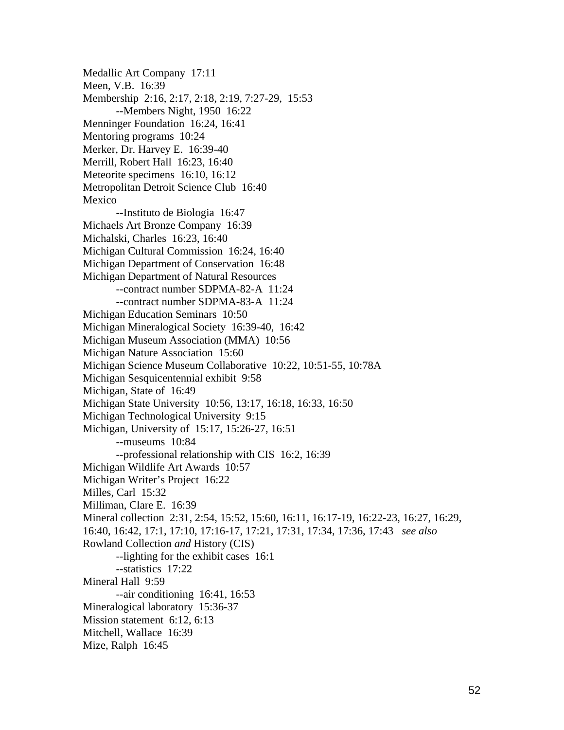Medallic Art Company 17:11
Meen, V.B. 16:39
Membership 2:16, 2:17, 2:18, 2:19, 7:27-29, 15:53
    --Members Night, 1950 16:22
Menninger Foundation 16:24, 16:41
Mentoring programs 10:24
Merker, Dr. Harvey E. 16:39-40
Merrill, Robert Hall 16:23, 16:40
Meteorite specimens 16:10, 16:12
Metropolitan Detroit Science Club 16:40
Mexico
    --Instituto de Biologia 16:47
Michaels Art Bronze Company 16:39
Michalski, Charles 16:23, 16:40
Michigan Cultural Commission 16:24, 16:40
Michigan Department of Conservation 16:48
Michigan Department of Natural Resources
    --contract number SDPMA-82-A 11:24
    --contract number SDPMA-83-A 11:24
Michigan Education Seminars 10:50
Michigan Mineralogical Society 16:39-40, 16:42
Michigan Museum Association (MMA) 10:56
Michigan Nature Association 15:60
Michigan Science Museum Collaborative 10:22, 10:51-55, 10:78A
Michigan Sesquicentennial exhibit 9:58
Michigan, State of 16:49
Michigan State University 10:56, 13:17, 16:18, 16:33, 16:50
Michigan Technological University 9:15
Michigan, University of 15:17, 15:26-27, 16:51
    --museums 10:84
    --professional relationship with CIS 16:2, 16:39
Michigan Wildlife Art Awards 10:57
Michigan Writer's Project 16:22
Milles, Carl 15:32
Milliman, Clare E. 16:39
Mineral collection 2:31, 2:54, 15:52, 15:60, 16:11, 16:17-19, 16:22-23, 16:27, 16:29, 16:40, 16:42, 17:1, 17:10, 17:16-17, 17:21, 17:31, 17:34, 17:36, 17:43 *see also* Rowland Collection *and* History (CIS)
    --lighting for the exhibit cases 16:1
    --statistics 17:22
Mineral Hall 9:59
    --air conditioning 16:41, 16:53
Mineralogical laboratory 15:36-37
Mission statement 6:12, 6:13
Mitchell, Wallace 16:39
Mize, Ralph 16:45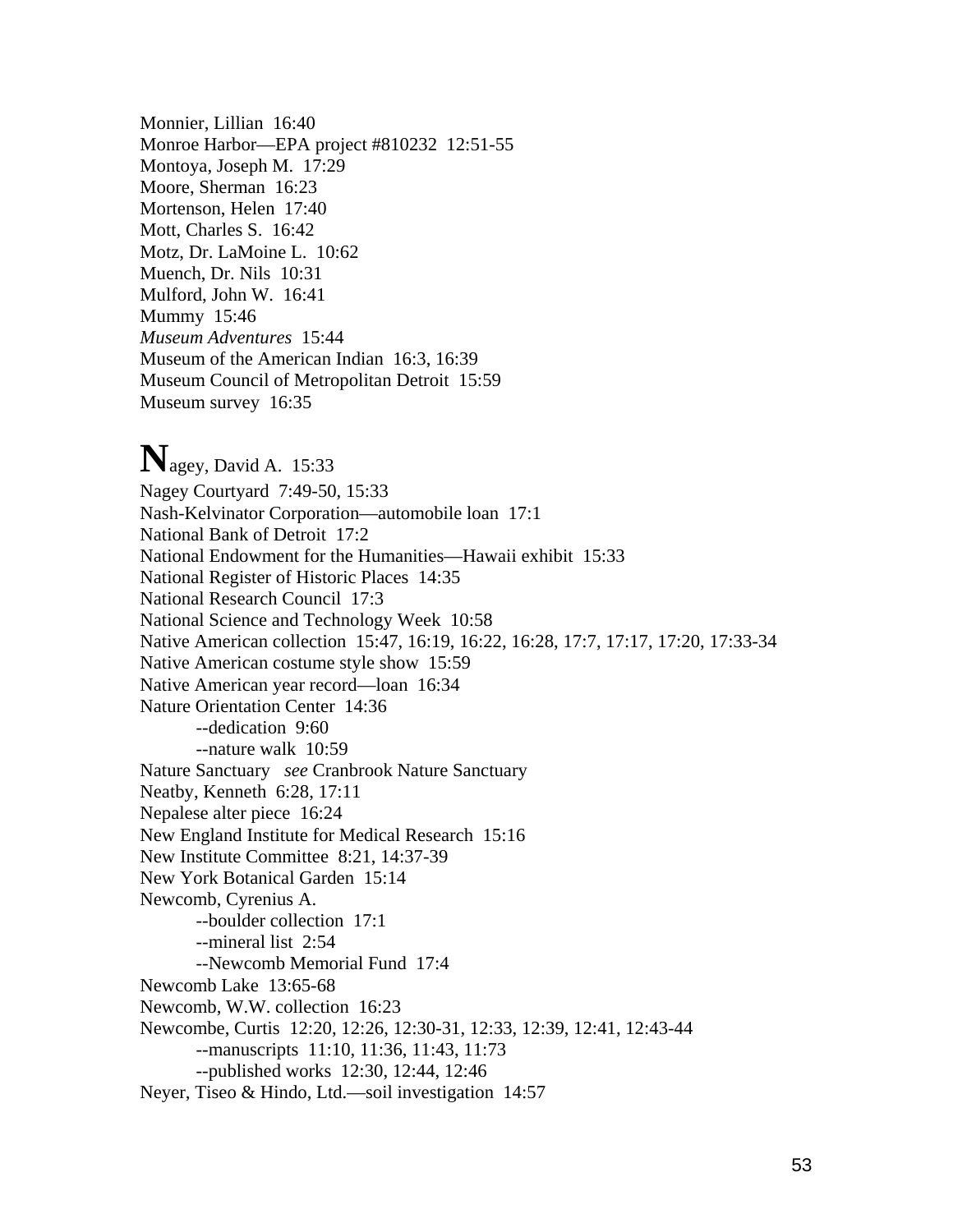Monnier, Lillian  16:40

Monroe Harbor—EPA project #810232  12:51-55

Montoya, Joseph M.  17:29

Moore, Sherman  16:23

Mortenson, Helen  17:40

Mott, Charles S.  16:42

Motz, Dr. LaMoine L.  10:62

Muench, Dr. Nils  10:31

Mulford, John W.  16:41

Mummy  15:46

*Museum Adventures*  15:44

Museum of the American Indian  16:3, 16:39

Museum Council of Metropolitan Detroit  15:59

Museum survey  16:35

**N**agey, David A.  15:33

Nagey Courtyard  7:49-50, 15:33

Nash-Kelvinator Corporation—automobile loan  17:1

National Bank of Detroit  17:2

National Endowment for the Humanities—Hawaii exhibit  15:33

National Register of Historic Places  14:35

National Research Council  17:3

National Science and Technology Week  10:58

Native American collection  15:47, 16:19, 16:22, 16:28, 17:7, 17:17, 17:20, 17:33-34

Native American costume style show  15:59

Native American year record—loan  16:34

Nature Orientation Center  14:36
- --dedication  9:60
- --nature walk  10:59

Nature Sanctuary  *see* Cranbrook Nature Sanctuary

Neatby, Kenneth  6:28, 17:11

Nepalese alter piece  16:24

New England Institute for Medical Research  15:16

New Institute Committee  8:21, 14:37-39

New York Botanical Garden  15:14

Newcomb, Cyrenius A.
- --boulder collection  17:1
- --mineral list  2:54
- --Newcomb Memorial Fund  17:4

Newcomb Lake  13:65-68

Newcomb, W.W. collection  16:23

Newcombe, Curtis  12:20, 12:26, 12:30-31, 12:33, 12:39, 12:41, 12:43-44
- --manuscripts  11:10, 11:36, 11:43, 11:73
- --published works  12:30, 12:44, 12:46

Neyer, Tiseo & Hindo, Ltd.—soil investigation  14:57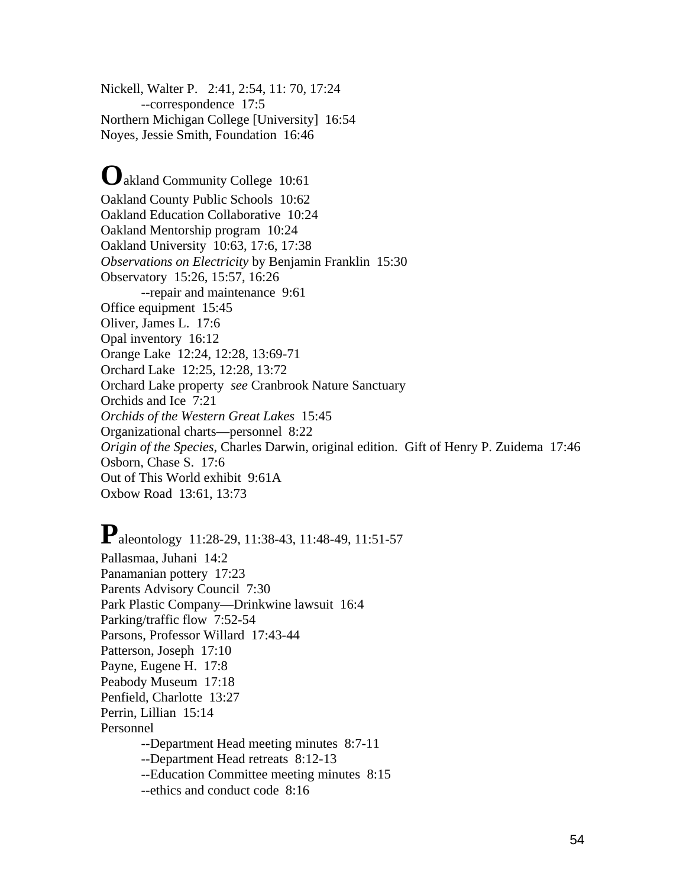Nickell, Walter P. 2:41, 2:54, 11: 70, 17:24
    --correspondence 17:5
Northern Michigan College [University] 16:54
Noyes, Jessie Smith, Foundation 16:46

**O**akland Community College 10:61
Oakland County Public Schools 10:62
Oakland Education Collaborative 10:24
Oakland Mentorship program 10:24
Oakland University 10:63, 17:6, 17:38
*Observations on Electricity* by Benjamin Franklin 15:30
Observatory 15:26, 15:57, 16:26
    --repair and maintenance 9:61
Office equipment 15:45
Oliver, James L. 17:6
Opal inventory 16:12
Orange Lake 12:24, 12:28, 13:69-71
Orchard Lake 12:25, 12:28, 13:72
Orchard Lake property *see* Cranbrook Nature Sanctuary
Orchids and Ice 7:21
*Orchids of the Western Great Lakes* 15:45
Organizational charts—personnel 8:22
*Origin of the Species*, Charles Darwin, original edition. Gift of Henry P. Zuidema 17:46
Osborn, Chase S. 17:6
Out of This World exhibit 9:61A
Oxbow Road 13:61, 13:73

**P**aleontology 11:28-29, 11:38-43, 11:48-49, 11:51-57
Pallasmaa, Juhani 14:2
Panamanian pottery 17:23
Parents Advisory Council 7:30
Park Plastic Company—Drinkwine lawsuit 16:4
Parking/traffic flow 7:52-54
Parsons, Professor Willard 17:43-44
Patterson, Joseph 17:10
Payne, Eugene H. 17:8
Peabody Museum 17:18
Penfield, Charlotte 13:27
Perrin, Lillian 15:14
Personnel
    --Department Head meeting minutes 8:7-11
    --Department Head retreats 8:12-13
    --Education Committee meeting minutes 8:15
    --ethics and conduct code 8:16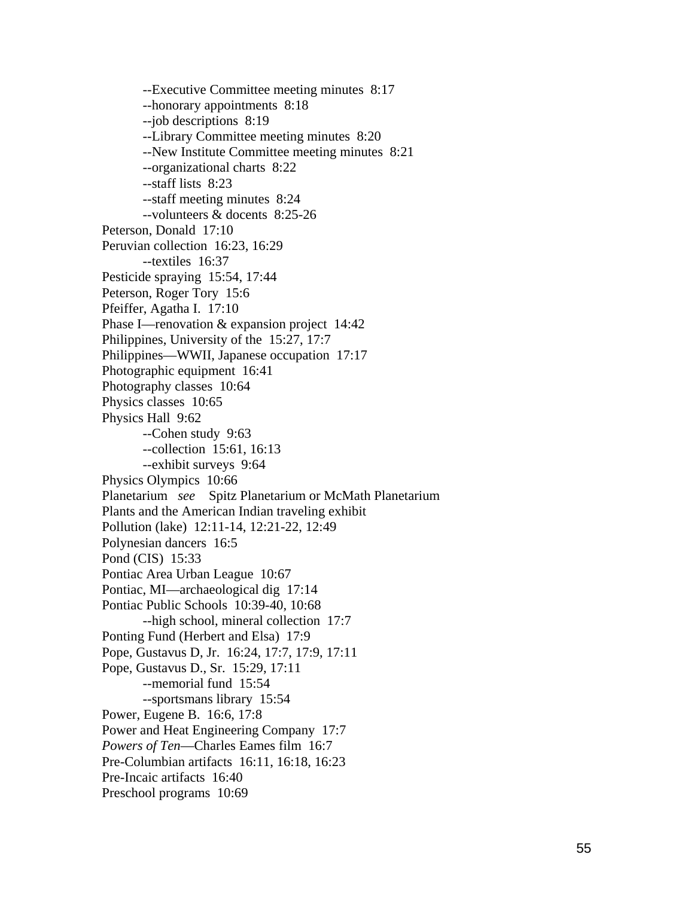--Executive Committee meeting minutes  8:17
--honorary appointments  8:18
--job descriptions  8:19
--Library Committee meeting minutes  8:20
--New Institute Committee meeting minutes  8:21
--organizational charts  8:22
--staff lists  8:23
--staff meeting minutes  8:24
--volunteers & docents  8:25-26

Peterson, Donald  17:10
Peruvian collection  16:23, 16:29
--textiles  16:37

Pesticide spraying  15:54, 17:44
Peterson, Roger Tory  15:6
Pfeiffer, Agatha I.  17:10
Phase I—renovation & expansion project  14:42
Philippines, University of the  15:27, 17:7
Philippines—WWII, Japanese occupation  17:17
Photographic equipment  16:41
Photography classes  10:64
Physics classes  10:65
Physics Hall  9:62
--Cohen study  9:63
--collection  15:61, 16:13
--exhibit surveys  9:64

Physics Olympics  10:66
Planetarium  *see*  Spitz Planetarium or McMath Planetarium
Plants and the American Indian traveling exhibit
Pollution (lake)  12:11-14, 12:21-22, 12:49
Polynesian dancers  16:5
Pond (CIS)  15:33
Pontiac Area Urban League  10:67
Pontiac, MI—archaeological dig  17:14
Pontiac Public Schools  10:39-40, 10:68
--high school, mineral collection  17:7

Ponting Fund (Herbert and Elsa)  17:9
Pope, Gustavus D, Jr.  16:24, 17:7, 17:9, 17:11
Pope, Gustavus D., Sr.  15:29, 17:11
--memorial fund  15:54
--sportsmans library  15:54

Power, Eugene B.  16:6, 17:8
Power and Heat Engineering Company  17:7
*Powers of Ten*—Charles Eames film  16:7
Pre-Columbian artifacts  16:11, 16:18, 16:23
Pre-Incaic artifacts  16:40
Preschool programs  10:69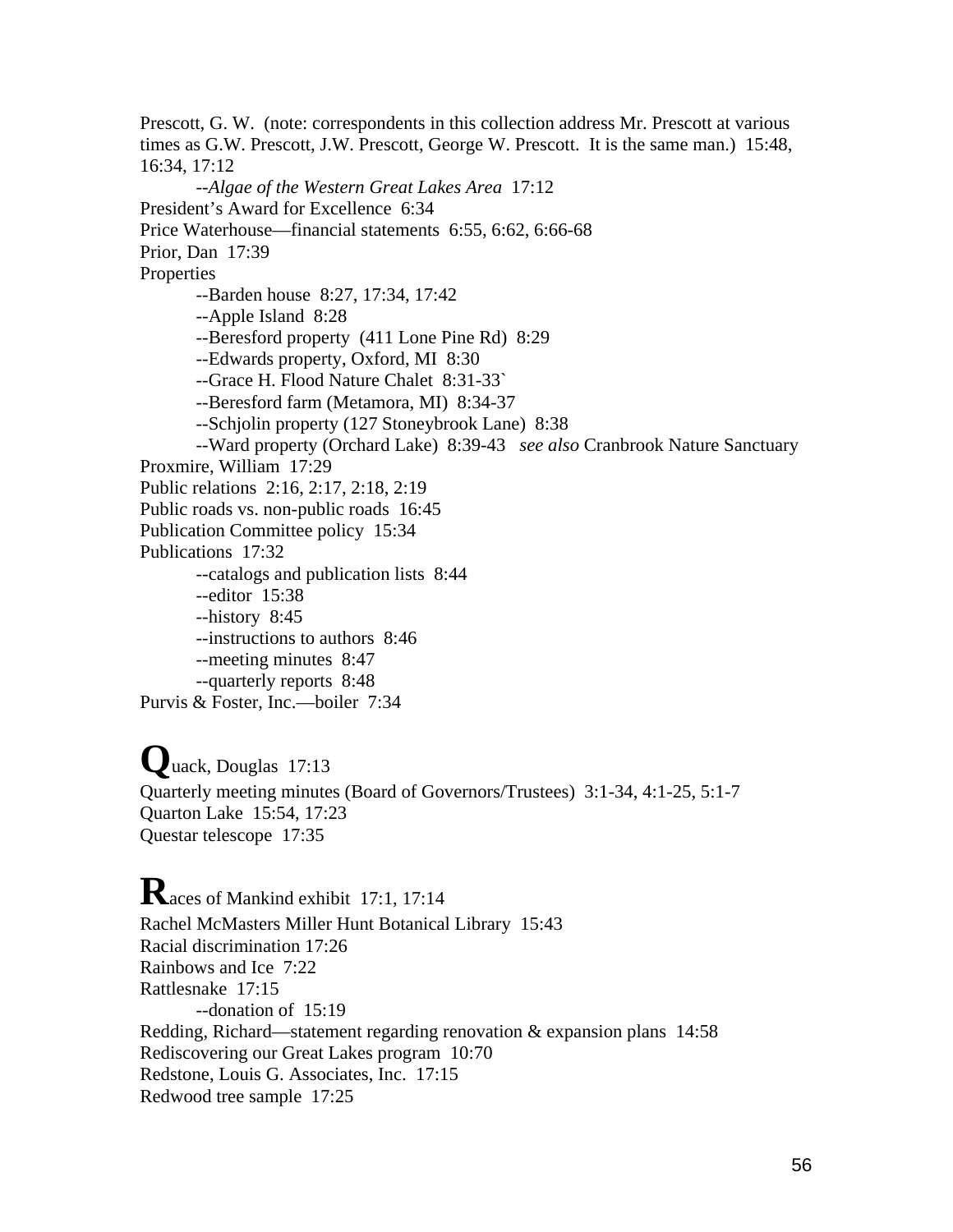Prescott, G. W. (note: correspondents in this collection address Mr. Prescott at various times as G.W. Prescott, J.W. Prescott, George W. Prescott. It is the same man.) 15:48, 16:34, 17:12

--*Algae of the Western Great Lakes Area* 17:12

President's Award for Excellence 6:34

Price Waterhouse—financial statements 6:55, 6:62, 6:66-68

Prior, Dan 17:39

Properties

--Barden house 8:27, 17:34, 17:42

--Apple Island 8:28

--Beresford property (411 Lone Pine Rd) 8:29

--Edwards property, Oxford, MI 8:30

--Grace H. Flood Nature Chalet 8:31-33`

--Beresford farm (Metamora, MI) 8:34-37

--Schjolin property (127 Stoneybrook Lane) 8:38

--Ward property (Orchard Lake) 8:39-43 *see also* Cranbrook Nature Sanctuary

Proxmire, William 17:29

Public relations 2:16, 2:17, 2:18, 2:19

Public roads vs. non-public roads 16:45

Publication Committee policy 15:34

Publications 17:32

--catalogs and publication lists 8:44

--editor 15:38

--history 8:45

--instructions to authors 8:46

--meeting minutes 8:47

--quarterly reports 8:48

Purvis & Foster, Inc.—boiler 7:34

**Q**uack, Douglas 17:13

Quarterly meeting minutes (Board of Governors/Trustees) 3:1-34, 4:1-25, 5:1-7

Quarton Lake 15:54, 17:23

Questar telescope 17:35

**R**aces of Mankind exhibit 17:1, 17:14

Rachel McMasters Miller Hunt Botanical Library 15:43

Racial discrimination 17:26

Rainbows and Ice 7:22

Rattlesnake 17:15

--donation of 15:19

Redding, Richard—statement regarding renovation & expansion plans 14:58

Rediscovering our Great Lakes program 10:70

Redstone, Louis G. Associates, Inc. 17:15

Redwood tree sample 17:25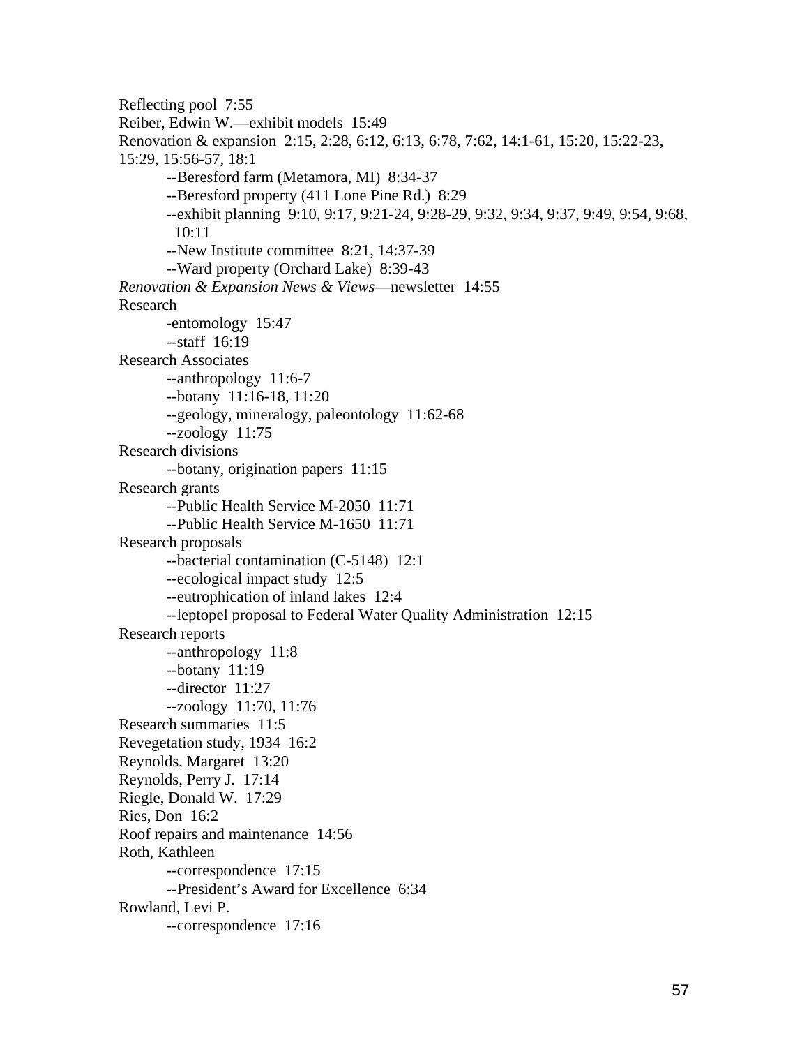Reflecting pool  7:55
Reiber, Edwin W.—exhibit models  15:49
Renovation & expansion  2:15, 2:28, 6:12, 6:13, 6:78, 7:62, 14:1-61, 15:20, 15:22-23, 15:29, 15:56-57, 18:1

    --Beresford farm (Metamora, MI)  8:34-37
    --Beresford property (411 Lone Pine Rd.)  8:29
    --exhibit planning  9:10, 9:17, 9:21-24, 9:28-29, 9:32, 9:34, 9:37, 9:49, 9:54, 9:68, 10:11
    --New Institute committee  8:21, 14:37-39
    --Ward property (Orchard Lake)  8:39-43

*Renovation & Expansion News & Views*—newsletter  14:55
Research

    -entomology  15:47
    --staff  16:19

Research Associates

    --anthropology  11:6-7
    --botany  11:16-18, 11:20
    --geology, mineralogy, paleontology  11:62-68
    --zoology  11:75

Research divisions

    --botany, origination papers  11:15

Research grants

    --Public Health Service M-2050  11:71
    --Public Health Service M-1650  11:71

Research proposals

    --bacterial contamination (C-5148)  12:1
    --ecological impact study  12:5
    --eutrophication of inland lakes  12:4
    --leptopel proposal to Federal Water Quality Administration  12:15

Research reports

    --anthropology  11:8
    --botany  11:19
    --director  11:27
    --zoology  11:70, 11:76

Research summaries  11:5
Revegetation study, 1934  16:2
Reynolds, Margaret  13:20
Reynolds, Perry J.  17:14
Riegle, Donald W.  17:29
Ries, Don  16:2
Roof repairs and maintenance  14:56
Roth, Kathleen

    --correspondence  17:15
    --President's Award for Excellence  6:34

Rowland, Levi P.

    --correspondence  17:16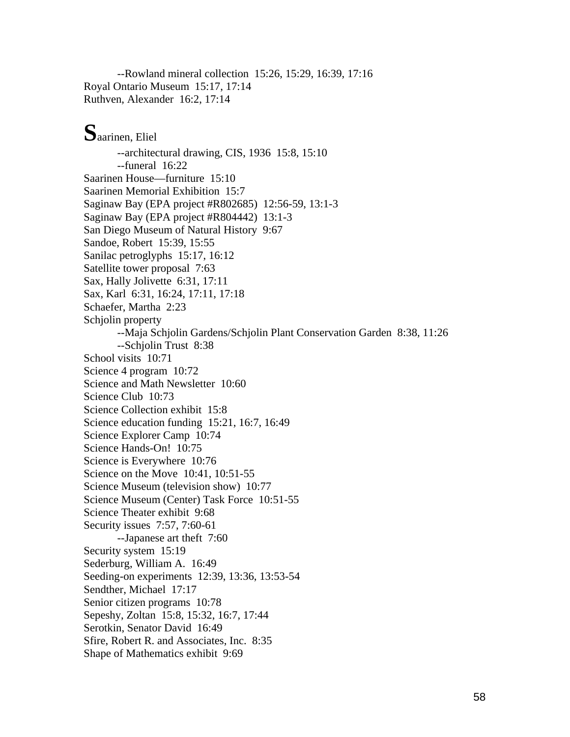--Rowland mineral collection 15:26, 15:29, 16:39, 17:16

Royal Ontario Museum 15:17, 17:14

Ruthven, Alexander 16:2, 17:14

**S**aarinen, Eliel

--architectural drawing, CIS, 1936 15:8, 15:10

--funeral 16:22

Saarinen House—furniture 15:10

Saarinen Memorial Exhibition 15:7

Saginaw Bay (EPA project #R802685) 12:56-59, 13:1-3

Saginaw Bay (EPA project #R804442) 13:1-3

San Diego Museum of Natural History 9:67

Sandoe, Robert 15:39, 15:55

Sanilac petroglyphs 15:17, 16:12

Satellite tower proposal 7:63

Sax, Hally Jolivette 6:31, 17:11

Sax, Karl 6:31, 16:24, 17:11, 17:18

Schaefer, Martha 2:23

Schjolin property

--Maja Schjolin Gardens/Schjolin Plant Conservation Garden 8:38, 11:26

--Schjolin Trust 8:38

School visits 10:71

Science 4 program 10:72

Science and Math Newsletter 10:60

Science Club 10:73

Science Collection exhibit 15:8

Science education funding 15:21, 16:7, 16:49

Science Explorer Camp 10:74

Science Hands-On! 10:75

Science is Everywhere 10:76

Science on the Move 10:41, 10:51-55

Science Museum (television show) 10:77

Science Museum (Center) Task Force 10:51-55

Science Theater exhibit 9:68

Security issues 7:57, 7:60-61

--Japanese art theft 7:60

Security system 15:19

Sederburg, William A. 16:49

Seeding-on experiments 12:39, 13:36, 13:53-54

Sendther, Michael 17:17

Senior citizen programs 10:78

Sepeshy, Zoltan 15:8, 15:32, 16:7, 17:44

Serotkin, Senator David 16:49

Sfire, Robert R. and Associates, Inc. 8:35

Shape of Mathematics exhibit 9:69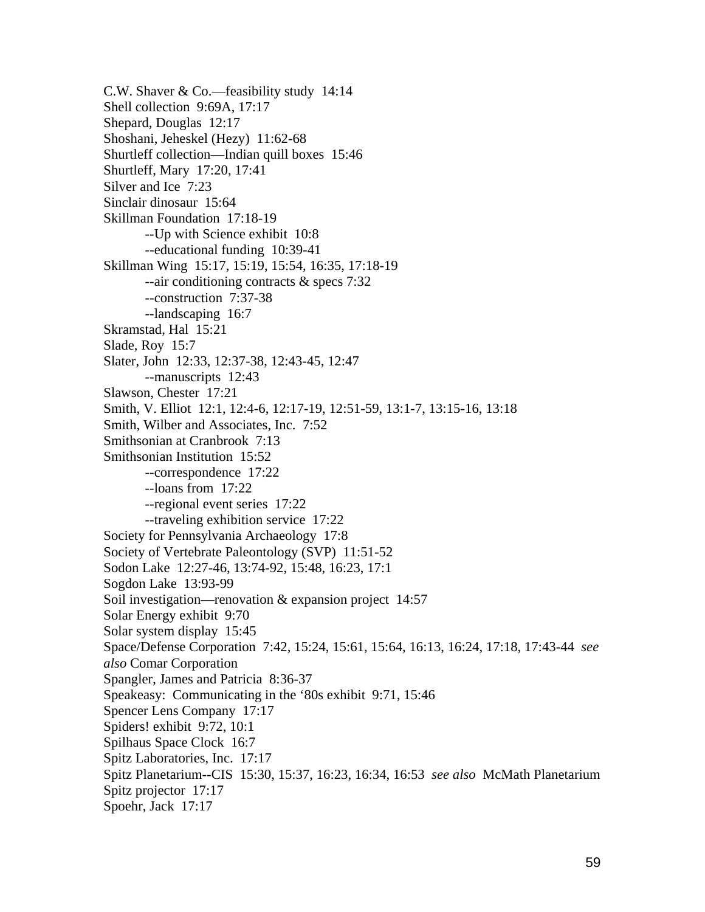C.W. Shaver & Co.—feasibility study 14:14
Shell collection 9:69A, 17:17
Shepard, Douglas 12:17
Shoshani, Jeheskel (Hezy) 11:62-68
Shurtleff collection—Indian quill boxes 15:46
Shurtleff, Mary 17:20, 17:41
Silver and Ice 7:23
Sinclair dinosaur 15:64
Skillman Foundation 17:18-19
    --Up with Science exhibit 10:8
    --educational funding 10:39-41
Skillman Wing 15:17, 15:19, 15:54, 16:35, 17:18-19
    --air conditioning contracts & specs 7:32
    --construction 7:37-38
    --landscaping 16:7
Skramstad, Hal 15:21
Slade, Roy 15:7
Slater, John 12:33, 12:37-38, 12:43-45, 12:47
    --manuscripts 12:43
Slawson, Chester 17:21
Smith, V. Elliot 12:1, 12:4-6, 12:17-19, 12:51-59, 13:1-7, 13:15-16, 13:18
Smith, Wilber and Associates, Inc. 7:52
Smithsonian at Cranbrook 7:13
Smithsonian Institution 15:52
    --correspondence 17:22
    --loans from 17:22
    --regional event series 17:22
    --traveling exhibition service 17:22
Society for Pennsylvania Archaeology 17:8
Society of Vertebrate Paleontology (SVP) 11:51-52
Sodon Lake 12:27-46, 13:74-92, 15:48, 16:23, 17:1
Sogdon Lake 13:93-99
Soil investigation—renovation & expansion project 14:57
Solar Energy exhibit 9:70
Solar system display 15:45
Space/Defense Corporation 7:42, 15:24, 15:61, 15:64, 16:13, 16:24, 17:18, 17:43-44 *see also* Comar Corporation
Spangler, James and Patricia 8:36-37
Speakeasy: Communicating in the '80s exhibit 9:71, 15:46
Spencer Lens Company 17:17
Spiders! exhibit 9:72, 10:1
Spilhaus Space Clock 16:7
Spitz Laboratories, Inc. 17:17
Spitz Planetarium--CIS 15:30, 15:37, 16:23, 16:34, 16:53 *see also* McMath Planetarium
Spitz projector 17:17
Spoehr, Jack 17:17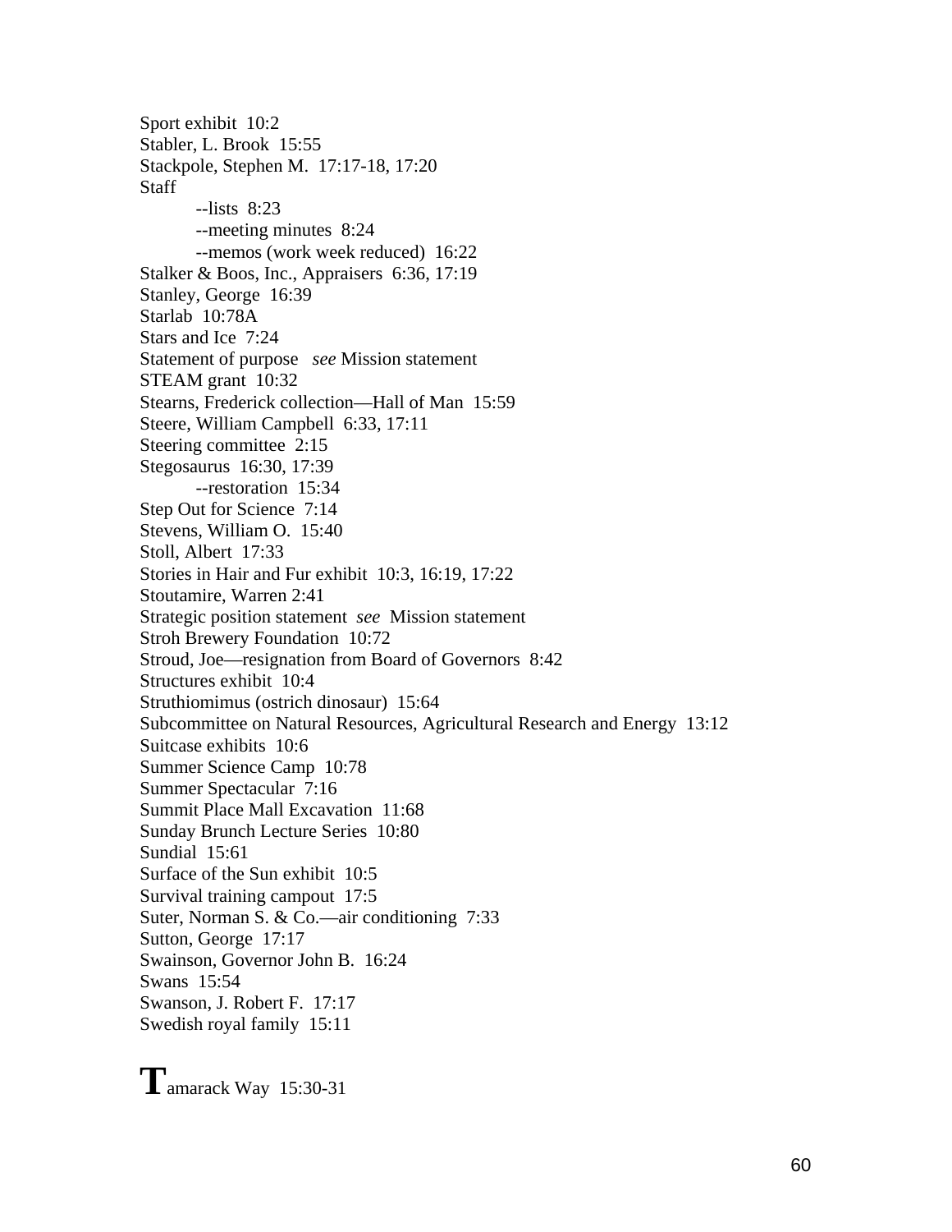Sport exhibit 10:2
Stabler, L. Brook 15:55
Stackpole, Stephen M. 17:17-18, 17:20
Staff
    --lists 8:23
    --meeting minutes 8:24
    --memos (work week reduced) 16:22
Stalker & Boos, Inc., Appraisers 6:36, 17:19
Stanley, George 16:39
Starlab 10:78A
Stars and Ice 7:24
Statement of purpose *see* Mission statement
STEAM grant 10:32
Stearns, Frederick collection—Hall of Man 15:59
Steere, William Campbell 6:33, 17:11
Steering committee 2:15
Stegosaurus 16:30, 17:39
    --restoration 15:34
Step Out for Science 7:14
Stevens, William O. 15:40
Stoll, Albert 17:33
Stories in Hair and Fur exhibit 10:3, 16:19, 17:22
Stoutamire, Warren 2:41
Strategic position statement *see* Mission statement
Stroh Brewery Foundation 10:72
Stroud, Joe—resignation from Board of Governors 8:42
Structures exhibit 10:4
Struthiomimus (ostrich dinosaur) 15:64
Subcommittee on Natural Resources, Agricultural Research and Energy 13:12
Suitcase exhibits 10:6
Summer Science Camp 10:78
Summer Spectacular 7:16
Summit Place Mall Excavation 11:68
Sunday Brunch Lecture Series 10:80
Sundial 15:61
Surface of the Sun exhibit 10:5
Survival training campout 17:5
Suter, Norman S. & Co.—air conditioning 7:33
Sutton, George 17:17
Swainson, Governor John B. 16:24
Swans 15:54
Swanson, J. Robert F. 17:17
Swedish royal family 15:11

# T

Tamarack Way 15:30-31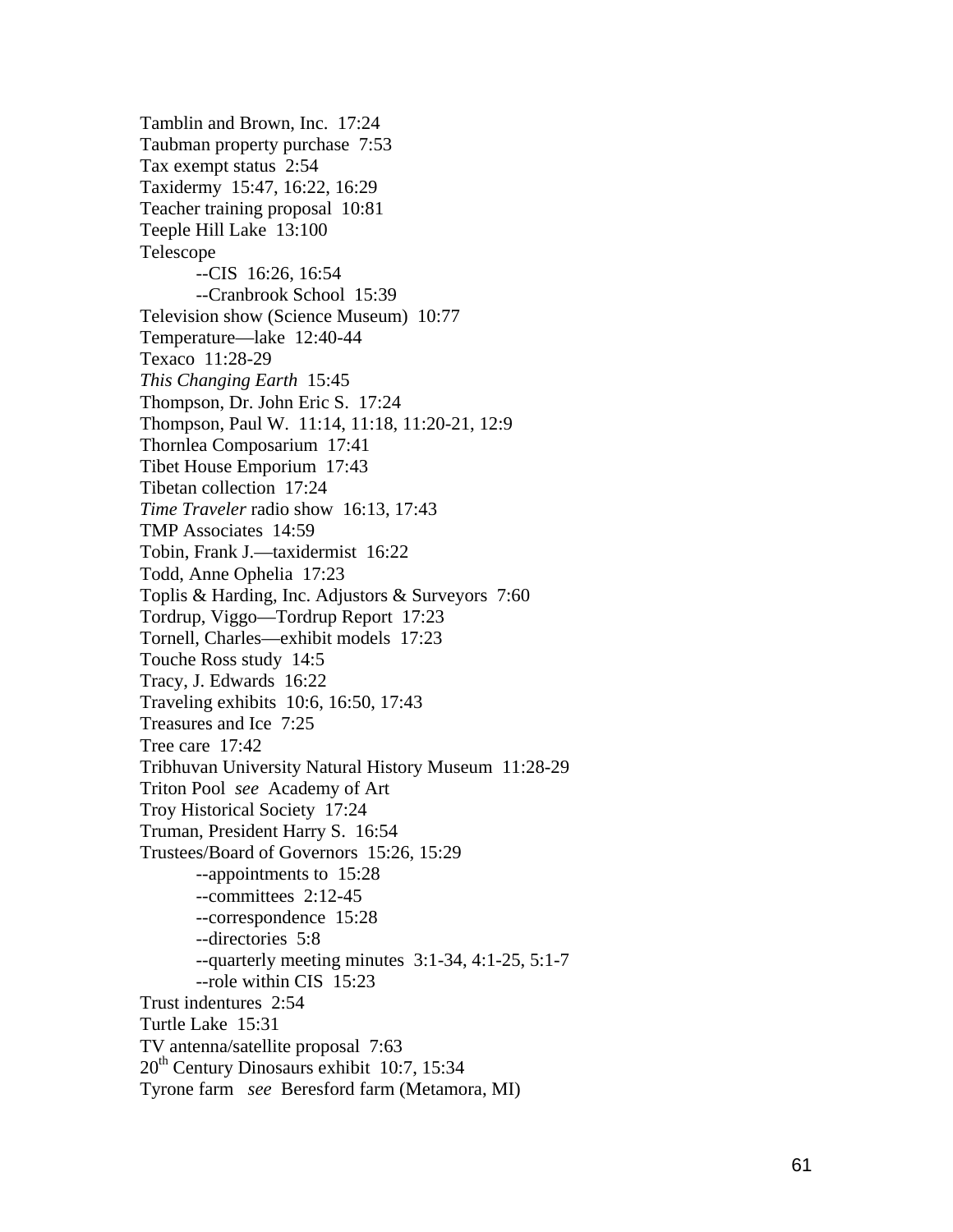Tamblin and Brown, Inc.  17:24
Taubman property purchase  7:53
Tax exempt status  2:54
Taxidermy  15:47, 16:22, 16:29
Teacher training proposal  10:81
Teeple Hill Lake  13:100
Telescope
    --CIS  16:26, 16:54
    --Cranbrook School  15:39
Television show (Science Museum)  10:77
Temperature—lake  12:40-44
Texaco  11:28-29
*This Changing Earth*  15:45
Thompson, Dr. John Eric S.  17:24
Thompson, Paul W.  11:14, 11:18, 11:20-21, 12:9
Thornlea Composarium  17:41
Tibet House Emporium  17:43
Tibetan collection  17:24
*Time Traveler* radio show  16:13, 17:43
TMP Associates  14:59
Tobin, Frank J.—taxidermist  16:22
Todd, Anne Ophelia  17:23
Toplis & Harding, Inc. Adjustors & Surveyors  7:60
Tordrup, Viggo—Tordrup Report  17:23
Tornell, Charles—exhibit models  17:23
Touche Ross study  14:5
Tracy, J. Edwards  16:22
Traveling exhibits  10:6, 16:50, 17:43
Treasures and Ice  7:25
Tree care  17:42
Tribhuvan University Natural History Museum  11:28-29
Triton Pool  *see*  Academy of Art
Troy Historical Society  17:24
Truman, President Harry S.  16:54
Trustees/Board of Governors  15:26, 15:29
    --appointments to  15:28
    --committees  2:12-45
    --correspondence  15:28
    --directories  5:8
    --quarterly meeting minutes  3:1-34, 4:1-25, 5:1-7
    --role within CIS  15:23
Trust indentures  2:54
Turtle Lake  15:31
TV antenna/satellite proposal  7:63
20th Century Dinosaurs exhibit  10:7, 15:34
Tyrone farm  *see*  Beresford farm (Metamora, MI)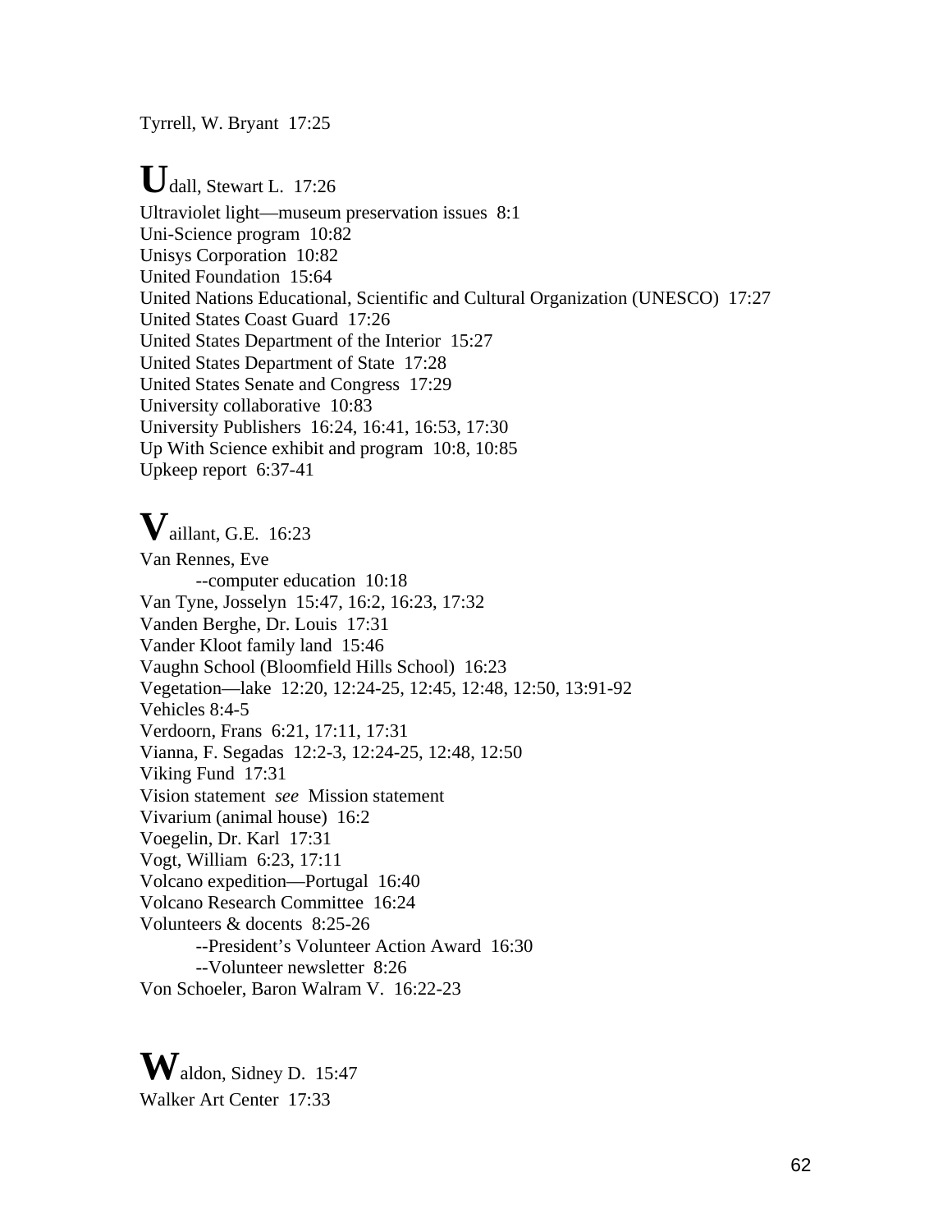Tyrrell, W. Bryant  17:25

**U**dall, Stewart L.  17:26
Ultraviolet light—museum preservation issues  8:1
Uni-Science program  10:82
Unisys Corporation  10:82
United Foundation  15:64
United Nations Educational, Scientific and Cultural Organization (UNESCO)  17:27
United States Coast Guard  17:26
United States Department of the Interior  15:27
United States Department of State  17:28
United States Senate and Congress  17:29
University collaborative  10:83
University Publishers  16:24, 16:41, 16:53, 17:30
Up With Science exhibit and program  10:8, 10:85
Upkeep report  6:37-41

**V**aillant, G.E.  16:23
Van Rennes, Eve
    --computer education  10:18
Van Tyne, Josselyn  15:47, 16:2, 16:23, 17:32
Vanden Berghe, Dr. Louis  17:31
Vander Kloot family land  15:46
Vaughn School (Bloomfield Hills School)  16:23
Vegetation—lake  12:20, 12:24-25, 12:45, 12:48, 12:50, 13:91-92
Vehicles 8:4-5
Verdoorn, Frans  6:21, 17:11, 17:31
Vianna, F. Segadas  12:2-3, 12:24-25, 12:48, 12:50
Viking Fund  17:31
Vision statement  *see*  Mission statement
Vivarium (animal house)  16:2
Voegelin, Dr. Karl  17:31
Vogt, William  6:23, 17:11
Volcano expedition—Portugal  16:40
Volcano Research Committee  16:24
Volunteers & docents  8:25-26
    --President's Volunteer Action Award  16:30
    --Volunteer newsletter  8:26
Von Schoeler, Baron Walram V.  16:22-23

**W**aldon, Sidney D.  15:47
Walker Art Center  17:33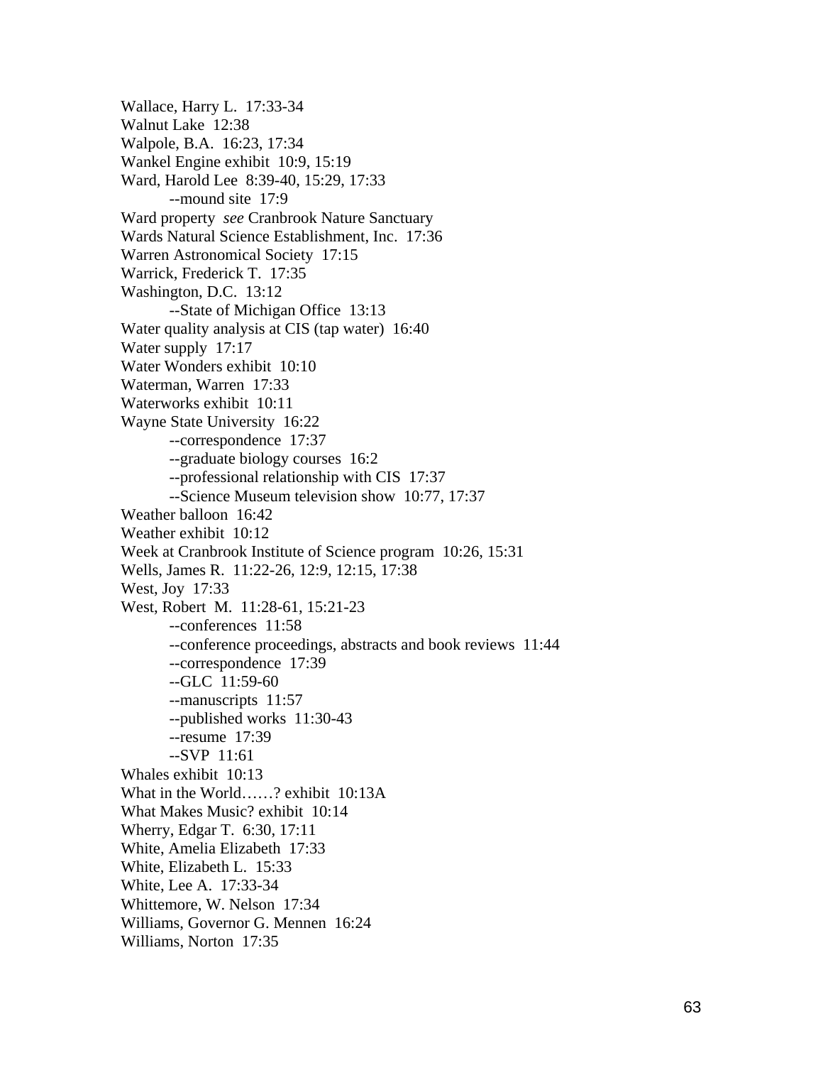Wallace, Harry L.  17:33-34
Walnut Lake  12:38
Walpole, B.A.  16:23, 17:34
Wankel Engine exhibit  10:9, 15:19
Ward, Harold Lee  8:39-40, 15:29, 17:33
    --mound site  17:9
Ward property  *see* Cranbrook Nature Sanctuary
Wards Natural Science Establishment, Inc.  17:36
Warren Astronomical Society  17:15
Warrick, Frederick T.  17:35
Washington, D.C.  13:12
    --State of Michigan Office  13:13
Water quality analysis at CIS (tap water)  16:40
Water supply  17:17
Water Wonders exhibit  10:10
Waterman, Warren  17:33
Waterworks exhibit  10:11
Wayne State University  16:22
    --correspondence  17:37
    --graduate biology courses  16:2
    --professional relationship with CIS  17:37
    --Science Museum television show  10:77, 17:37
Weather balloon  16:42
Weather exhibit  10:12
Week at Cranbrook Institute of Science program  10:26, 15:31
Wells, James R.  11:22-26, 12:9, 12:15, 17:38
West, Joy  17:33
West, Robert M.  11:28-61, 15:21-23
    --conferences  11:58
    --conference proceedings, abstracts and book reviews  11:44
    --correspondence  17:39
    --GLC  11:59-60
    --manuscripts  11:57
    --published works  11:30-43
    --resume  17:39
    --SVP  11:61
Whales exhibit  10:13
What in the World……? exhibit  10:13A
What Makes Music? exhibit  10:14
Wherry, Edgar T.  6:30, 17:11
White, Amelia Elizabeth  17:33
White, Elizabeth L.  15:33
White, Lee A.  17:33-34
Whittemore, W. Nelson  17:34
Williams, Governor G. Mennen  16:24
Williams, Norton  17:35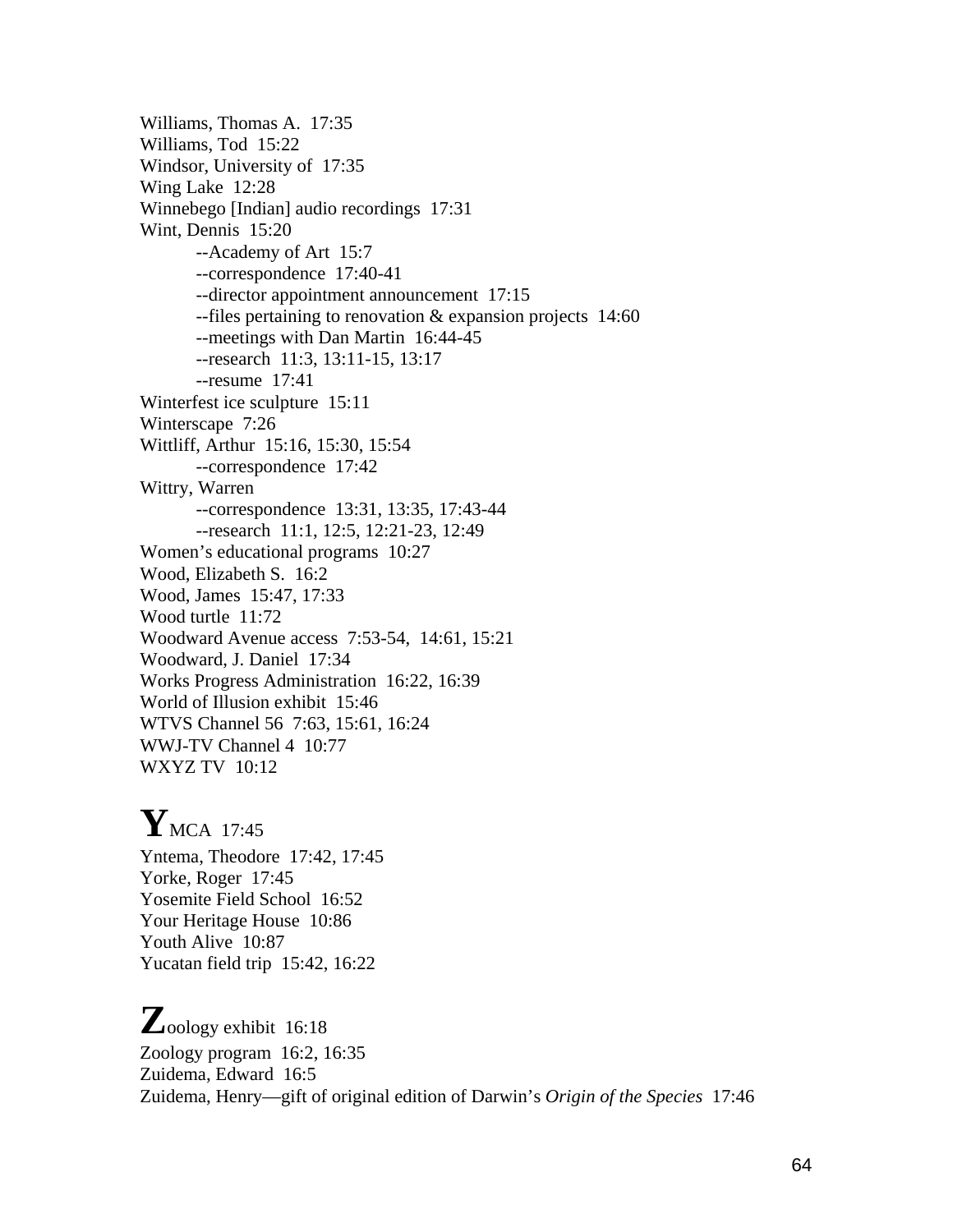Williams, Thomas A.  17:35
Williams, Tod  15:22
Windsor, University of  17:35
Wing Lake  12:28
Winnebego [Indian] audio recordings  17:31
Wint, Dennis  15:20
    --Academy of Art  15:7
    --correspondence  17:40-41
    --director appointment announcement  17:15
    --files pertaining to renovation & expansion projects  14:60
    --meetings with Dan Martin  16:44-45
    --research  11:3, 13:11-15, 13:17
    --resume  17:41
Winterfest ice sculpture  15:11
Winterscape  7:26
Wittliff, Arthur  15:16, 15:30, 15:54
    --correspondence  17:42
Wittry, Warren
    --correspondence  13:31, 13:35, 17:43-44
    --research  11:1, 12:5, 12:21-23, 12:49
Women's educational programs  10:27
Wood, Elizabeth S.  16:2
Wood, James  15:47, 17:33
Wood turtle  11:72
Woodward Avenue access  7:53-54, 14:61, 15:21
Woodward, J. Daniel  17:34
Works Progress Administration  16:22, 16:39
World of Illusion exhibit  15:46
WTVS Channel 56  7:63, 15:61, 16:24
WWJ-TV Channel 4  10:77
WXYZ TV  10:12

**Y**MCA  17:45
Yntema, Theodore  17:42, 17:45
Yorke, Roger  17:45
Yosemite Field School  16:52
Your Heritage House  10:86
Youth Alive  10:87
Yucatan field trip  15:42, 16:22

**Z**oology exhibit  16:18
Zoology program  16:2, 16:35
Zuidema, Edward  16:5
Zuidema, Henry—gift of original edition of Darwin's *Origin of the Species*  17:46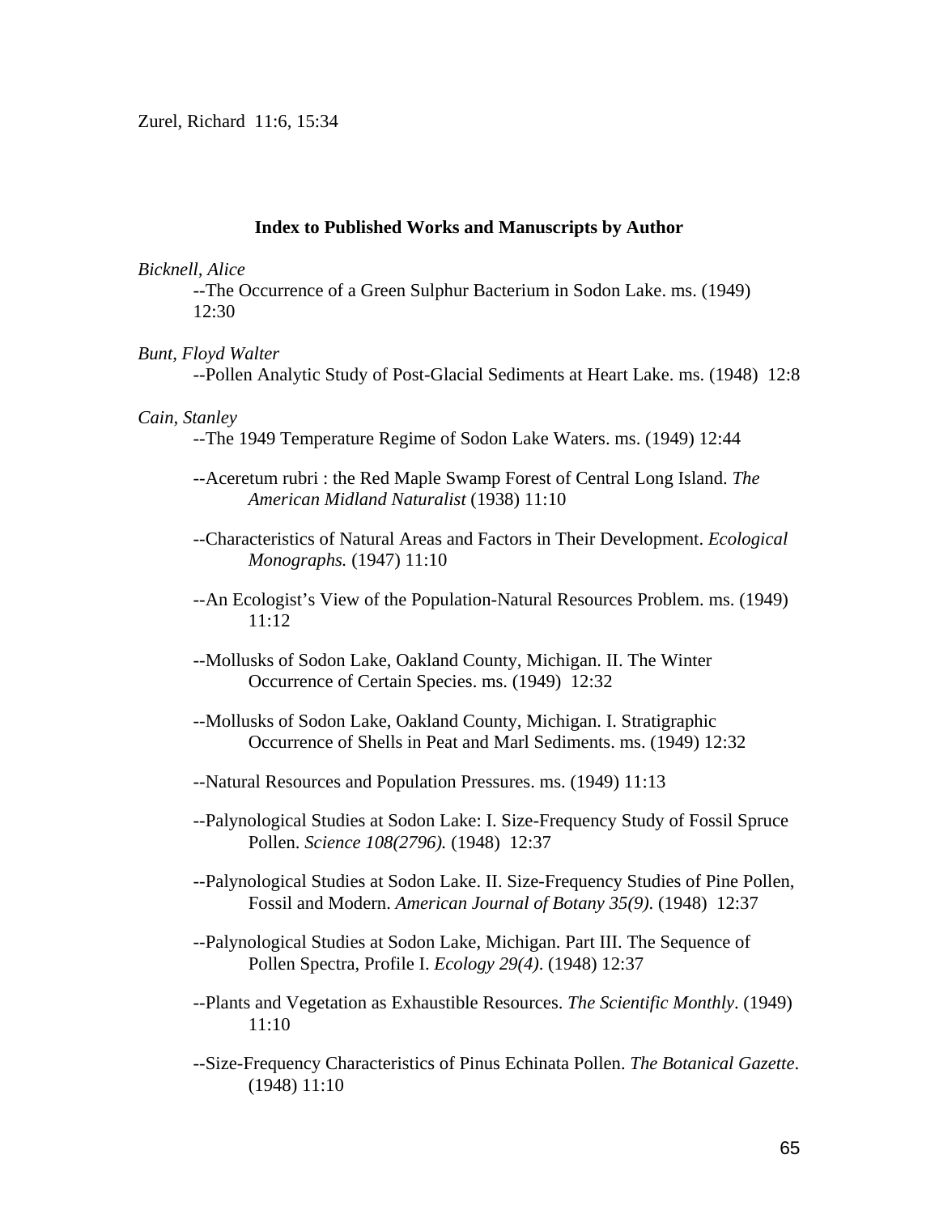Zurel, Richard 11:6, 15:34

### Index to Published Works and Manuscripts by Author

*Bicknell, Alice*

--The Occurrence of a Green Sulphur Bacterium in Sodon Lake. ms. (1949) 12:30

*Bunt, Floyd Walter*

--Pollen Analytic Study of Post-Glacial Sediments at Heart Lake. ms. (1948) 12:8

*Cain, Stanley*

--The 1949 Temperature Regime of Sodon Lake Waters. ms. (1949) 12:44

--Aceretum rubri : the Red Maple Swamp Forest of Central Long Island. *The American Midland Naturalist* (1938) 11:10

--Characteristics of Natural Areas and Factors in Their Development. *Ecological Monographs.* (1947) 11:10

--An Ecologist's View of the Population-Natural Resources Problem. ms. (1949) 11:12

--Mollusks of Sodon Lake, Oakland County, Michigan. II. The Winter Occurrence of Certain Species. ms. (1949) 12:32

--Mollusks of Sodon Lake, Oakland County, Michigan. I. Stratigraphic Occurrence of Shells in Peat and Marl Sediments. ms. (1949) 12:32

--Natural Resources and Population Pressures. ms. (1949) 11:13

--Palynological Studies at Sodon Lake: I. Size-Frequency Study of Fossil Spruce Pollen. *Science 108(2796).* (1948) 12:37

--Palynological Studies at Sodon Lake. II. Size-Frequency Studies of Pine Pollen, Fossil and Modern. *American Journal of Botany 35(9).* (1948) 12:37

--Palynological Studies at Sodon Lake, Michigan. Part III. The Sequence of Pollen Spectra, Profile I. *Ecology 29(4)*. (1948) 12:37

--Plants and Vegetation as Exhaustible Resources. *The Scientific Monthly*. (1949) 11:10

--Size-Frequency Characteristics of Pinus Echinata Pollen. *The Botanical Gazette*. (1948) 11:10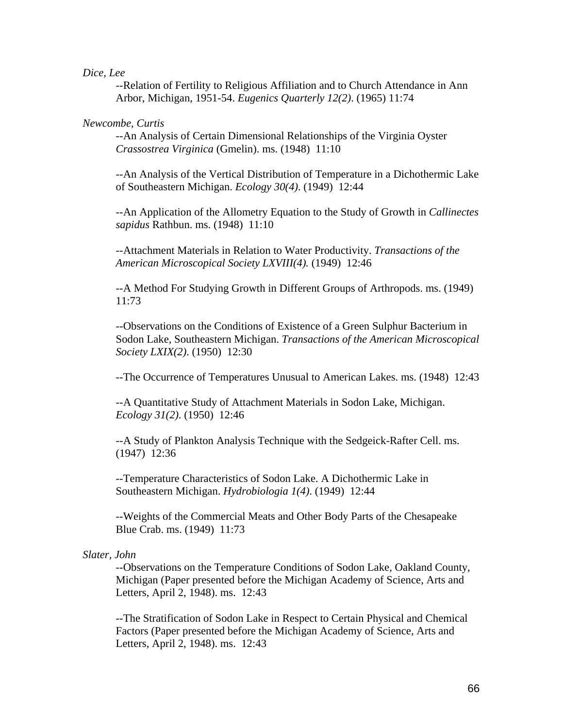*Dice, Lee*

--Relation of Fertility to Religious Affiliation and to Church Attendance in Ann Arbor, Michigan, 1951-54. *Eugenics Quarterly 12(2)*. (1965) 11:74

*Newcombe, Curtis*

--An Analysis of Certain Dimensional Relationships of the Virginia Oyster *Crassostrea Virginica* (Gmelin). ms. (1948) 11:10

--An Analysis of the Vertical Distribution of Temperature in a Dichothermic Lake of Southeastern Michigan. *Ecology 30(4)*. (1949) 12:44

--An Application of the Allometry Equation to the Study of Growth in *Callinectes sapidus* Rathbun. ms. (1948) 11:10

--Attachment Materials in Relation to Water Productivity. *Transactions of the American Microscopical Society LXVIII(4).* (1949) 12:46

--A Method For Studying Growth in Different Groups of Arthropods. ms. (1949) 11:73

--Observations on the Conditions of Existence of a Green Sulphur Bacterium in Sodon Lake, Southeastern Michigan. *Transactions of the American Microscopical Society LXIX(2)*. (1950) 12:30

--The Occurrence of Temperatures Unusual to American Lakes. ms. (1948) 12:43

--A Quantitative Study of Attachment Materials in Sodon Lake, Michigan. *Ecology 31(2).* (1950) 12:46

--A Study of Plankton Analysis Technique with the Sedgeick-Rafter Cell. ms. (1947) 12:36

--Temperature Characteristics of Sodon Lake. A Dichothermic Lake in Southeastern Michigan. *Hydrobiologia 1(4)*. (1949) 12:44

--Weights of the Commercial Meats and Other Body Parts of the Chesapeake Blue Crab. ms. (1949) 11:73

*Slater, John*

--Observations on the Temperature Conditions of Sodon Lake, Oakland County, Michigan (Paper presented before the Michigan Academy of Science, Arts and Letters, April 2, 1948). ms. 12:43

--The Stratification of Sodon Lake in Respect to Certain Physical and Chemical Factors (Paper presented before the Michigan Academy of Science, Arts and Letters, April 2, 1948). ms. 12:43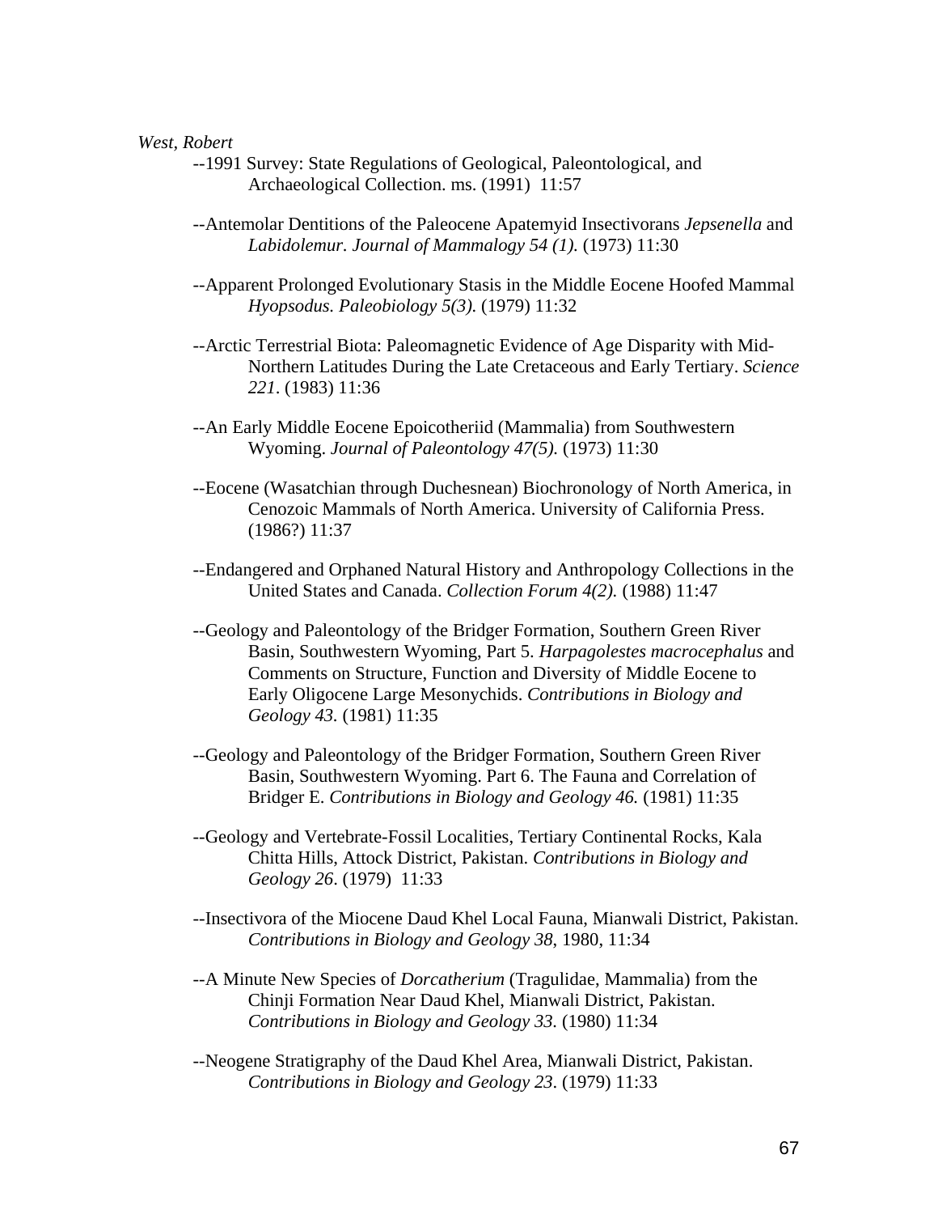*West, Robert*

--1991 Survey: State Regulations of Geological, Paleontological, and Archaeological Collection. ms. (1991) 11:57

--Antemolar Dentitions of the Paleocene Apatemyid Insectivorans *Jepsenella* and *Labidolemur. Journal of Mammalogy 54 (1).* (1973) 11:30

--Apparent Prolonged Evolutionary Stasis in the Middle Eocene Hoofed Mammal *Hyopsodus. Paleobiology 5(3).* (1979) 11:32

--Arctic Terrestrial Biota: Paleomagnetic Evidence of Age Disparity with Mid-Northern Latitudes During the Late Cretaceous and Early Tertiary. *Science 221*. (1983) 11:36

--An Early Middle Eocene Epoicotheriid (Mammalia) from Southwestern Wyoming. *Journal of Paleontology 47(5).* (1973) 11:30

--Eocene (Wasatchian through Duchesnean) Biochronology of North America, in Cenozoic Mammals of North America. University of California Press. (1986?) 11:37

--Endangered and Orphaned Natural History and Anthropology Collections in the United States and Canada. *Collection Forum 4(2).* (1988) 11:47

--Geology and Paleontology of the Bridger Formation, Southern Green River Basin, Southwestern Wyoming, Part 5. *Harpagolestes macrocephalus* and Comments on Structure, Function and Diversity of Middle Eocene to Early Oligocene Large Mesonychids. *Contributions in Biology and Geology 43.* (1981) 11:35

--Geology and Paleontology of the Bridger Formation, Southern Green River Basin, Southwestern Wyoming. Part 6. The Fauna and Correlation of Bridger E. *Contributions in Biology and Geology 46.* (1981) 11:35

--Geology and Vertebrate-Fossil Localities, Tertiary Continental Rocks, Kala Chitta Hills, Attock District, Pakistan. *Contributions in Biology and Geology 26*. (1979) 11:33

--Insectivora of the Miocene Daud Khel Local Fauna, Mianwali District, Pakistan. *Contributions in Biology and Geology 38,* 1980, 11:34

--A Minute New Species of *Dorcatherium* (Tragulidae, Mammalia) from the Chinji Formation Near Daud Khel, Mianwali District, Pakistan. *Contributions in Biology and Geology 33.* (1980) 11:34

--Neogene Stratigraphy of the Daud Khel Area, Mianwali District, Pakistan. *Contributions in Biology and Geology 23*. (1979) 11:33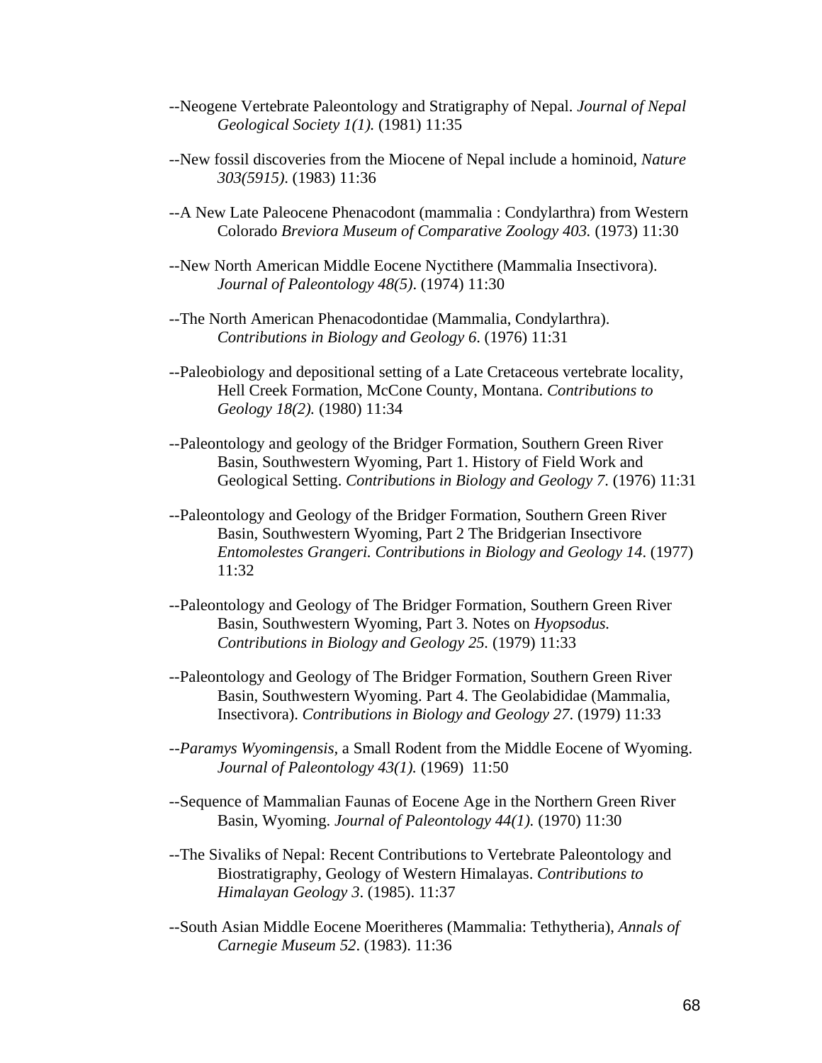--Neogene Vertebrate Paleontology and Stratigraphy of Nepal. *Journal of Nepal Geological Society 1(1).* (1981) 11:35

--New fossil discoveries from the Miocene of Nepal include a hominoid, *Nature 303(5915)*. (1983) 11:36

--A New Late Paleocene Phenacodont (mammalia : Condylarthra) from Western Colorado *Breviora Museum of Comparative Zoology 403.* (1973) 11:30

--New North American Middle Eocene Nyctithere (Mammalia Insectivora). *Journal of Paleontology 48(5)*. (1974) 11:30

--The North American Phenacodontidae (Mammalia, Condylarthra). *Contributions in Biology and Geology 6*. (1976) 11:31

--Paleobiology and depositional setting of a Late Cretaceous vertebrate locality, Hell Creek Formation, McCone County, Montana. *Contributions to Geology 18(2).* (1980) 11:34

--Paleontology and geology of the Bridger Formation, Southern Green River Basin, Southwestern Wyoming, Part 1. History of Field Work and Geological Setting. *Contributions in Biology and Geology 7*. (1976) 11:31

--Paleontology and Geology of the Bridger Formation, Southern Green River Basin, Southwestern Wyoming, Part 2 The Bridgerian Insectivore *Entomolestes Grangeri. Contributions in Biology and Geology 14*. (1977) 11:32

--Paleontology and Geology of The Bridger Formation, Southern Green River Basin, Southwestern Wyoming, Part 3. Notes on *Hyopsodus. Contributions in Biology and Geology 25*. (1979) 11:33

--Paleontology and Geology of The Bridger Formation, Southern Green River Basin, Southwestern Wyoming. Part 4. The Geolabididae (Mammalia, Insectivora). *Contributions in Biology and Geology 27*. (1979) 11:33

--*Paramys Wyomingensis*, a Small Rodent from the Middle Eocene of Wyoming. *Journal of Paleontology 43(1).* (1969) 11:50

--Sequence of Mammalian Faunas of Eocene Age in the Northern Green River Basin, Wyoming. *Journal of Paleontology 44(1).* (1970) 11:30

--The Sivaliks of Nepal: Recent Contributions to Vertebrate Paleontology and Biostratigraphy, Geology of Western Himalayas. *Contributions to Himalayan Geology 3*. (1985). 11:37

--South Asian Middle Eocene Moeritheres (Mammalia: Tethytheria), *Annals of Carnegie Museum 52*. (1983). 11:36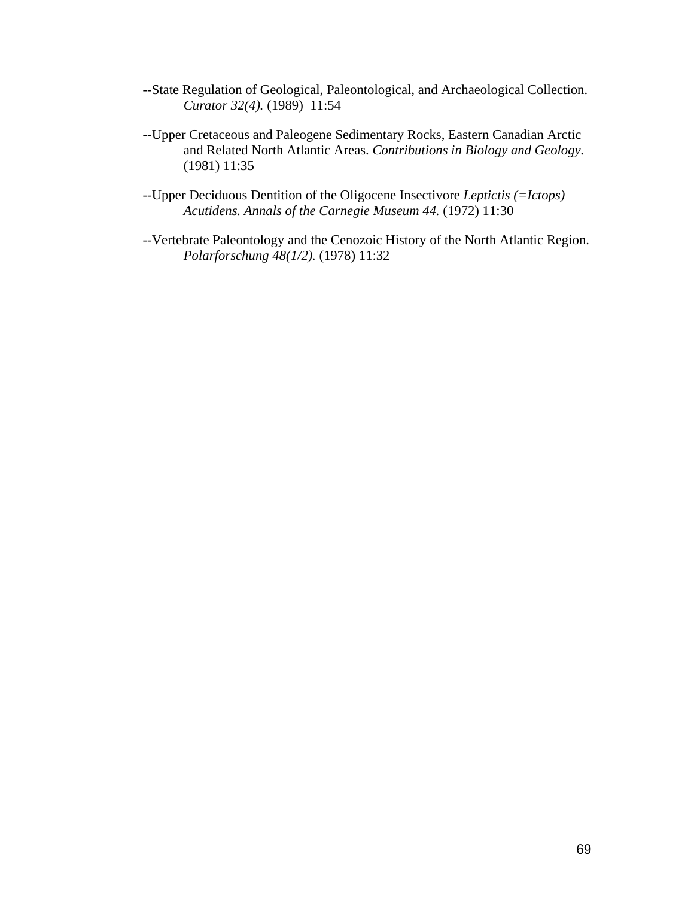--State Regulation of Geological, Paleontological, and Archaeological Collection. *Curator 32(4).* (1989) 11:54

--Upper Cretaceous and Paleogene Sedimentary Rocks, Eastern Canadian Arctic and Related North Atlantic Areas. *Contributions in Biology and Geology*. (1981) 11:35

--Upper Deciduous Dentition of the Oligocene Insectivore *Leptictis (=Ictops) Acutidens. Annals of the Carnegie Museum 44.* (1972) 11:30

--Vertebrate Paleontology and the Cenozoic History of the North Atlantic Region. *Polarforschung 48(1/2).* (1978) 11:32